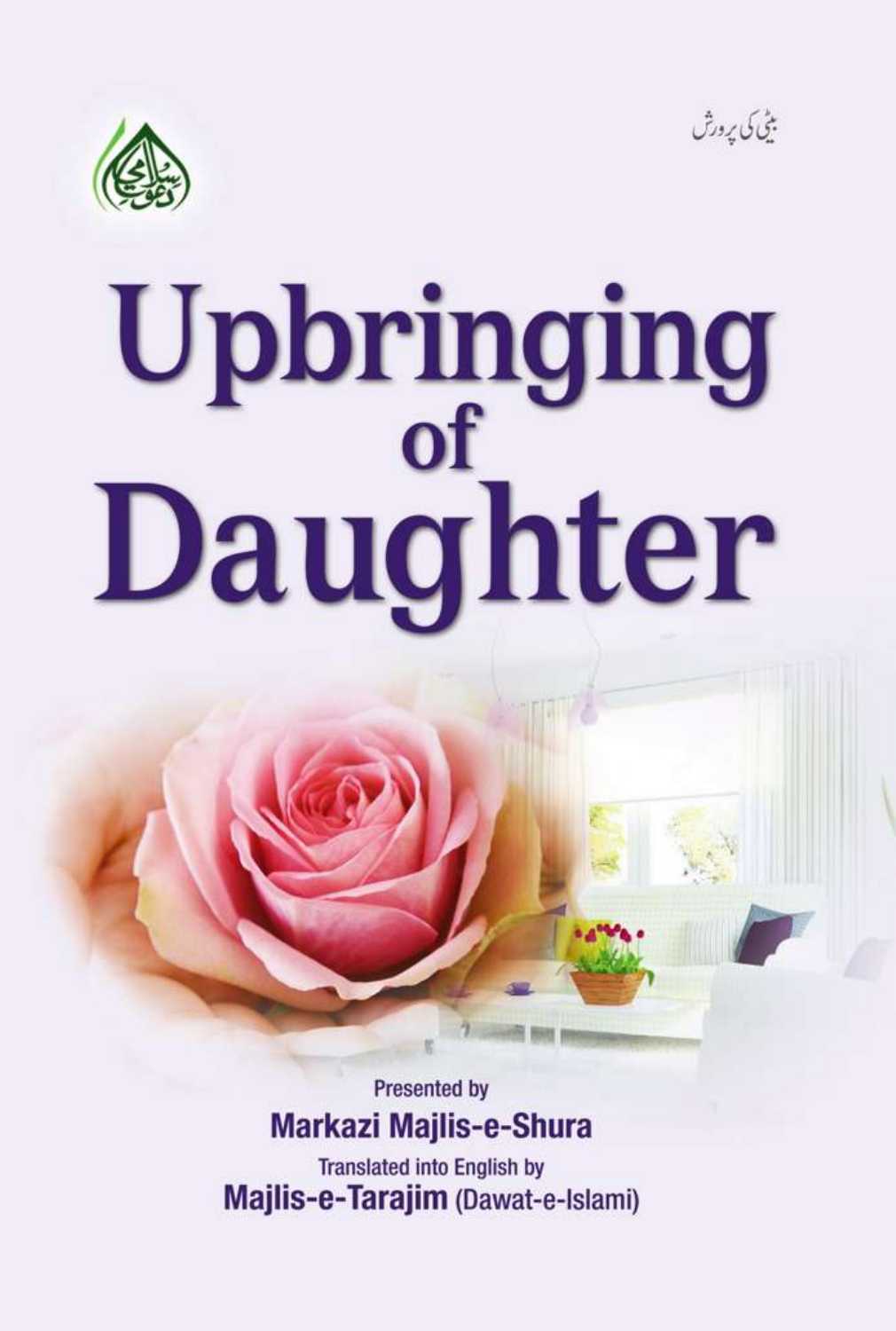بیٹی کی پرورش

# Upbringing of Daughter

Presented by

**Markazi Majlis-e-Shura**

Translated into English by

**Majlis-e-Tarajim** (Dawat-e-Islami)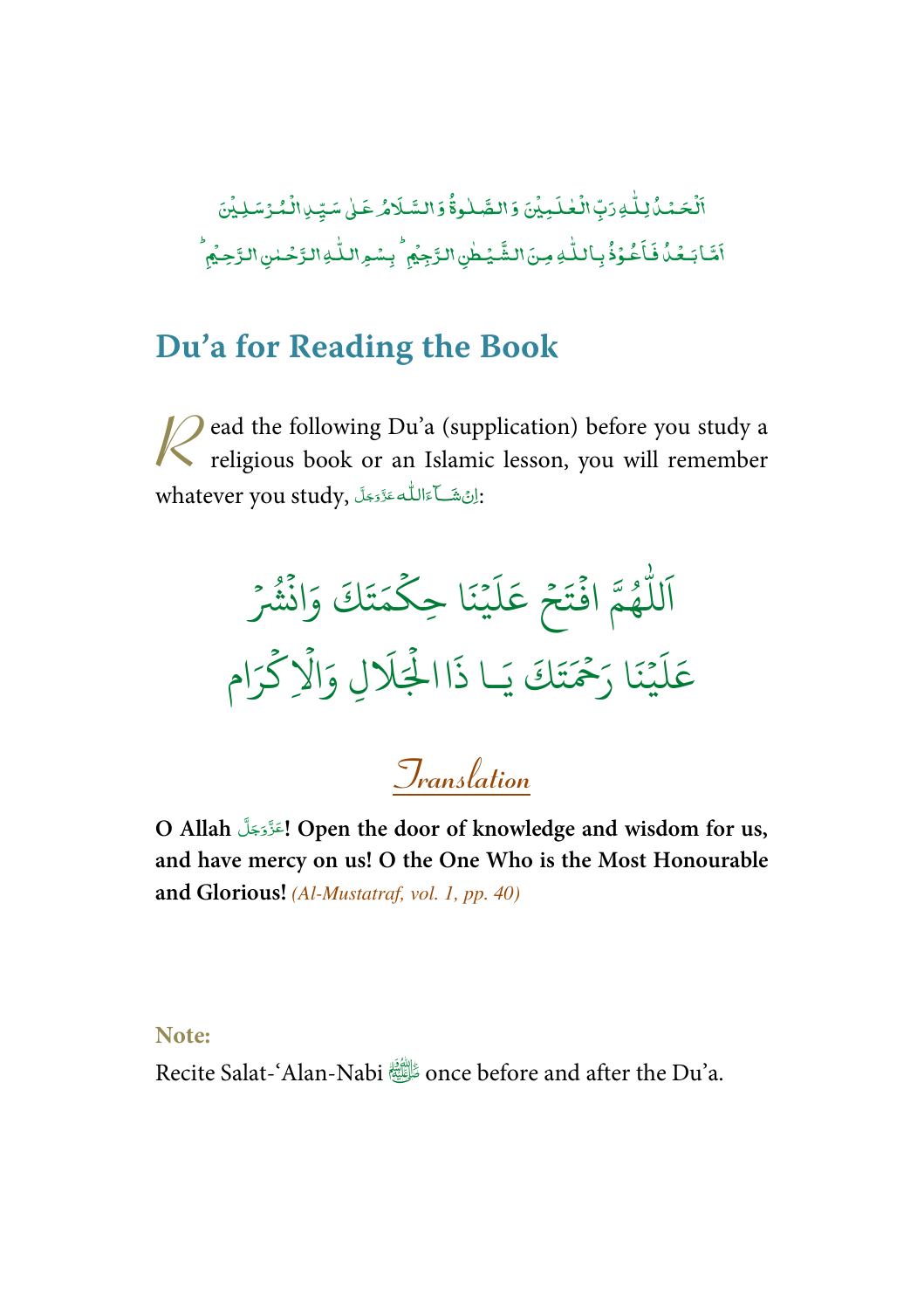اَلْحَمْدُ لِلّٰهِ رَبِّ الْعٰلَمِيْنَ وَ الصَّلٰوةُ وَ السَّلَامُ عَلٰى سَيِّدِ الْمُرْسَلِيْنَ

اَمَّا بَعْدُ فَاَعُوْذُ بِاللّٰهِ مِنَ الشَّيْطٰنِ الرَّجِيْمِ ؕ بِسْمِ اللّٰهِ الرَّحْمٰنِ الرَّحِيْمِ ؕ

## Du'a for Reading the Book

Read the following Du'a (supplication) before you study a religious book or an Islamic lesson, you will remember whatever you study, اِنْ شَآءَ اللّٰه عَزَّوَجَلَّ:

اَللّٰهُمَّ افْتَحْ عَلَيْنَا حِكْمَتَكَ وَانْشُرْ

عَلَيْنَا رَحْمَتَكَ يَا ذَا الْجَلَالِ وَالْاِكْرَام

### Translation

**O Allah عَزَّوَجَلَّ! Open the door of knowledge and wisdom for us, and have mercy on us! O the One Who is the Most Honourable and Glorious!** *(Al-Mustatraf, vol. 1, pp. 40)*

**Note:**

Recite Salat-'Alan-Nabi ﷺ once before and after the Du'a.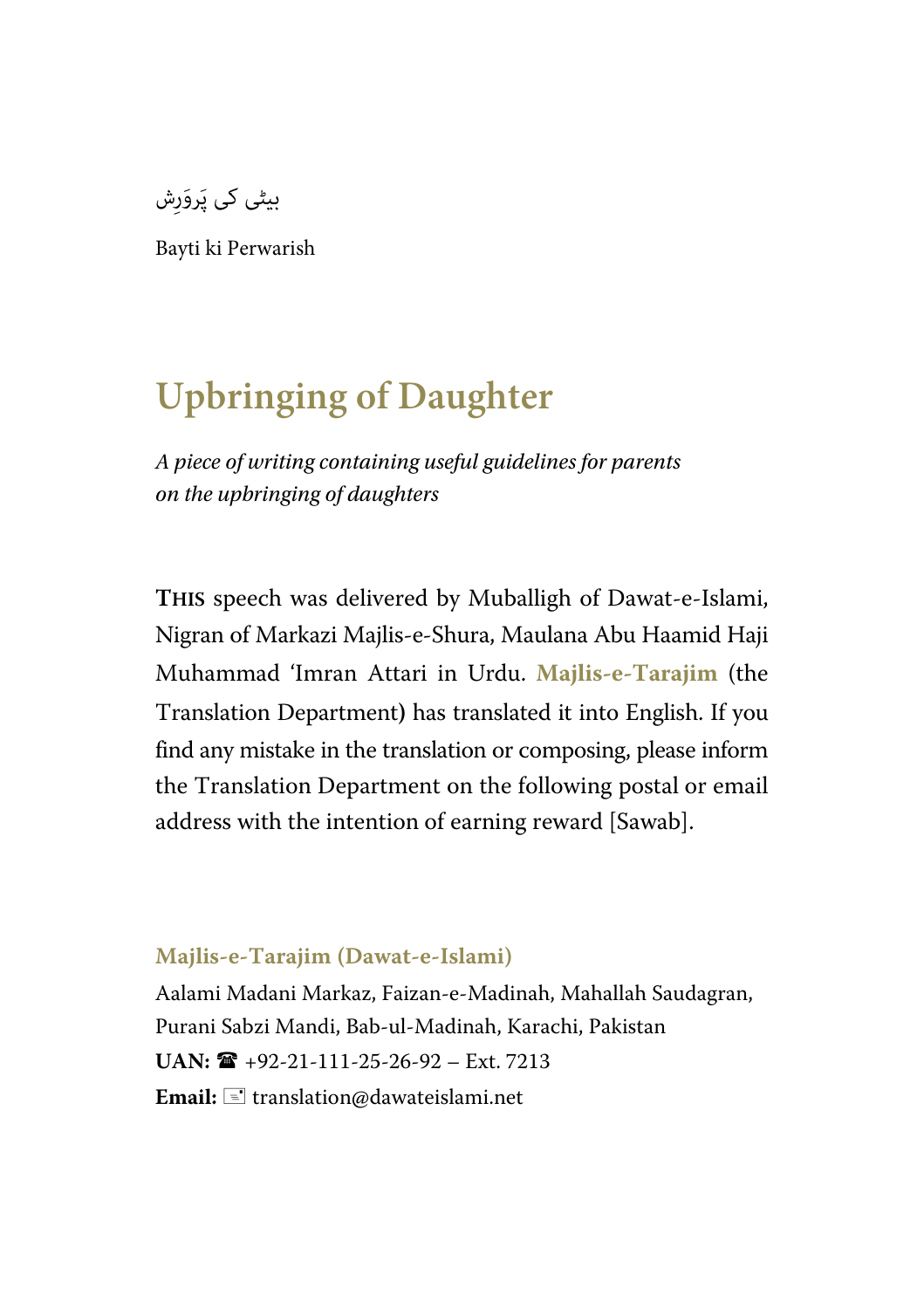بیٹی کی پَروَرِش

Bayti ki Perwarish

# Upbringing of Daughter

*A piece of writing containing useful guidelines for parents on the upbringing of daughters*

**THIS** speech was delivered by Muballigh of Dawat-e-Islami, Nigran of Markazi Majlis-e-Shura, Maulana Abu Haamid Haji Muhammad 'Imran Attari in Urdu. **Majlis-e-Tarajim** (the Translation Department) has translated it into English. If you find any mistake in the translation or composing, please inform the Translation Department on the following postal or email address with the intention of earning reward [Sawab].

**Majlis-e-Tarajim (Dawat-e-Islami)**

Aalami Madani Markaz, Faizan-e-Madinah, Mahallah Saudagran, Purani Sabzi Mandi, Bab-ul-Madinah, Karachi, Pakistan

**UAN:** ☎ +92-21-111-25-26-92 – Ext. 7213

**Email:** ✉ translation@dawateislami.net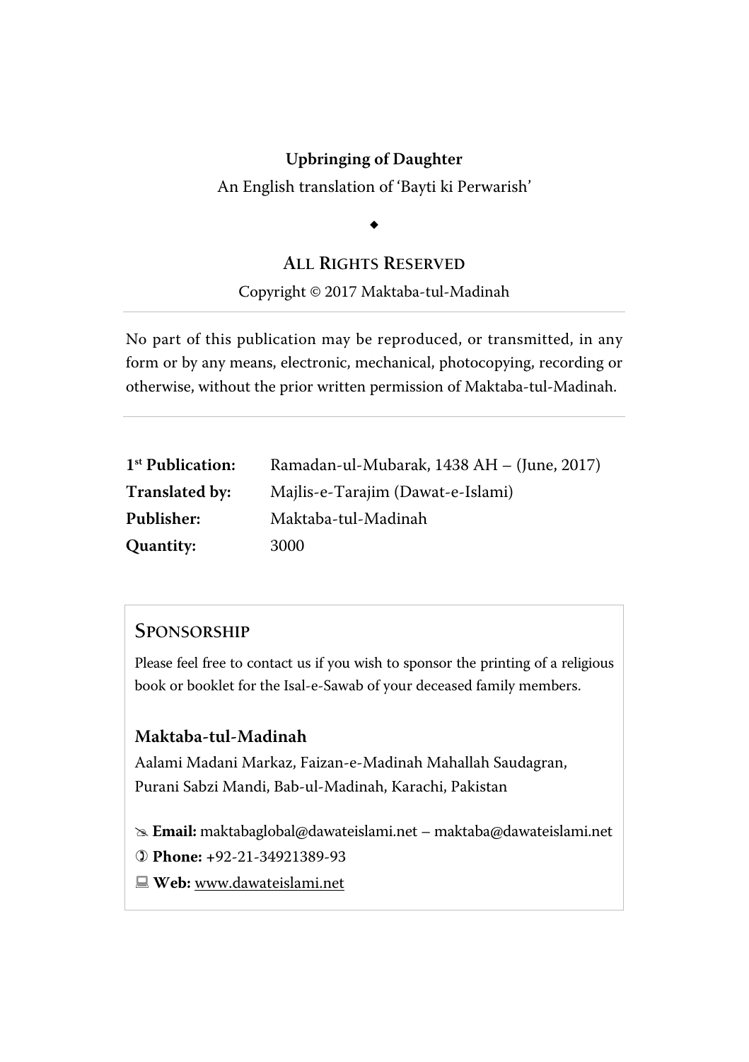**Upbringing of Daughter**

An English translation of 'Bayti ki Perwarish'

◆

## ALL RIGHTS RESERVED

Copyright © 2017 Maktaba-tul-Madinah

---

No part of this publication may be reproduced, or transmitted, in any form or by any means, electronic, mechanical, photocopying, recording or otherwise, without the prior written permission of Maktaba-tul-Madinah.

---

| | |
|---|---|
| **1st Publication:** | Ramadan-ul-Mubarak, 1438 AH – (June, 2017) |
| **Translated by:** | Majlis-e-Tarajim (Dawat-e-Islami) |
| **Publisher:** | Maktaba-tul-Madinah |
| **Quantity:** | 3000 |

## SPONSORSHIP

Please feel free to contact us if you wish to sponsor the printing of a religious book or booklet for the Isal-e-Sawab of your deceased family members.

### Maktaba-tul-Madinah

Aalami Madani Markaz, Faizan-e-Madinah Mahallah Saudagran,
Purani Sabzi Mandi, Bab-ul-Madinah, Karachi, Pakistan

**Email:** maktabaglobal@dawateislami.net – maktaba@dawateislami.net

**Phone:** +92-21-34921389-93

**Web:** www.dawateislami.net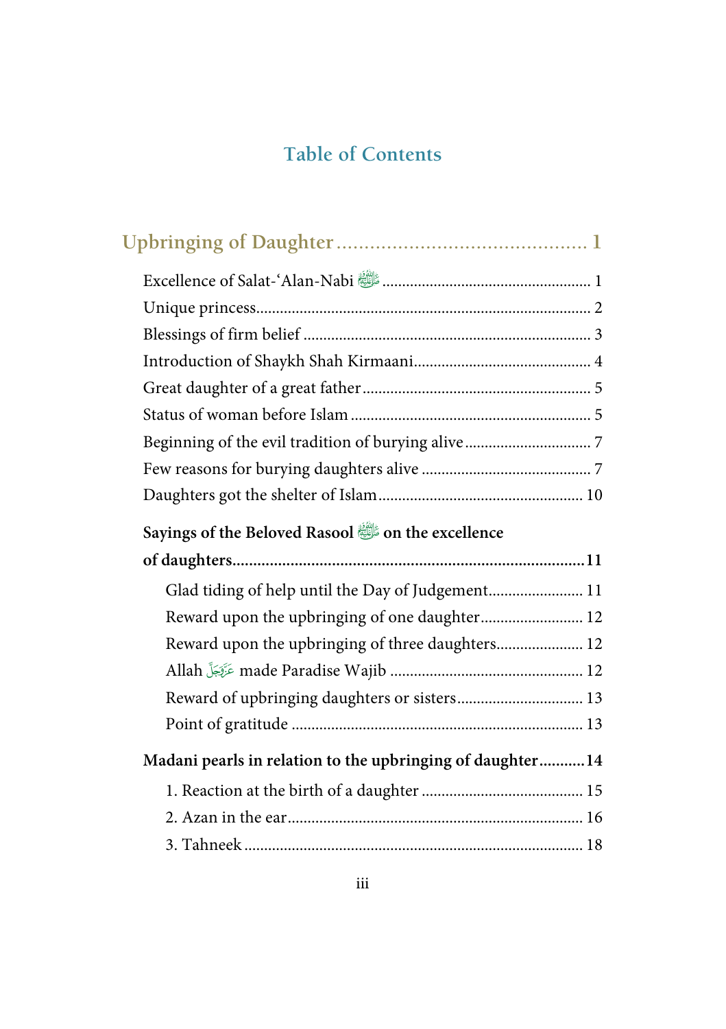# Table of Contents

## Upbringing of Daughter ............................................ 1

Excellence of Salat-'Alan-Nabi ﷺ .................................................... 1

Unique princess...................................................................................... 2

Blessings of firm belief ........................................................................ 3

Introduction of Shaykh Shah Kirmaani............................................ 4

Great daughter of a great father ......................................................... 5

Status of woman before Islam ............................................................ 5

Beginning of the evil tradition of burying alive ............................... 7

Few reasons for burying daughters alive .......................................... 7

Daughters got the shelter of Islam.................................................... 10

**Sayings of the Beloved Rasool ﷺ on the excellence of daughters.....................................................................................11**

Glad tiding of help until the Day of Judgement........................ 11

Reward upon the upbringing of one daughter.......................... 12

Reward upon the upbringing of three daughters...................... 12

Allah عَزَّوَجَلَّ made Paradise Wajib ................................................. 12

Reward of upbringing daughters or sisters................................ 13

Point of gratitude ........................................................................ 13

**Madani pearls in relation to the upbringing of daughter...........14**

1. Reaction at the birth of a daughter ........................................ 15

2. Azan in the ear........................................................................ 16

3. Tahneek .................................................................................... 18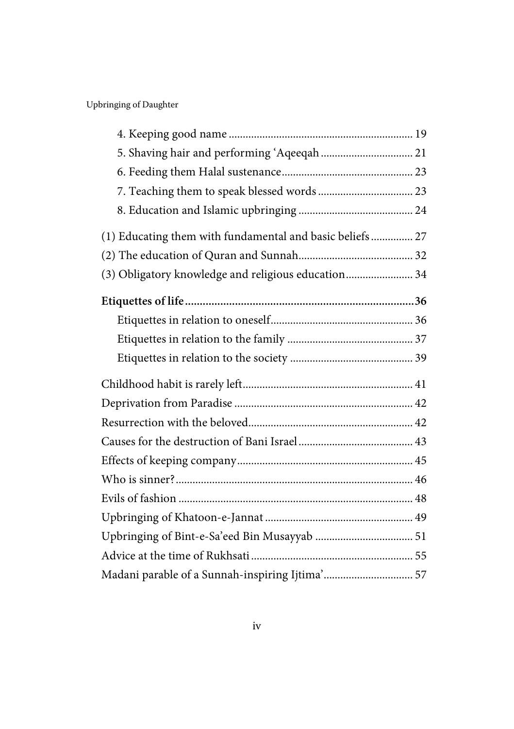4. Keeping good name ................................................................ 19
5. Shaving hair and performing ʻAqeeqah ................................ 21
6. Feeding them Halal sustenance.............................................. 23
7. Teaching them to speak blessed words .................................. 23
8. Education and Islamic upbringing ......................................... 24

(1) Educating them with fundamental and basic beliefs ............... 27
(2) The education of Quran and Sunnah......................................... 32
(3) Obligatory knowledge and religious education........................ 34

**Etiquettes of life..............................................................................36**
Etiquettes in relation to oneself.................................................. 36
Etiquettes in relation to the family ............................................ 37
Etiquettes in relation to the society ........................................... 39

Childhood habit is rarely left............................................................ 41
Deprivation from Paradise ............................................................... 42
Resurrection with the beloved.......................................................... 42
Causes for the destruction of Bani Israel......................................... 43
Effects of keeping company.............................................................. 45
Who is sinner?.................................................................................... 46
Evils of fashion ................................................................................... 48
Upbringing of Khatoon-e-Jannat ..................................................... 49
Upbringing of Bint-e-Sa'eed Bin Musayyab ................................... 51
Advice at the time of Rukhsati ......................................................... 55
Madani parable of a Sunnah-inspiring Ijtima'................................ 57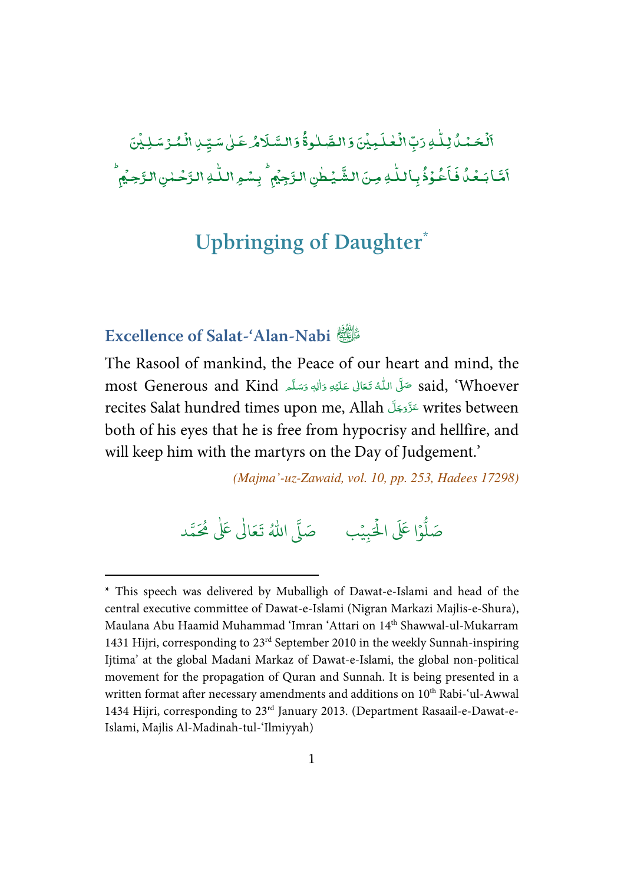اَلْحَمْدُ لِلّٰهِ رَبِّ الْعٰلَمِیْنَ وَ الصَّلٰوةُ وَ السَّلَامُ عَلٰی سَیِّدِ الْمُرْسَلِیْنَ

اَمَّا بَعْدُ فَاَعُوْذُ بِاللّٰهِ مِنَ الشَّیْطٰنِ الرَّجِیْمِ ؕ بِسْمِ اللّٰهِ الرَّحْمٰنِ الرَّحِیْمِ ؕ

# Upbringing of Daughter*

## Excellence of Salat-'Alan-Nabi ﷺ

The Rasool of mankind, the Peace of our heart and mind, the most Generous and Kind صَلَّى اللّٰهُ تَعَالٰى عَلَيْهِ وَاٰلِهٖ وَسَلَّم said, 'Whoever recites Salat hundred times upon me, Allah عَزَّوَجَلَّ writes between both of his eyes that he is free from hypocrisy and hellfire, and will keep him with the martyrs on the Day of Judgement.'

*(Majma'-uz-Zawaid, vol. 10, pp. 253, Hadees 17298)*

صَلُّوْا عَلَى الْحَبِيْب صَلَّى اللّٰهُ تَعَالٰى عَلٰى مُحَمَّد

---

* This speech was delivered by Muballigh of Dawat-e-Islami and head of the central executive committee of Dawat-e-Islami (Nigran Markazi Majlis-e-Shura), Maulana Abu Haamid Muhammad 'Imran 'Attari on 14th Shawwal-ul-Mukarram 1431 Hijri, corresponding to 23rd September 2010 in the weekly Sunnah-inspiring Ijtima' at the global Madani Markaz of Dawat-e-Islami, the global non-political movement for the propagation of Quran and Sunnah. It is being presented in a written format after necessary amendments and additions on 10th Rabi-'ul-Awwal 1434 Hijri, corresponding to 23rd January 2013. (Department Rasaail-e-Dawat-e-Islami, Majlis Al-Madinah-tul-'Ilmiyyah)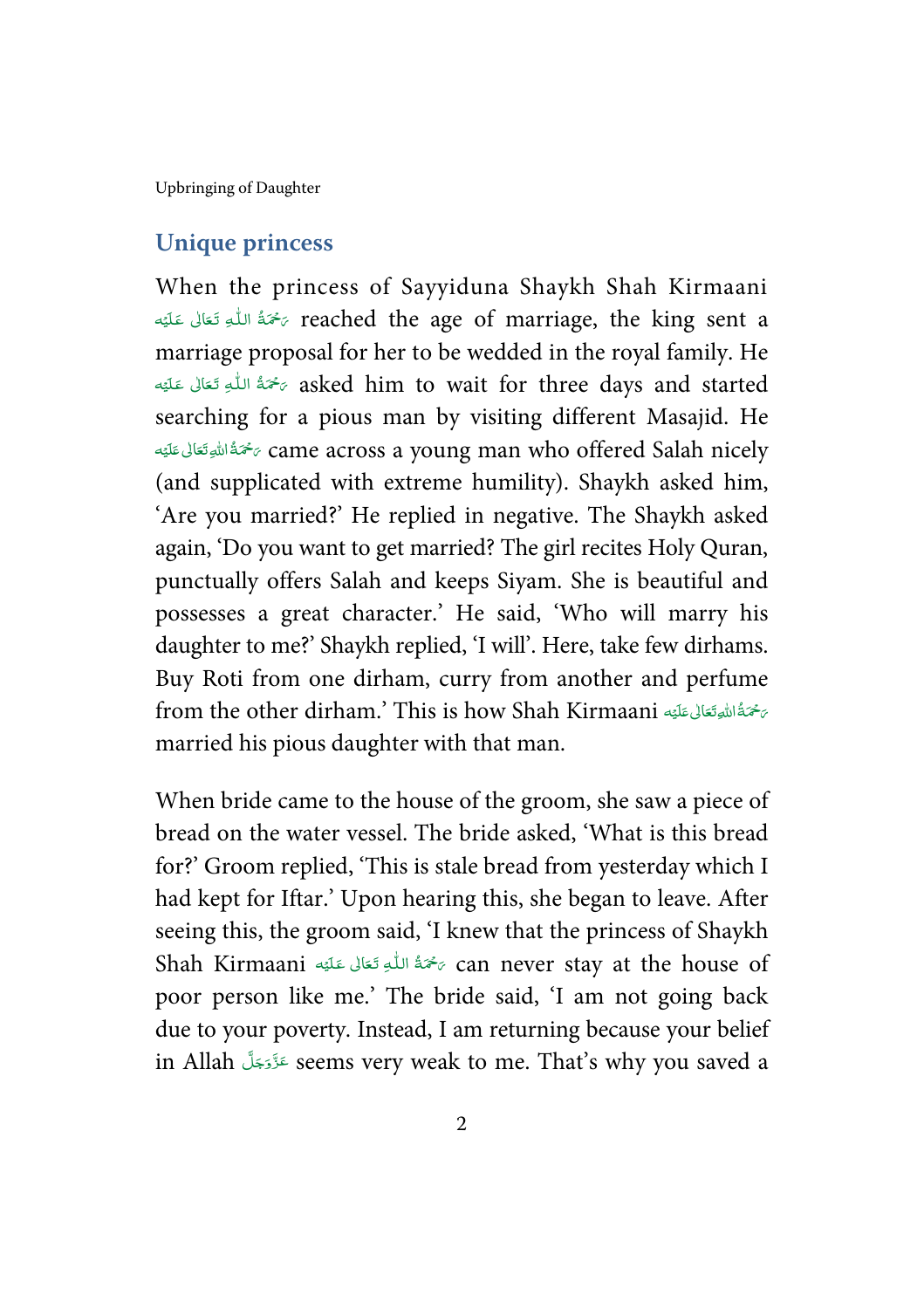## Unique princess

When the princess of Sayyiduna Shaykh Shah Kirmaani رَحْمَةُ اللّٰهِ تَعَالٰى عَلَيْه reached the age of marriage, the king sent a marriage proposal for her to be wedded in the royal family. He رَحْمَةُ اللّٰهِ تَعَالٰى عَلَيْه asked him to wait for three days and started searching for a pious man by visiting different Masajid. He رَحْمَةُ اللّٰهِ تَعَالٰى عَلَيْه came across a young man who offered Salah nicely (and supplicated with extreme humility). Shaykh asked him, 'Are you married?' He replied in negative. The Shaykh asked again, 'Do you want to get married? The girl recites Holy Quran, punctually offers Salah and keeps Siyam. She is beautiful and possesses a great character.' He said, 'Who will marry his daughter to me?' Shaykh replied, 'I will'. Here, take few dirhams. Buy Roti from one dirham, curry from another and perfume from the other dirham.' This is how Shah Kirmaani رَحْمَةُ اللّٰهِ تَعَالٰى عَلَيْه married his pious daughter with that man.

When bride came to the house of the groom, she saw a piece of bread on the water vessel. The bride asked, 'What is this bread for?' Groom replied, 'This is stale bread from yesterday which I had kept for Iftar.' Upon hearing this, she began to leave. After seeing this, the groom said, 'I knew that the princess of Shaykh Shah Kirmaani رَحْمَةُ اللّٰهِ تَعَالٰى عَلَيْه can never stay at the house of poor person like me.' The bride said, 'I am not going back due to your poverty. Instead, I am returning because your belief in Allah عَزَّوَجَلَّ seems very weak to me. That's why you saved a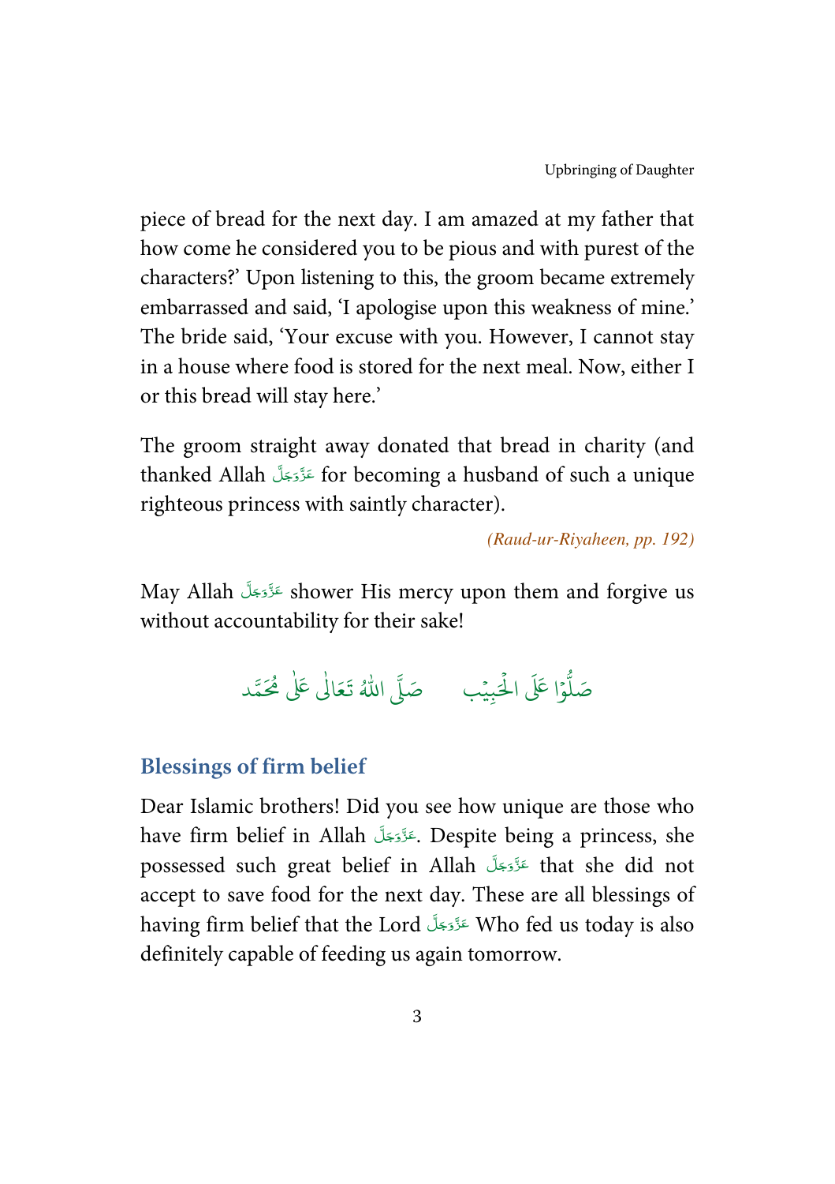piece of bread for the next day. I am amazed at my father that how come he considered you to be pious and with purest of the characters?' Upon listening to this, the groom became extremely embarrassed and said, 'I apologise upon this weakness of mine.' The bride said, 'Your excuse with you. However, I cannot stay in a house where food is stored for the next meal. Now, either I or this bread will stay here.'

The groom straight away donated that bread in charity (and thanked Allah عَزَّوَجَلَّ for becoming a husband of such a unique righteous princess with saintly character).

*(Raud-ur-Riyaheen, pp. 192)*

May Allah عَزَّوَجَلَّ shower His mercy upon them and forgive us without accountability for their sake!

صَلُّوۡا عَلَى الۡحَبِيۡب     صَلَّى اللّٰهُ تَعَالٰى عَلٰى مُحَمَّد

## Blessings of firm belief

Dear Islamic brothers! Did you see how unique are those who have firm belief in Allah عَزَّوَجَلَّ. Despite being a princess, she possessed such great belief in Allah عَزَّوَجَلَّ that she did not accept to save food for the next day. These are all blessings of having firm belief that the Lord عَزَّوَجَلَّ Who fed us today is also definitely capable of feeding us again tomorrow.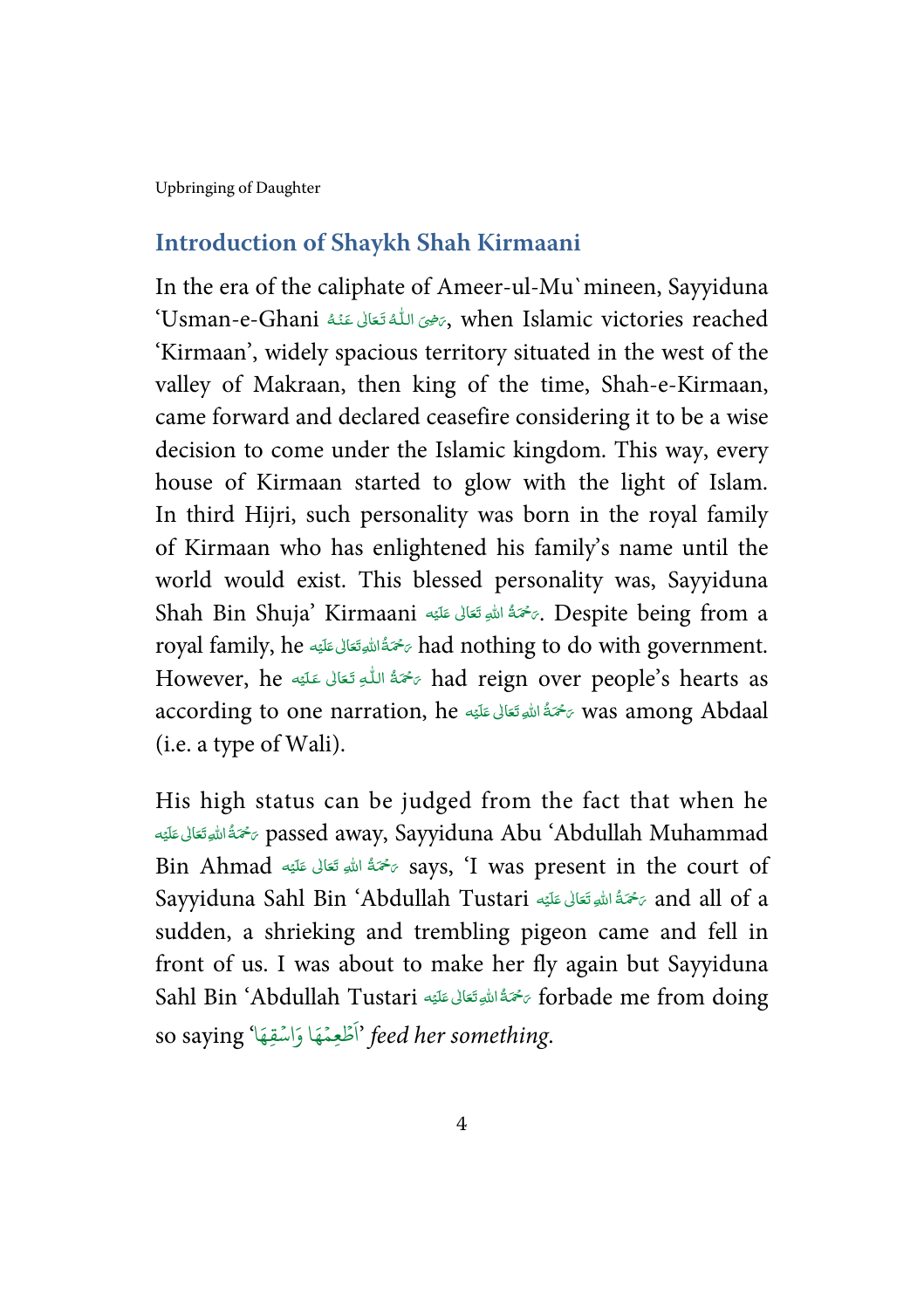## Introduction of Shaykh Shah Kirmaani

In the era of the caliphate of Ameer-ul-Mu`mineen, Sayyiduna 'Usman-e-Ghani رَضِیَ اللّٰہُ تَعَالٰی عَنۡہُ, when Islamic victories reached 'Kirmaan', widely spacious territory situated in the west of the valley of Makraan, then king of the time, Shah-e-Kirmaan, came forward and declared ceasefire considering it to be a wise decision to come under the Islamic kingdom. This way, every house of Kirmaan started to glow with the light of Islam. In third Hijri, such personality was born in the royal family of Kirmaan who has enlightened his family's name until the world would exist. This blessed personality was, Sayyiduna Shah Bin Shuja' Kirmaani رَحۡمَۃُ اللّٰہِ تَعَالٰی عَلَیۡہ. Despite being from a royal family, he رَحۡمَۃُ اللّٰہِ تَعَالٰی عَلَیۡہ had nothing to do with government. However, he رَحۡمَۃُ اللّٰہِ تَعَالٰی عَلَیۡہ had reign over people's hearts as according to one narration, he رَحۡمَۃُ اللّٰہِ تَعَالٰی عَلَیۡہ was among Abdaal (i.e. a type of Wali).

His high status can be judged from the fact that when he رَحۡمَۃُ اللّٰہِ تَعَالٰی عَلَیۡہ passed away, Sayyiduna Abu 'Abdullah Muhammad Bin Ahmad رَحۡمَۃُ اللّٰہِ تَعَالٰی عَلَیۡہ says, 'I was present in the court of Sayyiduna Sahl Bin 'Abdullah Tustari رَحۡمَۃُ اللّٰہِ تَعَالٰی عَلَیۡہ and all of a sudden, a shrieking and trembling pigeon came and fell in front of us. I was about to make her fly again but Sayyiduna Sahl Bin 'Abdullah Tustari رَحۡمَۃُ اللّٰہِ تَعَالٰی عَلَیۡہ forbade me from doing so saying 'اَطۡعِمۡهَا وَاسۡقِهَا' *feed her something.*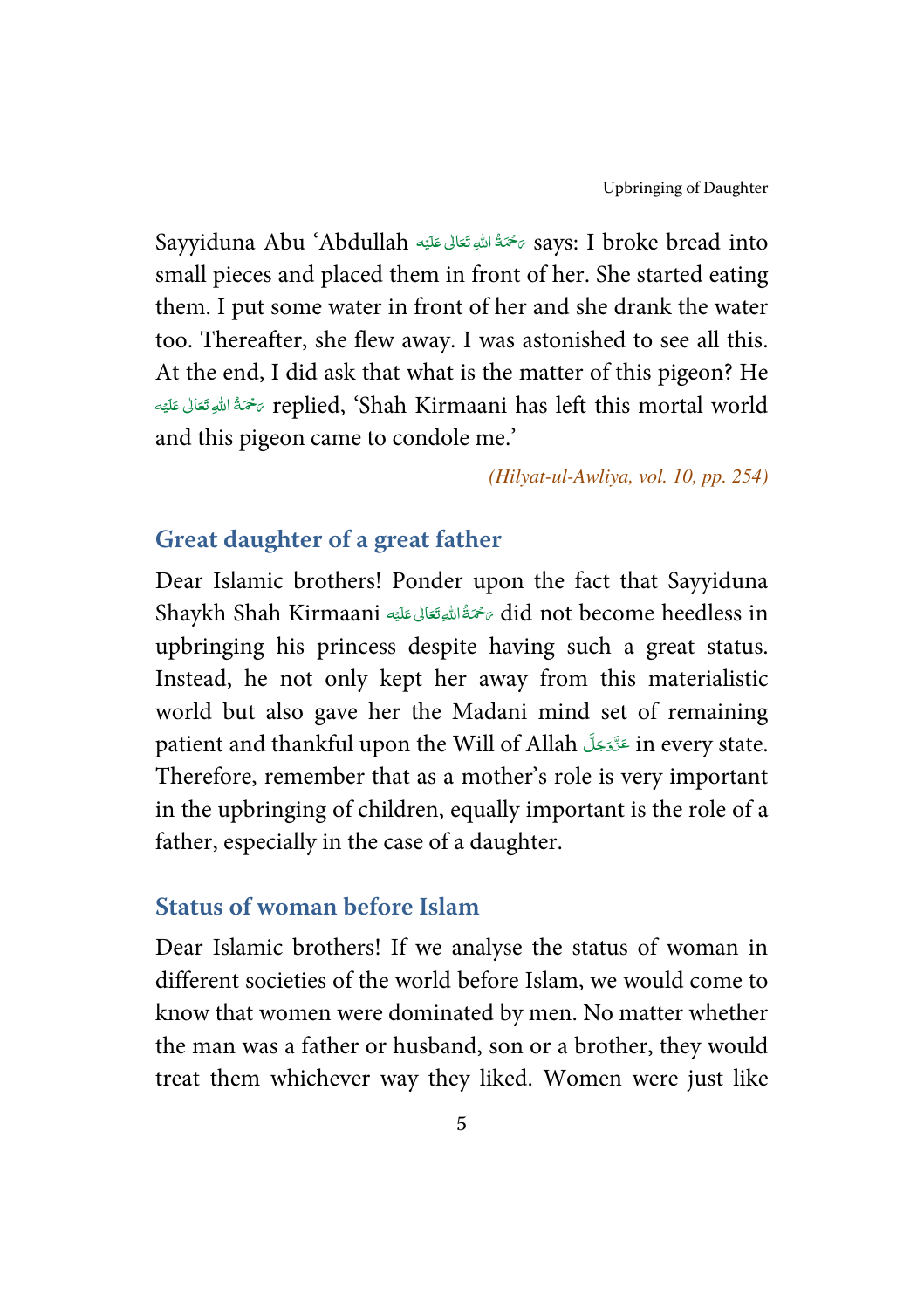Sayyiduna Abu 'Abdullah رَحْمَةُ اللّٰهِ تَعَالٰى عَلَيْه says: I broke bread into small pieces and placed them in front of her. She started eating them. I put some water in front of her and she drank the water too. Thereafter, she flew away. I was astonished to see all this. At the end, I did ask that what is the matter of this pigeon? He رَحْمَةُ اللّٰهِ تَعَالٰى عَلَيْه replied, 'Shah Kirmaani has left this mortal world and this pigeon came to condole me.'

*(Hilyat-ul-Awliya, vol. 10, pp. 254)*

## Great daughter of a great father

Dear Islamic brothers! Ponder upon the fact that Sayyiduna Shaykh Shah Kirmaani رَحْمَةُ اللّٰهِ تَعَالٰى عَلَيْه did not become heedless in upbringing his princess despite having such a great status. Instead, he not only kept her away from this materialistic world but also gave her the Madani mind set of remaining patient and thankful upon the Will of Allah عَزَّوَجَلَّ in every state. Therefore, remember that as a mother's role is very important in the upbringing of children, equally important is the role of a father, especially in the case of a daughter.

## Status of woman before Islam

Dear Islamic brothers! If we analyse the status of woman in different societies of the world before Islam, we would come to know that women were dominated by men. No matter whether the man was a father or husband, son or a brother, they would treat them whichever way they liked. Women were just like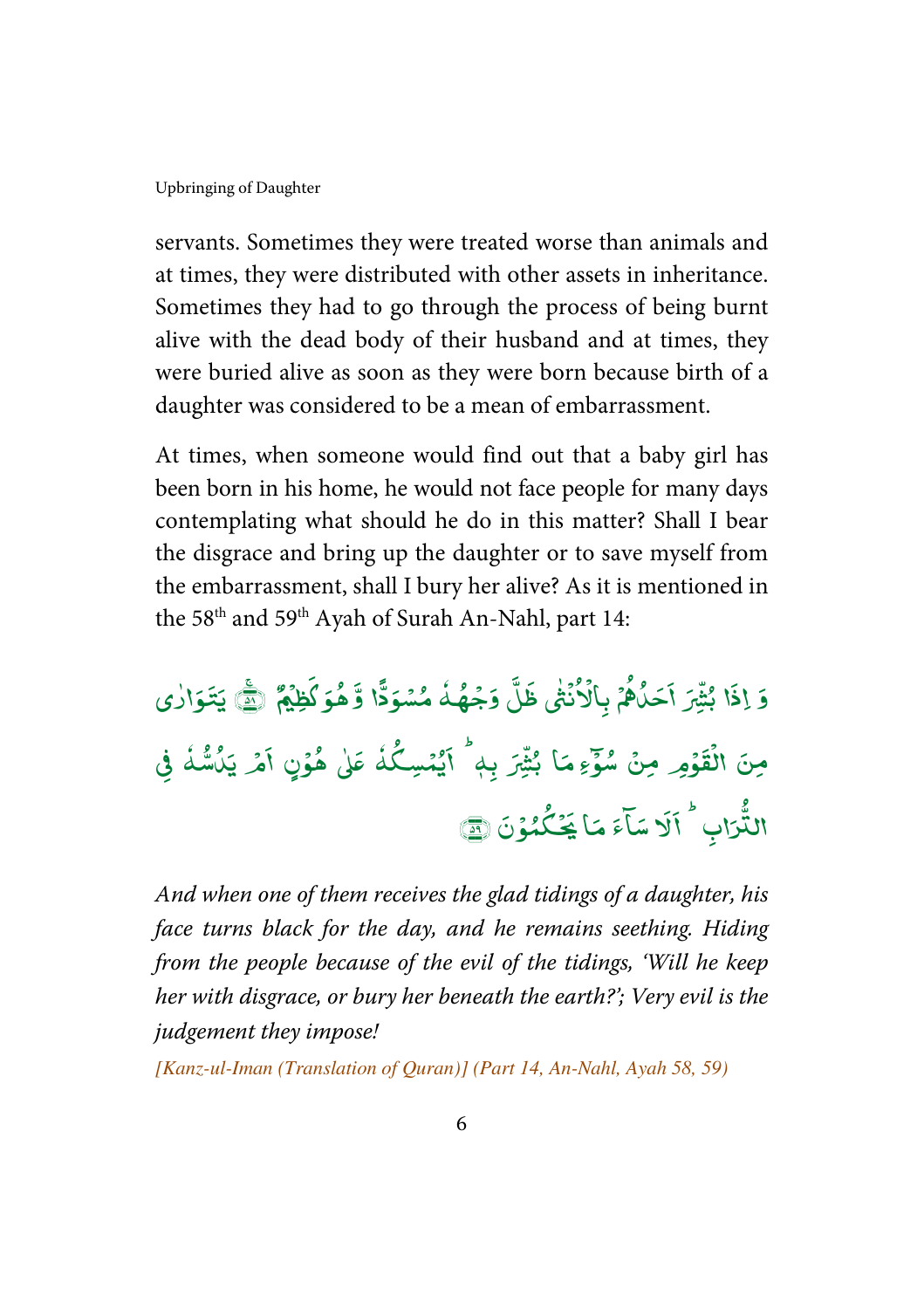servants. Sometimes they were treated worse than animals and at times, they were distributed with other assets in inheritance. Sometimes they had to go through the process of being burnt alive with the dead body of their husband and at times, they were buried alive as soon as they were born because birth of a daughter was considered to be a mean of embarrassment.

At times, when someone would find out that a baby girl has been born in his home, he would not face people for many days contemplating what should he do in this matter? Shall I bear the disgrace and bring up the daughter or to save myself from the embarrassment, shall I bury her alive? As it is mentioned in the 58th and 59th Ayah of Surah An-Nahl, part 14:

وَ اِذَا بُشِّرَ اَحَدُهُمْ بِالْاُنْثٰى ظَلَّ وَجْهُهٗ مُسْوَدًّا وَّ هُوَ كَظِيْمٌ ﴿۵۸﴾ يَتَوَارٰى مِنَ الْقَوْمِ مِنْ سُوْٓءِ مَا بُشِّرَ بِهٖ ؕ اَيُمْسِكُهٗ عَلٰى هُوْنٍ اَمْ يَدُسُّهٗ فِى التُّرَابِ ؕ اَلَا سَآءَ مَا يَحْكُمُوْنَ ﴿۵۹﴾

*And when one of them receives the glad tidings of a daughter, his face turns black for the day, and he remains seething. Hiding from the people because of the evil of the tidings, 'Will he keep her with disgrace, or bury her beneath the earth?'; Very evil is the judgement they impose!*

*[Kanz-ul-Iman (Translation of Quran)] (Part 14, An-Nahl, Ayah 58, 59)*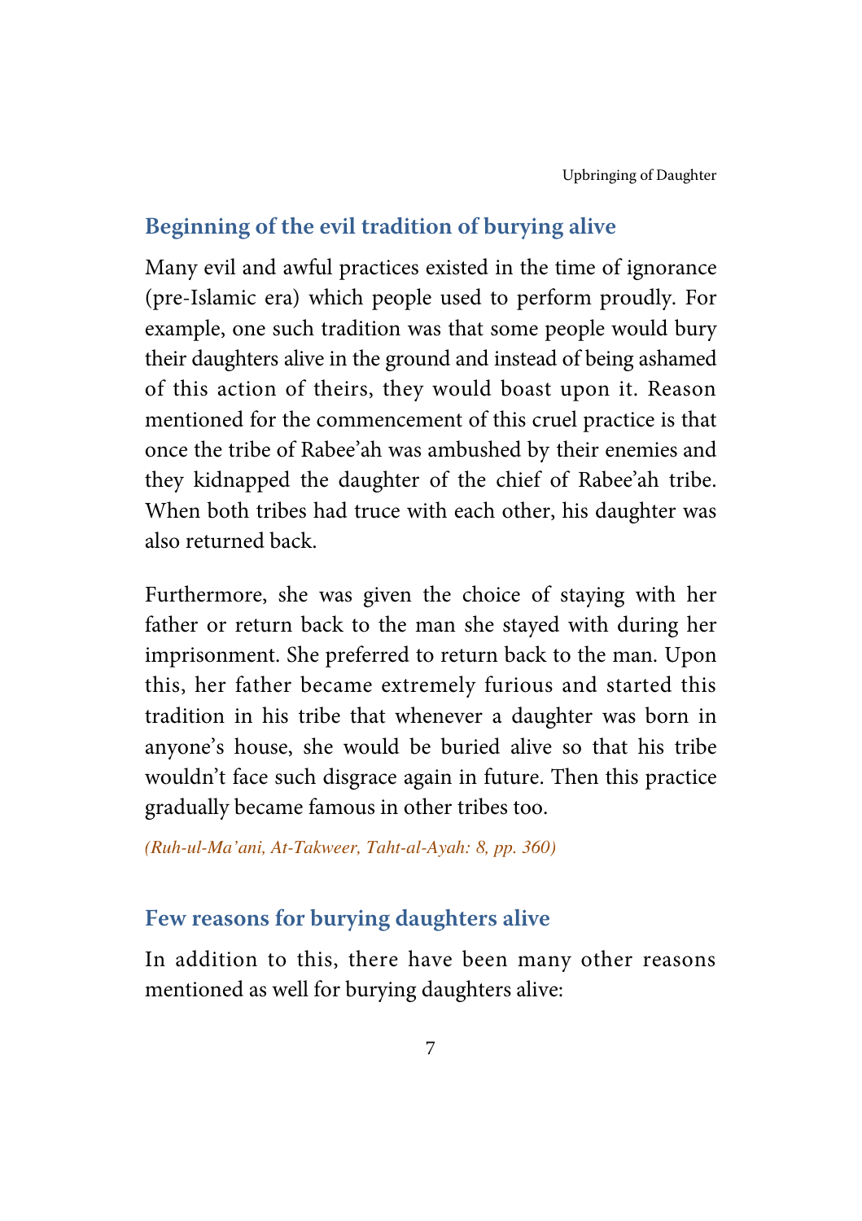## Beginning of the evil tradition of burying alive

Many evil and awful practices existed in the time of ignorance (pre-Islamic era) which people used to perform proudly. For example, one such tradition was that some people would bury their daughters alive in the ground and instead of being ashamed of this action of theirs, they would boast upon it. Reason mentioned for the commencement of this cruel practice is that once the tribe of Rabee'ah was ambushed by their enemies and they kidnapped the daughter of the chief of Rabee'ah tribe. When both tribes had truce with each other, his daughter was also returned back.

Furthermore, she was given the choice of staying with her father or return back to the man she stayed with during her imprisonment. She preferred to return back to the man. Upon this, her father became extremely furious and started this tradition in his tribe that whenever a daughter was born in anyone's house, she would be buried alive so that his tribe wouldn't face such disgrace again in future. Then this practice gradually became famous in other tribes too.

*(Ruh-ul-Ma'ani, At-Takweer, Taht-al-Ayah: 8, pp. 360)*

## Few reasons for burying daughters alive

In addition to this, there have been many other reasons mentioned as well for burying daughters alive: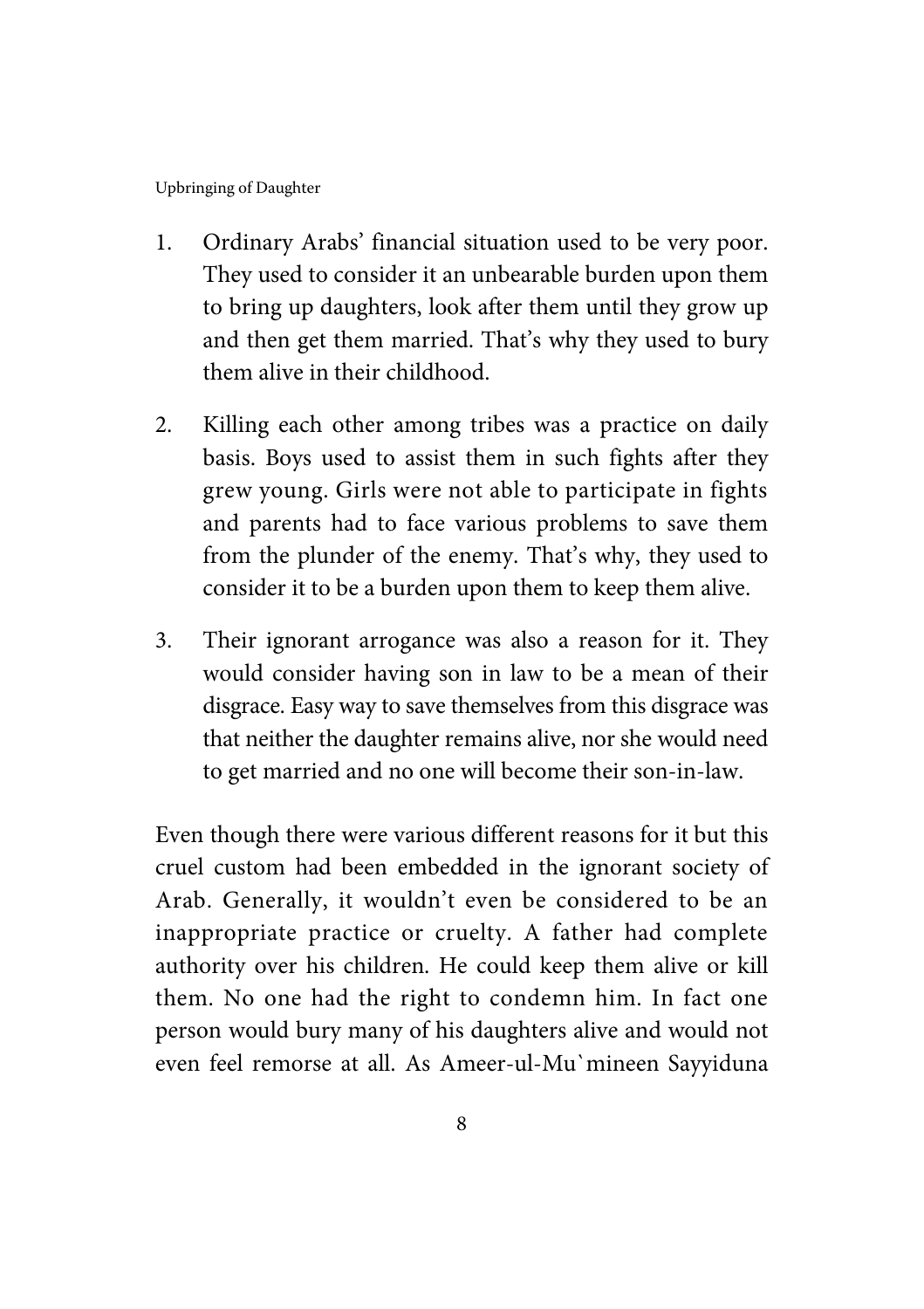1. Ordinary Arabs' financial situation used to be very poor. They used to consider it an unbearable burden upon them to bring up daughters, look after them until they grow up and then get them married. That's why they used to bury them alive in their childhood.

2. Killing each other among tribes was a practice on daily basis. Boys used to assist them in such fights after they grew young. Girls were not able to participate in fights and parents had to face various problems to save them from the plunder of the enemy. That's why, they used to consider it to be a burden upon them to keep them alive.

3. Their ignorant arrogance was also a reason for it. They would consider having son in law to be a mean of their disgrace. Easy way to save themselves from this disgrace was that neither the daughter remains alive, nor she would need to get married and no one will become their son-in-law.

Even though there were various different reasons for it but this cruel custom had been embedded in the ignorant society of Arab. Generally, it wouldn't even be considered to be an inappropriate practice or cruelty. A father had complete authority over his children. He could keep them alive or kill them. No one had the right to condemn him. In fact one person would bury many of his daughters alive and would not even feel remorse at all. As Ameer-ul-Mu`mineen Sayyiduna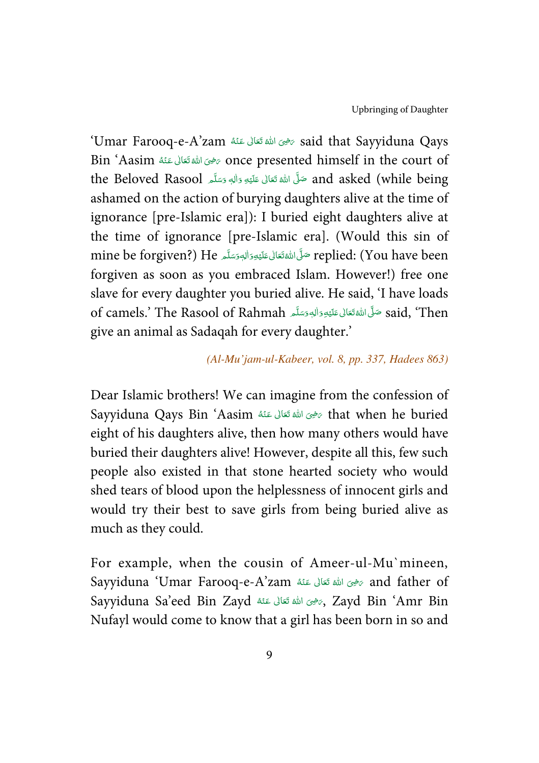'Umar Farooq-e-A'zam رَضِیَ اللہُ تَعَالٰی عَنۡہُ said that Sayyiduna Qays Bin 'Aasim رَضِیَ اللہُ تَعَالٰی عَنۡہُ once presented himself in the court of the Beloved Rasool صَلَّی اللہُ تَعَالٰی عَلَیۡہِ وَاٰلِہٖ وَسَلَّم and asked (while being ashamed on the action of burying daughters alive at the time of ignorance [pre-Islamic era]): I buried eight daughters alive at the time of ignorance [pre-Islamic era]. (Would this sin of mine be forgiven?) He صَلَّی اللہُ تَعَالٰی عَلَیۡہِ وَاٰلِہٖ وَسَلَّم replied: (You have been forgiven as soon as you embraced Islam. However!) free one slave for every daughter you buried alive. He said, 'I have loads of camels.' The Rasool of Rahmah صَلَّی اللہُ تَعَالٰی عَلَیۡہِ وَاٰلِہٖ وَسَلَّم said, 'Then give an animal as Sadaqah for every daughter.'

*(Al-Mu'jam-ul-Kabeer, vol. 8, pp. 337, Hadees 863)*

Dear Islamic brothers! We can imagine from the confession of Sayyiduna Qays Bin 'Aasim رَضِیَ اللہُ تَعَالٰی عَنۡہُ that when he buried eight of his daughters alive, then how many others would have buried their daughters alive! However, despite all this, few such people also existed in that stone hearted society who would shed tears of blood upon the helplessness of innocent girls and would try their best to save girls from being buried alive as much as they could.

For example, when the cousin of Ameer-ul-Mu`mineen, Sayyiduna 'Umar Farooq-e-A'zam رَضِیَ اللہُ تَعَالٰی عَنۡہُ and father of Sayyiduna Sa'eed Bin Zayd رَضِیَ اللہُ تَعَالٰی عَنۡہُ, Zayd Bin 'Amr Bin Nufayl would come to know that a girl has been born in so and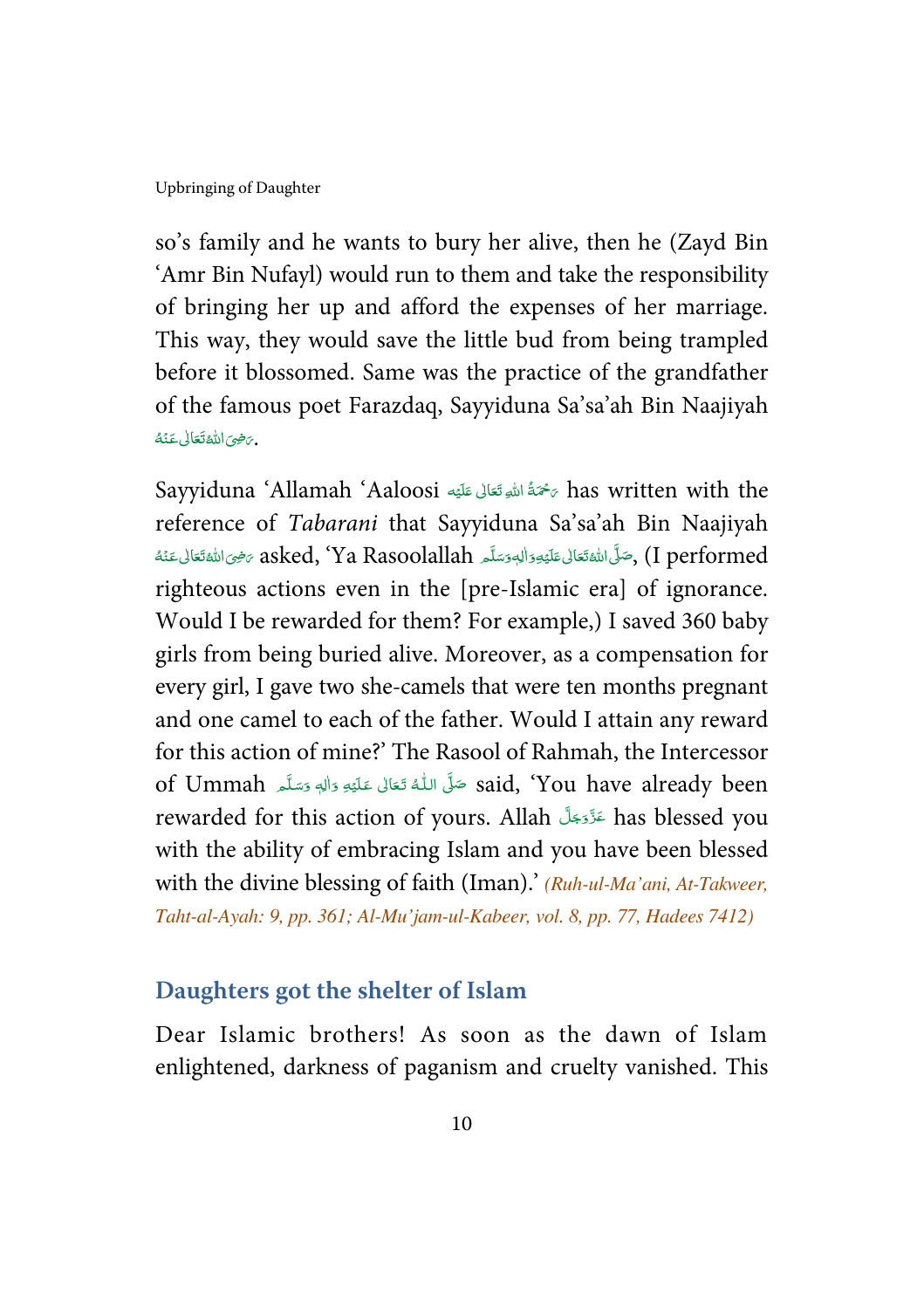so's family and he wants to bury her alive, then he (Zayd Bin 'Amr Bin Nufayl) would run to them and take the responsibility of bringing her up and afford the expenses of her marriage. This way, they would save the little bud from being trampled before it blossomed. Same was the practice of the grandfather of the famous poet Farazdaq, Sayyiduna Sa'sa'ah Bin Naajiyah رَضِیَ اللّٰہُ تَعَالٰی عَنۡهُ.

Sayyiduna 'Allamah 'Aaloosi رَحۡمَةُ اللّٰهِ تَعَالٰی عَلَيۡه has written with the reference of *Tabarani* that Sayyiduna Sa'sa'ah Bin Naajiyah رَضِیَ اللّٰہُ تَعَالٰی عَنۡهُ asked, 'Ya Rasoolallah صَلَّى اللّٰهُ تَعَالٰى عَلَيۡهِ وَاٰلِهٖ وَسَلَّم, (I performed righteous actions even in the [pre-Islamic era] of ignorance. Would I be rewarded for them? For example,) I saved 360 baby girls from being buried alive. Moreover, as a compensation for every girl, I gave two she-camels that were ten months pregnant and one camel to each of the father. Would I attain any reward for this action of mine?' The Rasool of Rahmah, the Intercessor of Ummah صَلَّى اللّٰهُ تَعَالٰى عَلَيۡهِ وَاٰلِهٖ وَسَلَّم said, 'You have already been rewarded for this action of yours. Allah عَزَّوَجَلَّ has blessed you with the ability of embracing Islam and you have been blessed with the divine blessing of faith (Iman).' *(Ruh-ul-Ma'ani, At-Takweer, Taht-al-Ayah: 9, pp. 361; Al-Mu'jam-ul-Kabeer, vol. 8, pp. 77, Hadees 7412)*

## Daughters got the shelter of Islam

Dear Islamic brothers! As soon as the dawn of Islam enlightened, darkness of paganism and cruelty vanished. This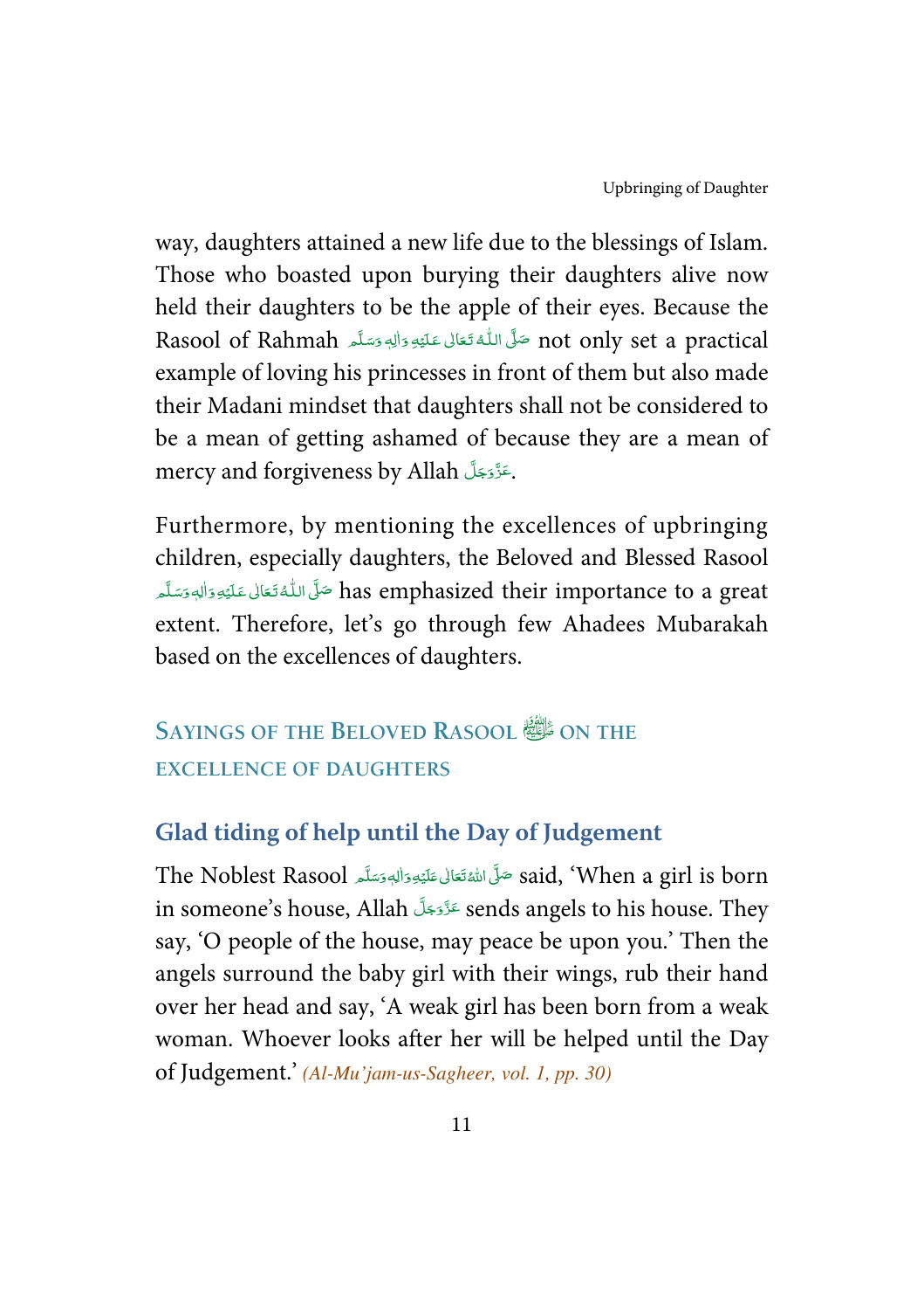way, daughters attained a new life due to the blessings of Islam. Those who boasted upon burying their daughters alive now held their daughters to be the apple of their eyes. Because the Rasool of Rahmah صَلَّى اللّٰهُ تَعَالٰى عَلَيْهِ وَاٰلِهٖ وَسَلَّم not only set a practical example of loving his princesses in front of them but also made their Madani mindset that daughters shall not be considered to be a mean of getting ashamed of because they are a mean of mercy and forgiveness by Allah عَزَّوَجَلَّ.

Furthermore, by mentioning the excellences of upbringing children, especially daughters, the Beloved and Blessed Rasool صَلَّى اللّٰهُ تَعَالٰى عَلَيْهِ وَاٰلِهٖ وَسَلَّم has emphasized their importance to a great extent. Therefore, let's go through few Ahadees Mubarakah based on the excellences of daughters.

## SAYINGS OF THE BELOVED RASOOL ﷺ ON THE EXCELLENCE OF DAUGHTERS

### Glad tiding of help until the Day of Judgement

The Noblest Rasool صَلَّى اللّٰهُ تَعَالٰى عَلَيْهِ وَاٰلِهٖ وَسَلَّم said, 'When a girl is born in someone's house, Allah عَزَّوَجَلَّ sends angels to his house. They say, 'O people of the house, may peace be upon you.' Then the angels surround the baby girl with their wings, rub their hand over her head and say, 'A weak girl has been born from a weak woman. Whoever looks after her will be helped until the Day of Judgement.' *(Al-Mu'jam-us-Sagheer, vol. 1, pp. 30)*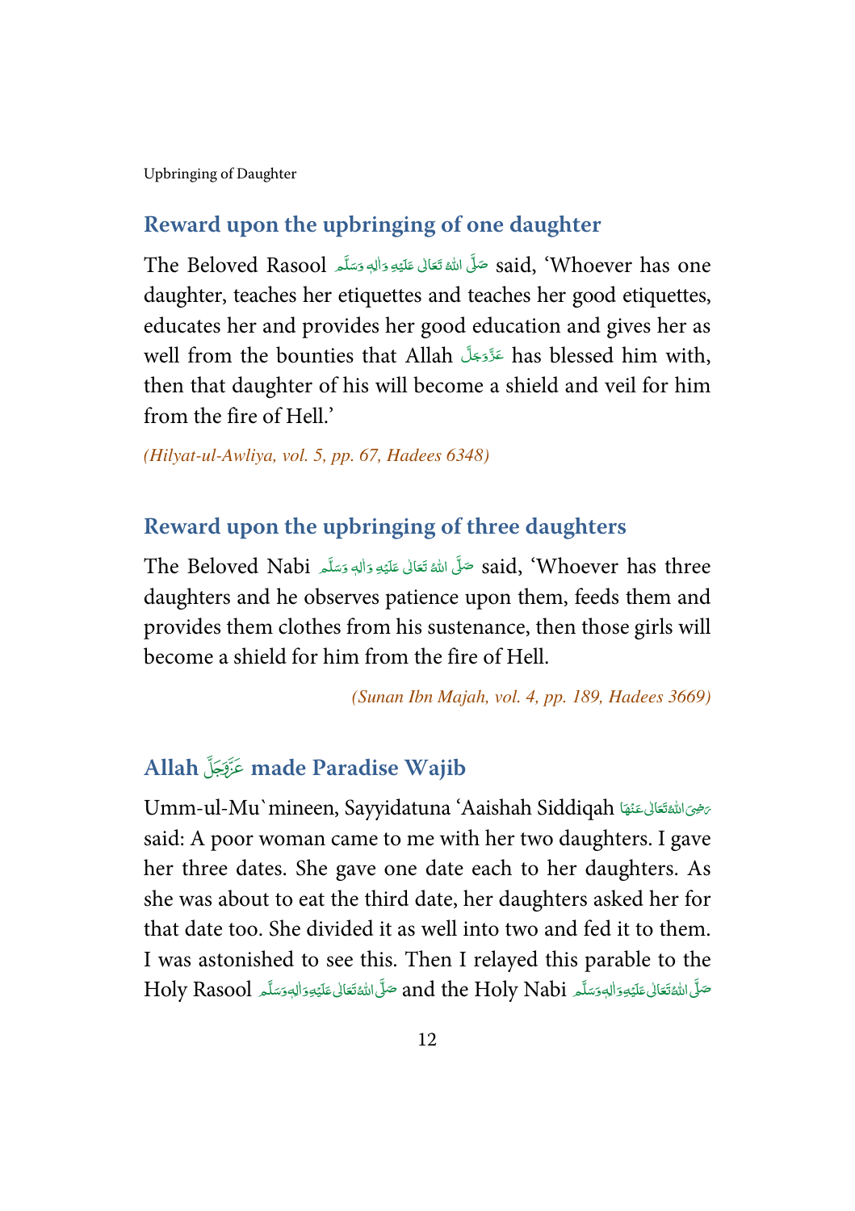## Reward upon the upbringing of one daughter

The Beloved Rasool صَلَّى اللهُ تَعَالٰى عَلَيْهِ وَاٰلِهٖ وَسَلَّم said, 'Whoever has one daughter, teaches her etiquettes and teaches her good etiquettes, educates her and provides her good education and gives her as well from the bounties that Allah عَزَّوَجَلَّ has blessed him with, then that daughter of his will become a shield and veil for him from the fire of Hell.'

*(Hilyat-ul-Awliya, vol. 5, pp. 67, Hadees 6348)*

## Reward upon the upbringing of three daughters

The Beloved Nabi صَلَّى اللهُ تَعَالٰى عَلَيْهِ وَاٰلِهٖ وَسَلَّم said, 'Whoever has three daughters and he observes patience upon them, feeds them and provides them clothes from his sustenance, then those girls will become a shield for him from the fire of Hell.

*(Sunan Ibn Majah, vol. 4, pp. 189, Hadees 3669)*

## Allah عَزَّوَجَلَّ made Paradise Wajib

Umm-ul-Mu`mineen, Sayyidatuna 'Aaishah Siddiqah رَضِىَ اللهُ تَعَالٰى عَنْهَا said: A poor woman came to me with her two daughters. I gave her three dates. She gave one date each to her daughters. As she was about to eat the third date, her daughters asked her for that date too. She divided it as well into two and fed it to them. I was astonished to see this. Then I relayed this parable to the Holy Rasool صَلَّى اللهُ تَعَالٰى عَلَيْهِ وَاٰلِهٖ وَسَلَّم and the Holy Nabi صَلَّى اللهُ تَعَالٰى عَلَيْهِ وَاٰلِهٖ وَسَلَّم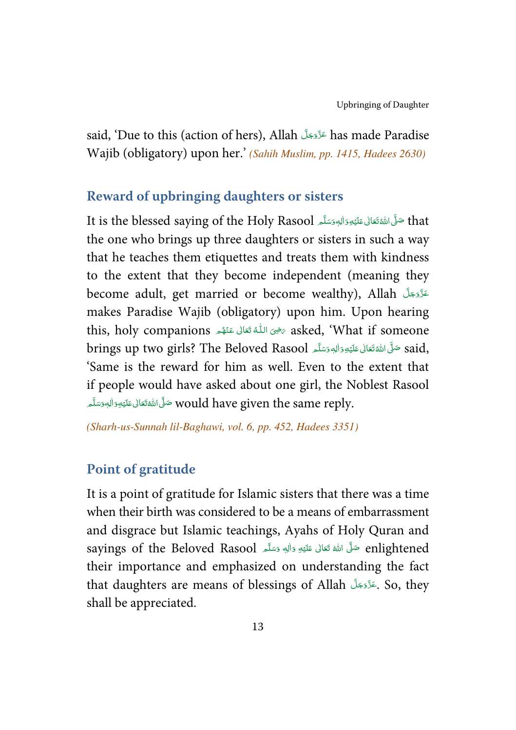said, 'Due to this (action of hers), Allah عَزَّوَجَلَّ has made Paradise Wajib (obligatory) upon her.' *(Sahih Muslim, pp. 1415, Hadees 2630)*

## Reward of upbringing daughters or sisters

It is the blessed saying of the Holy Rasool صَلَّى اللهُ تَعَالٰى عَلَيْهِ وَاٰلِهٖ وَسَلَّم that the one who brings up three daughters or sisters in such a way that he teaches them etiquettes and treats them with kindness to the extent that they become independent (meaning they become adult, get married or become wealthy), Allah عَزَّوَجَلَّ makes Paradise Wajib (obligatory) upon him. Upon hearing this, holy companions رَضِىَ اللّٰهُ تَعَالٰى عَنْهُم asked, 'What if someone brings up two girls? The Beloved Rasool صَلَّى اللهُ تَعَالٰى عَلَيْهِ وَاٰلِهٖ وَسَلَّم said, 'Same is the reward for him as well. Even to the extent that if people would have asked about one girl, the Noblest Rasool صَلَّى اللهُ تَعَالٰى عَلَيْهِ وَاٰلِهٖ وَسَلَّم would have given the same reply.

*(Sharh-us-Sunnah lil-Baghawi, vol. 6, pp. 452, Hadees 3351)*

## Point of gratitude

It is a point of gratitude for Islamic sisters that there was a time when their birth was considered to be a means of embarrassment and disgrace but Islamic teachings, Ayahs of Holy Quran and sayings of the Beloved Rasool صَلَّى اللهُ تَعَالٰى عَلَيْهِ وَاٰلِهٖ وَسَلَّم enlightened their importance and emphasized on understanding the fact that daughters are means of blessings of Allah عَزَّوَجَلَّ. So, they shall be appreciated.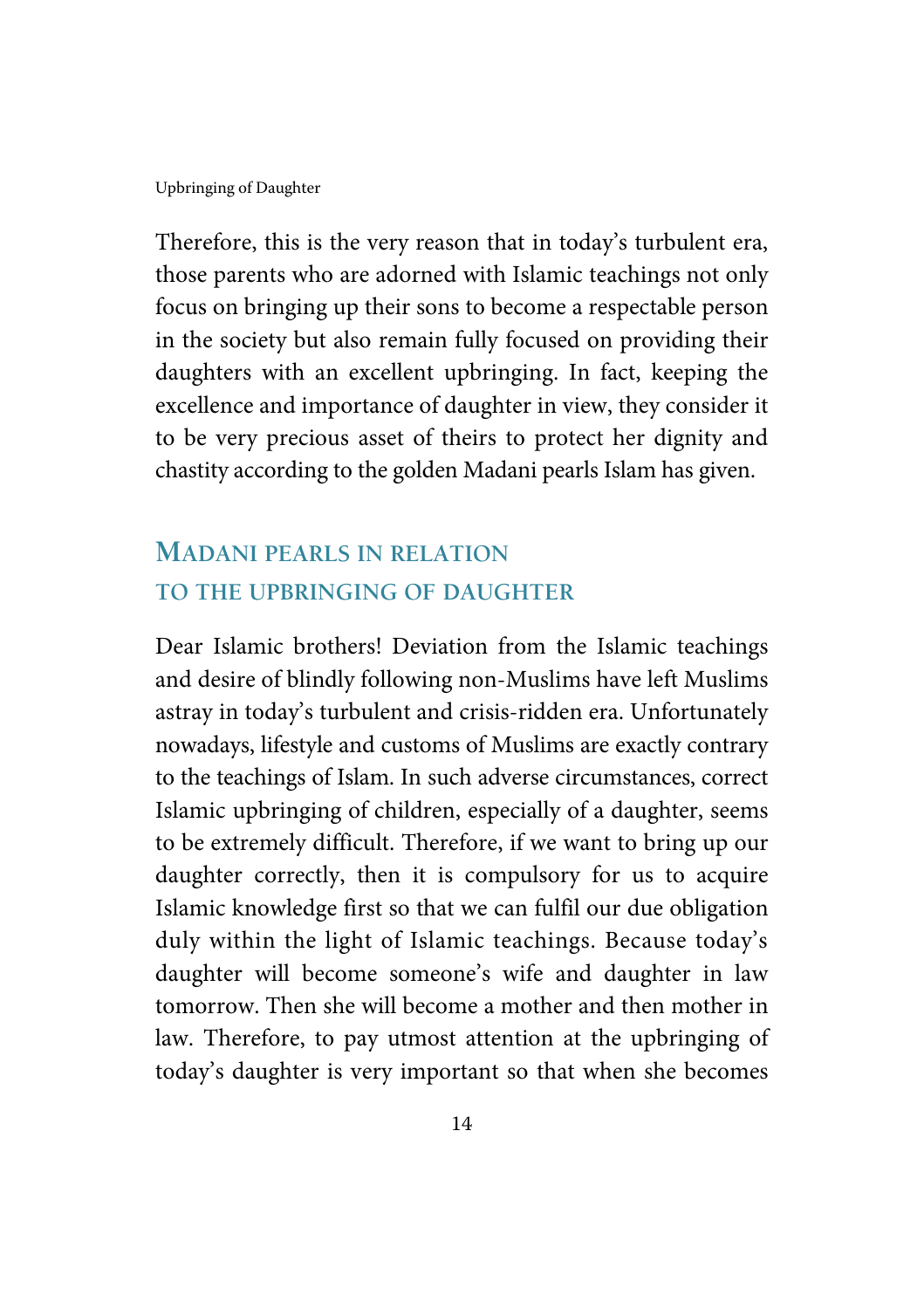Therefore, this is the very reason that in today's turbulent era, those parents who are adorned with Islamic teachings not only focus on bringing up their sons to become a respectable person in the society but also remain fully focused on providing their daughters with an excellent upbringing. In fact, keeping the excellence and importance of daughter in view, they consider it to be very precious asset of theirs to protect her dignity and chastity according to the golden Madani pearls Islam has given.

## Madani pearls in relation to the upbringing of daughter

Dear Islamic brothers! Deviation from the Islamic teachings and desire of blindly following non-Muslims have left Muslims astray in today's turbulent and crisis-ridden era. Unfortunately nowadays, lifestyle and customs of Muslims are exactly contrary to the teachings of Islam. In such adverse circumstances, correct Islamic upbringing of children, especially of a daughter, seems to be extremely difficult. Therefore, if we want to bring up our daughter correctly, then it is compulsory for us to acquire Islamic knowledge first so that we can fulfil our due obligation duly within the light of Islamic teachings. Because today's daughter will become someone's wife and daughter in law tomorrow. Then she will become a mother and then mother in law. Therefore, to pay utmost attention at the upbringing of today's daughter is very important so that when she becomes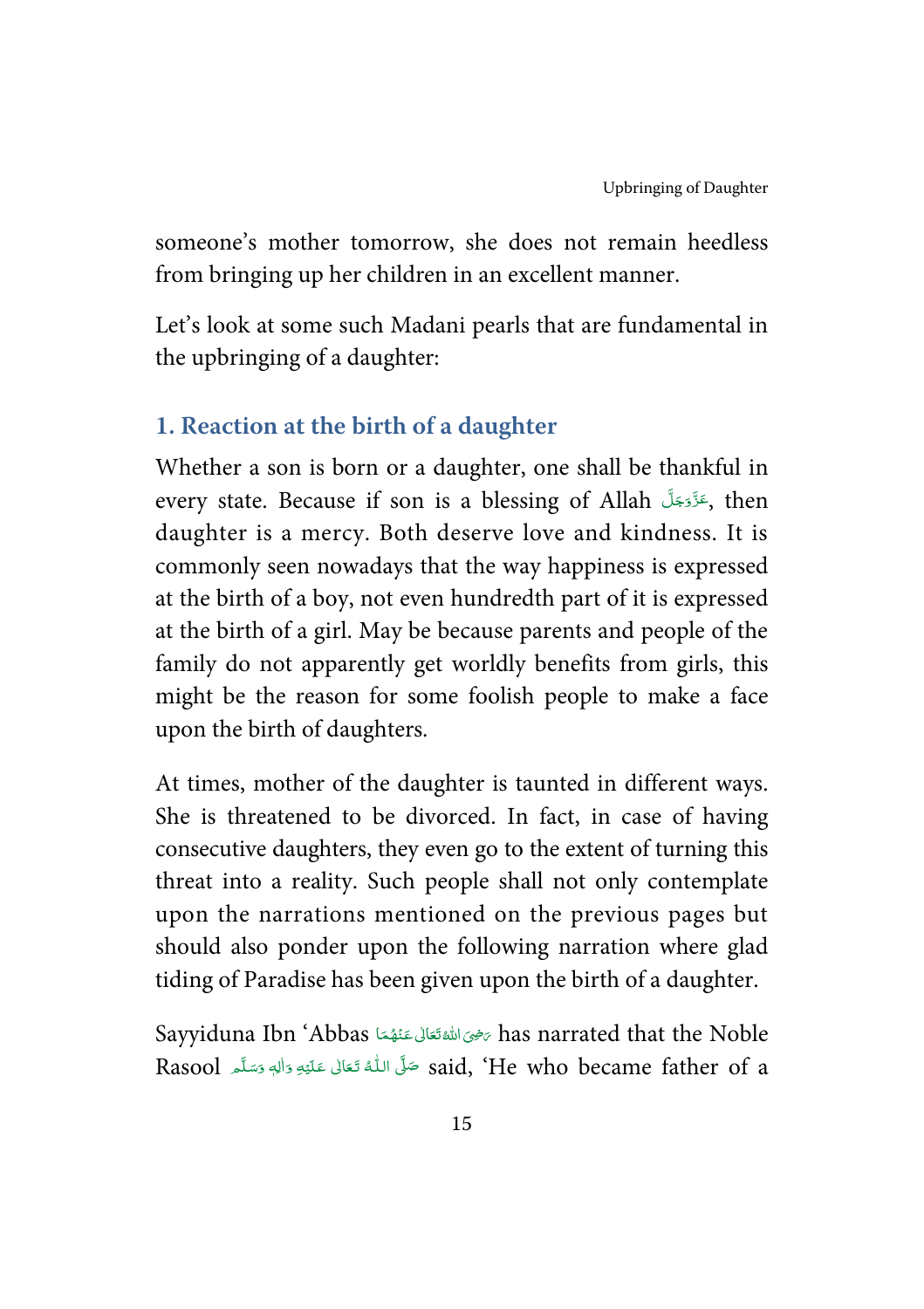someone's mother tomorrow, she does not remain heedless from bringing up her children in an excellent manner.

Let's look at some such Madani pearls that are fundamental in the upbringing of a daughter:

### 1. Reaction at the birth of a daughter

Whether a son is born or a daughter, one shall be thankful in every state. Because if son is a blessing of Allah عَزَّوَجَلَّ, then daughter is a mercy. Both deserve love and kindness. It is commonly seen nowadays that the way happiness is expressed at the birth of a boy, not even hundredth part of it is expressed at the birth of a girl. May be because parents and people of the family do not apparently get worldly benefits from girls, this might be the reason for some foolish people to make a face upon the birth of daughters.

At times, mother of the daughter is taunted in different ways. She is threatened to be divorced. In fact, in case of having consecutive daughters, they even go to the extent of turning this threat into a reality. Such people shall not only contemplate upon the narrations mentioned on the previous pages but should also ponder upon the following narration where glad tiding of Paradise has been given upon the birth of a daughter.

Sayyiduna Ibn 'Abbas رَضِیَ اللهُ تَعَالٰی عَنْهُمَا has narrated that the Noble Rasool صَلَّى اللّٰهُ تَعَالٰى عَلَيْهِ وَاٰلِهٖ وَسَلَّم said, 'He who became father of a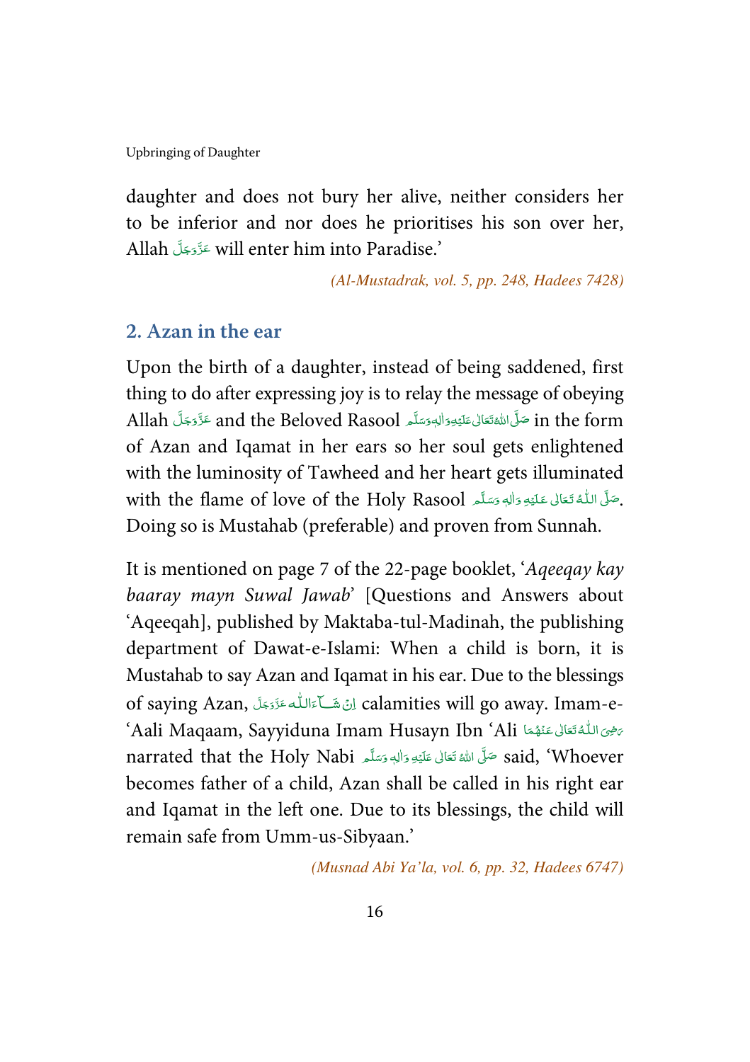daughter and does not bury her alive, neither considers her to be inferior and nor does he prioritises his son over her, Allah عَزَّوَجَلَّ will enter him into Paradise.'

*(Al-Mustadrak, vol. 5, pp. 248, Hadees 7428)*

## 2. Azan in the ear

Upon the birth of a daughter, instead of being saddened, first thing to do after expressing joy is to relay the message of obeying Allah عَزَّوَجَلَّ and the Beloved Rasool صَلَّى اللهُ تَعَالٰى عَلَيْهِ وَاٰلِهٖ وَسَلَّم in the form of Azan and Iqamat in her ears so her soul gets enlightened with the luminosity of Tawheed and her heart gets illuminated with the flame of love of the Holy Rasool صَلَّى اللّٰهُ تَعَالٰى عَلَيْهِ وَاٰلِهٖ وَسَلَّم. Doing so is Mustahab (preferable) and proven from Sunnah.

It is mentioned on page 7 of the 22-page booklet, '*Aqeeqay kay baaray mayn Suwal Jawab*' [Questions and Answers about 'Aqeeqah], published by Maktaba-tul-Madinah, the publishing department of Dawat-e-Islami: When a child is born, it is Mustahab to say Azan and Iqamat in his ear. Due to the blessings of saying Azan, اِنْ شَآءَاللّٰہ عَزَّوَجَلَّ calamities will go away. Imam-e-'Aali Maqaam, Sayyiduna Imam Husayn Ibn 'Ali رَضِیَ اللّٰہُ تَعَالٰی عَنْہُمَا narrated that the Holy Nabi صَلَّى اللهُ تَعَالٰى عَلَيْهِ وَاٰلِهٖ وَسَلَّم said, 'Whoever becomes father of a child, Azan shall be called in his right ear and Iqamat in the left one. Due to its blessings, the child will remain safe from Umm-us-Sibyaan.'

*(Musnad Abi Ya'la, vol. 6, pp. 32, Hadees 6747)*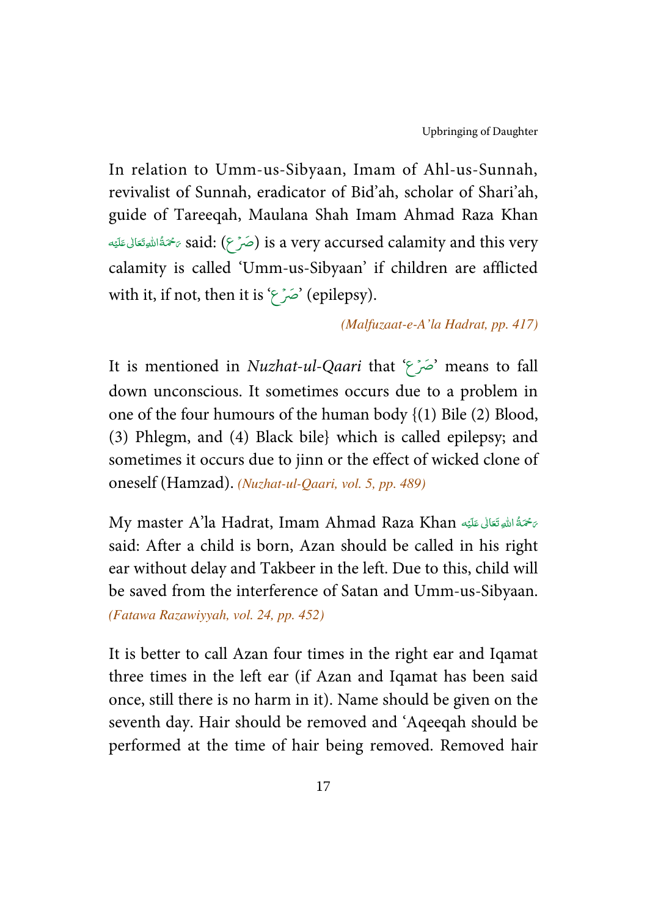In relation to Umm-us-Sibyaan, Imam of Ahl-us-Sunnah, revivalist of Sunnah, eradicator of Bid'ah, scholar of Shari'ah, guide of Tareeqah, Maulana Shah Imam Ahmad Raza Khan رَحْمَةُ اللهِ تَعَالٰی عَلَيْه said: (صَرْع) is a very accursed calamity and this very calamity is called 'Umm-us-Sibyaan' if children are afflicted with it, if not, then it is 'صَرْع' (epilepsy).

*(Malfuzaat-e-A'la Hadrat, pp. 417)*

It is mentioned in *Nuzhat-ul-Qaari* that 'صَرْع' means to fall down unconscious. It sometimes occurs due to a problem in one of the four humours of the human body {(1) Bile (2) Blood, (3) Phlegm, and (4) Black bile} which is called epilepsy; and sometimes it occurs due to jinn or the effect of wicked clone of oneself (Hamzad). *(Nuzhat-ul-Qaari, vol. 5, pp. 489)*

My master A'la Hadrat, Imam Ahmad Raza Khan رَحْمَةُ اللهِ تَعَالٰی عَلَيْه said: After a child is born, Azan should be called in his right ear without delay and Takbeer in the left. Due to this, child will be saved from the interference of Satan and Umm-us-Sibyaan. *(Fatawa Razawiyyah, vol. 24, pp. 452)*

It is better to call Azan four times in the right ear and Iqamat three times in the left ear (if Azan and Iqamat has been said once, still there is no harm in it). Name should be given on the seventh day. Hair should be removed and 'Aqeeqah should be performed at the time of hair being removed. Removed hair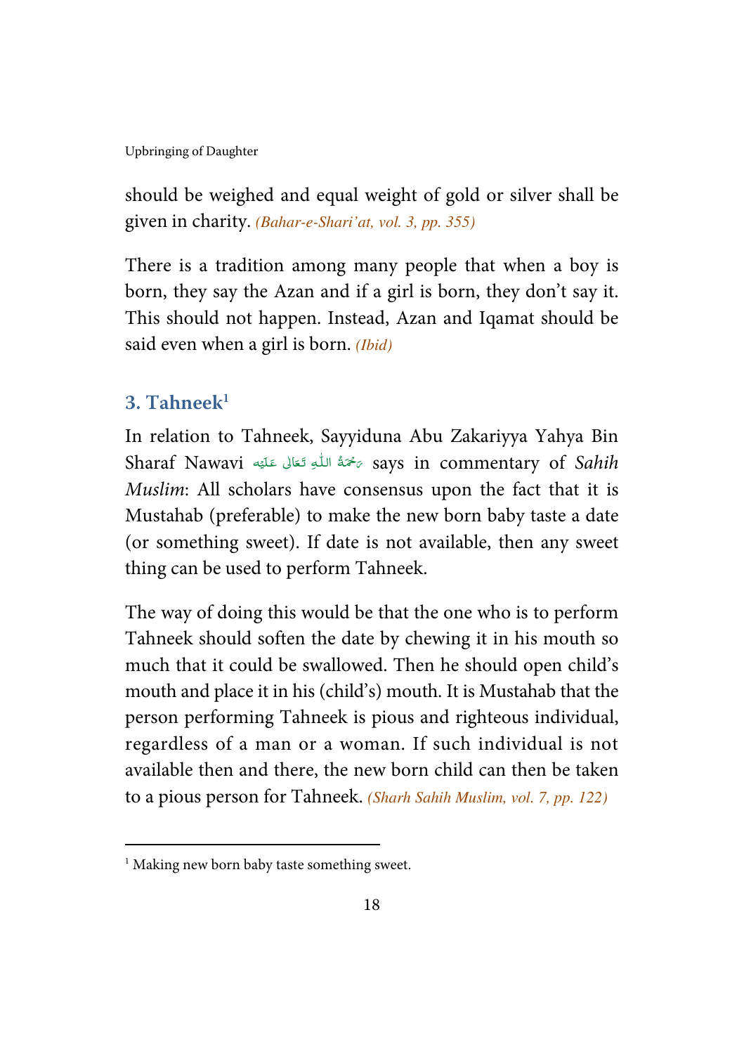should be weighed and equal weight of gold or silver shall be given in charity. *(Bahar-e-Shari'at, vol. 3, pp. 355)*

There is a tradition among many people that when a boy is born, they say the Azan and if a girl is born, they don't say it. This should not happen. Instead, Azan and Iqamat should be said even when a girl is born. *(Ibid)*

### 3. Tahneek[1]

In relation to Tahneek, Sayyiduna Abu Zakariyya Yahya Bin Sharaf Nawavi رَحْمَةُ اللّٰهِ تَعَالٰى عَلَيْه says in commentary of *Sahih Muslim*: All scholars have consensus upon the fact that it is Mustahab (preferable) to make the new born baby taste a date (or something sweet). If date is not available, then any sweet thing can be used to perform Tahneek.

The way of doing this would be that the one who is to perform Tahneek should soften the date by chewing it in his mouth so much that it could be swallowed. Then he should open child's mouth and place it in his (child's) mouth. It is Mustahab that the person performing Tahneek is pious and righteous individual, regardless of a man or a woman. If such individual is not available then and there, the new born child can then be taken to a pious person for Tahneek. *(Sharh Sahih Muslim, vol. 7, pp. 122)*

---

[1] Making new born baby taste something sweet.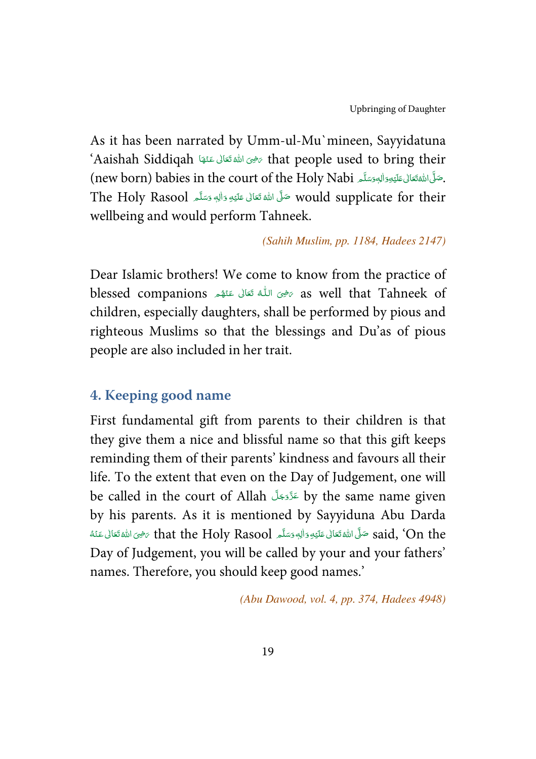As it has been narrated by Umm-ul-Mu`mineen, Sayyidatuna 'Aaishah Siddiqah رَضِیَ اللّٰہُ تَعَالٰی عَنْہَا that people used to bring their (new born) babies in the court of the Holy Nabi صَلَّی اللّٰہُ تَعَالٰی عَلَیْہِ وَاٰلِہٖ وَسَلَّم. The Holy Rasool صَلَّی اللّٰہُ تَعَالٰی عَلَیْہِ وَاٰلِہٖ وَسَلَّم would supplicate for their wellbeing and would perform Tahneek.

*(Sahih Muslim, pp. 1184, Hadees 2147)*

Dear Islamic brothers! We come to know from the practice of blessed companions رَضِیَ اللّٰہُ تَعَالٰی عَنْہُم as well that Tahneek of children, especially daughters, shall be performed by pious and righteous Muslims so that the blessings and Du'as of pious people are also included in her trait.

## 4. Keeping good name

First fundamental gift from parents to their children is that they give them a nice and blissful name so that this gift keeps reminding them of their parents' kindness and favours all their life. To the extent that even on the Day of Judgement, one will be called in the court of Allah عَزَّوَجَلَّ by the same name given by his parents. As it is mentioned by Sayyiduna Abu Darda رَضِیَ اللّٰہُ تَعَالٰی عَنْہُ that the Holy Rasool صَلَّی اللّٰہُ تَعَالٰی عَلَیْہِ وَاٰلِہٖ وَسَلَّم said, 'On the Day of Judgement, you will be called by your and your fathers' names. Therefore, you should keep good names.'

*(Abu Dawood, vol. 4, pp. 374, Hadees 4948)*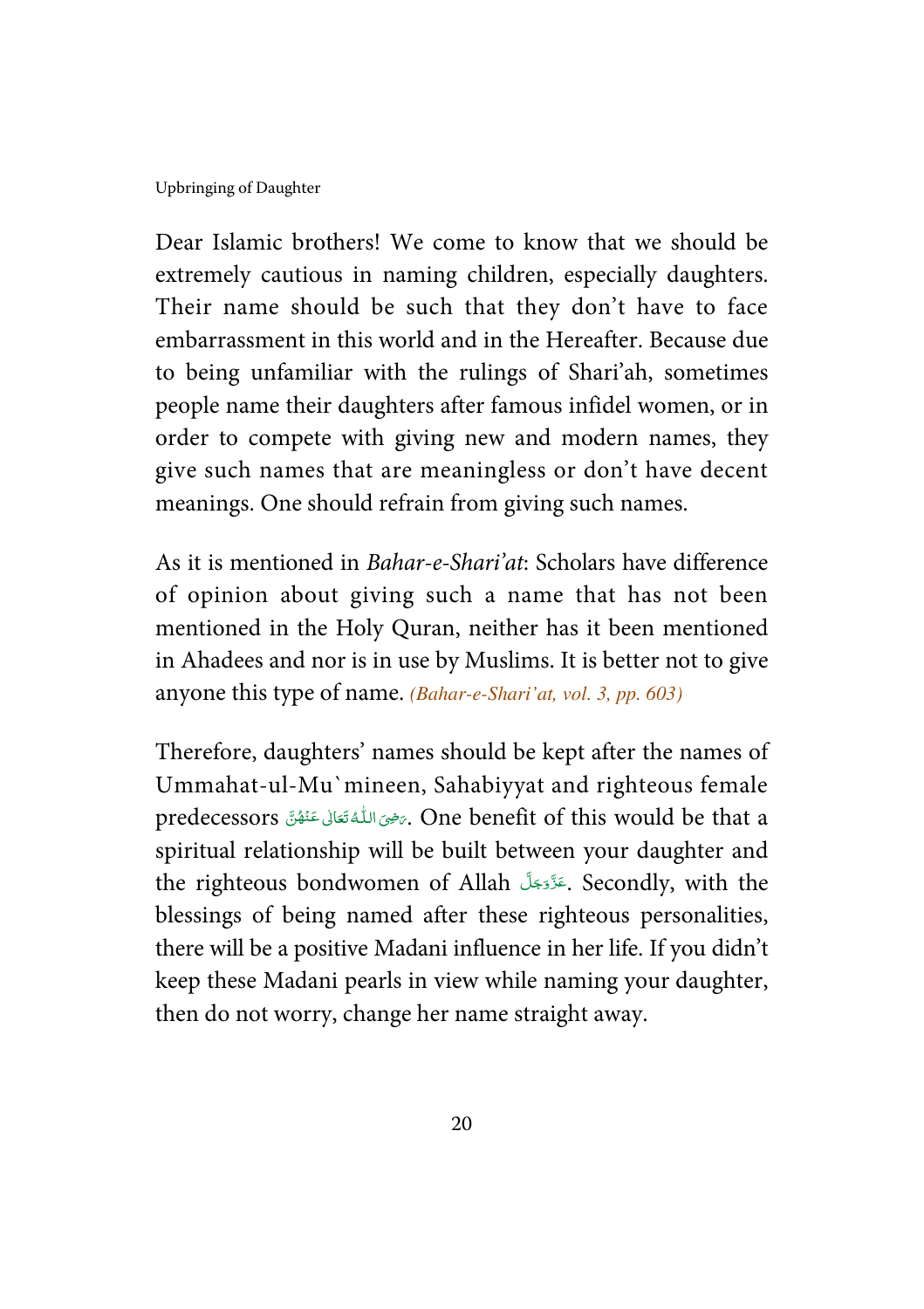Dear Islamic brothers! We come to know that we should be extremely cautious in naming children, especially daughters. Their name should be such that they don't have to face embarrassment in this world and in the Hereafter. Because due to being unfamiliar with the rulings of Shari'ah, sometimes people name their daughters after famous infidel women, or in order to compete with giving new and modern names, they give such names that are meaningless or don't have decent meanings. One should refrain from giving such names.

As it is mentioned in *Bahar-e-Shari'at*: Scholars have difference of opinion about giving such a name that has not been mentioned in the Holy Quran, neither has it been mentioned in Ahadees and nor is in use by Muslims. It is better not to give anyone this type of name. *(Bahar-e-Shari'at, vol. 3, pp. 603)*

Therefore, daughters' names should be kept after the names of Ummahat-ul-Mu`mineen, Sahabiyyat and righteous female predecessors رَضِیَ اللّٰہُ تَعَالٰی عَنۡہُنَّ. One benefit of this would be that a spiritual relationship will be built between your daughter and the righteous bondwomen of Allah عَزَّوَجَلَّ. Secondly, with the blessings of being named after these righteous personalities, there will be a positive Madani influence in her life. If you didn't keep these Madani pearls in view while naming your daughter, then do not worry, change her name straight away.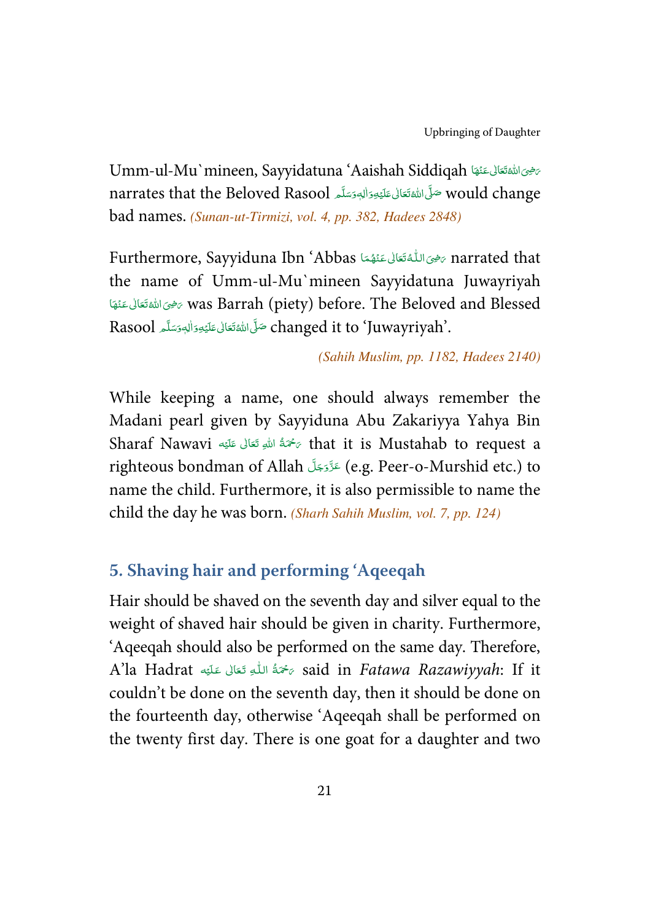Umm-ul-Mu`mineen, Sayyidatuna 'Aaishah Siddiqah رَضِىَ اللهُ تَعَالٰى عَنْهَا narrates that the Beloved Rasool صَلَّى اللهُ تَعَالٰى عَلَيْهِ وَاٰلِهٖ وَسَلَّم would change bad names. *(Sunan-ut-Tirmizi, vol. 4, pp. 382, Hadees 2848)*

Furthermore, Sayyiduna Ibn 'Abbas رَضِىَ اللّٰهُ تَعَالٰى عَنْهُمَا narrated that the name of Umm-ul-Mu`mineen Sayyidatuna Juwayriyah رَضِىَ اللهُ تَعَالٰى عَنْهَا was Barrah (piety) before. The Beloved and Blessed Rasool صَلَّى اللهُ تَعَالٰى عَلَيْهِ وَاٰلِهٖ وَسَلَّم changed it to 'Juwayriyah'.

*(Sahih Muslim, pp. 1182, Hadees 2140)*

While keeping a name, one should always remember the Madani pearl given by Sayyiduna Abu Zakariyya Yahya Bin Sharaf Nawavi رَحْمَةُ اللهِ تَعَالٰى عَلَيْه that it is Mustahab to request a righteous bondman of Allah عَزَّوَجَلَّ (e.g. Peer-o-Murshid etc.) to name the child. Furthermore, it is also permissible to name the child the day he was born. *(Sharh Sahih Muslim, vol. 7, pp. 124)*

## 5. Shaving hair and performing 'Aqeeqah

Hair should be shaved on the seventh day and silver equal to the weight of shaved hair should be given in charity. Furthermore, 'Aqeeqah should also be performed on the same day. Therefore, A'la Hadrat رَحْمَةُ اللّٰهِ تَعَالٰى عَلَيْه said in *Fatawa Razawiyyah*: If it couldn't be done on the seventh day, then it should be done on the fourteenth day, otherwise 'Aqeeqah shall be performed on the twenty first day. There is one goat for a daughter and two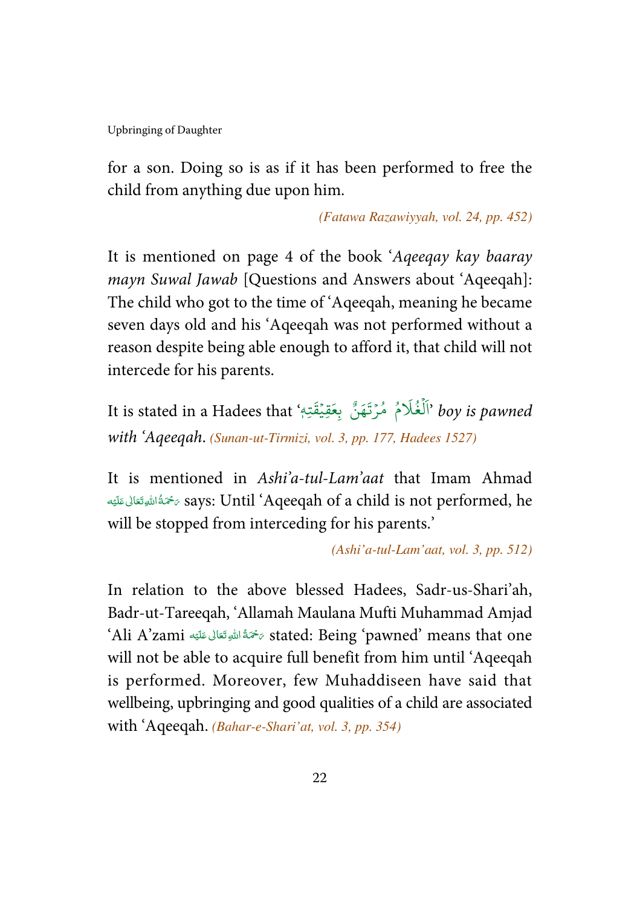for a son. Doing so is as if it has been performed to free the child from anything due upon him.

*(Fatawa Razawiyyah, vol. 24, pp. 452)*

It is mentioned on page 4 of the book '*Aqeeqay kay baaray mayn Suwal Jawab* [Questions and Answers about 'Aqeeqah]: The child who got to the time of 'Aqeeqah, meaning he became seven days old and his 'Aqeeqah was not performed without a reason despite being able enough to afford it, that child will not intercede for his parents.

It is stated in a Hadees that 'اَلْغُلَامُ مُرْتَهَنٌ بِعَقِيْقَتِهٖ' *boy is pawned with 'Aqeeqah.* *(Sunan-ut-Tirmizi, vol. 3, pp. 177, Hadees 1527)*

It is mentioned in *Ashi'a-tul-Lam'aat* that Imam Ahmad رَحْمَةُ اللهِ تَعَالٰى عَلَيْه says: Until 'Aqeeqah of a child is not performed, he will be stopped from interceding for his parents.'

*(Ashi'a-tul-Lam'aat, vol. 3, pp. 512)*

In relation to the above blessed Hadees, Sadr-us-Shari'ah, Badr-ut-Tareeqah, 'Allamah Maulana Mufti Muhammad Amjad 'Ali A'zami رَحْمَةُ اللهِ تَعَالٰى عَلَيْه stated: Being 'pawned' means that one will not be able to acquire full benefit from him until 'Aqeeqah is performed. Moreover, few Muhaddiseen have said that wellbeing, upbringing and good qualities of a child are associated with 'Aqeeqah. *(Bahar-e-Shari'at, vol. 3, pp. 354)*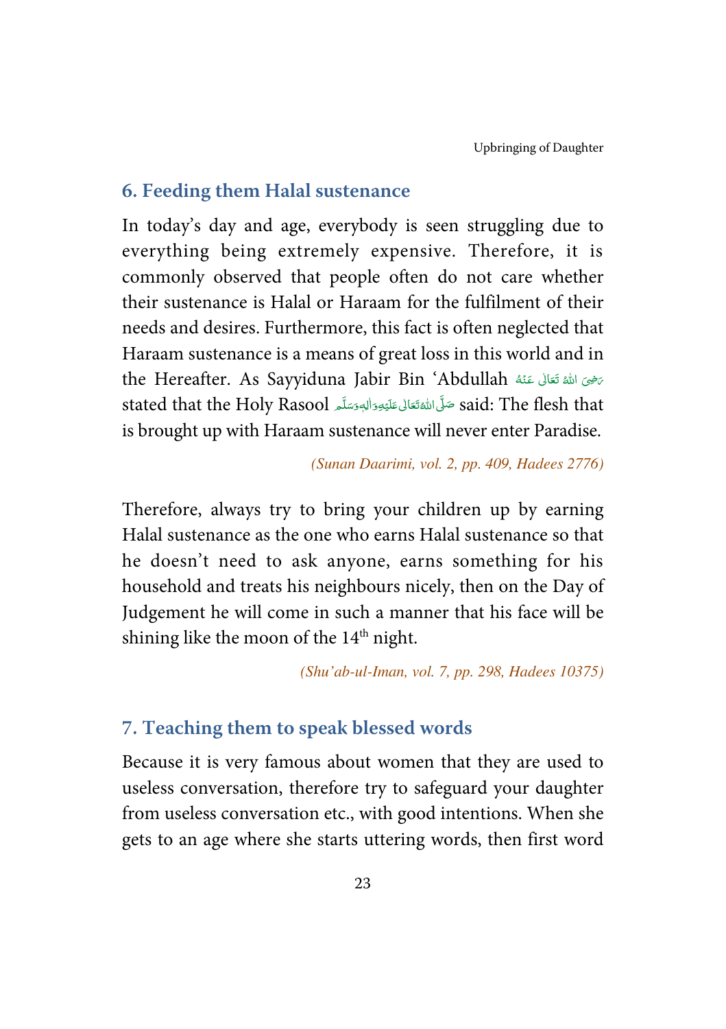## 6. Feeding them Halal sustenance

In today's day and age, everybody is seen struggling due to everything being extremely expensive. Therefore, it is commonly observed that people often do not care whether their sustenance is Halal or Haraam for the fulfilment of their needs and desires. Furthermore, this fact is often neglected that Haraam sustenance is a means of great loss in this world and in the Hereafter. As Sayyiduna Jabir Bin 'Abdullah رَضِیَ اللّٰہُ تَعَالٰی عَنْہُ stated that the Holy Rasool صَلَّی اللّٰہُ تَعَالٰی عَلَیْہِ وَاٰلِہٖ وَسَلَّم said: The flesh that is brought up with Haraam sustenance will never enter Paradise.

*(Sunan Daarimi, vol. 2, pp. 409, Hadees 2776)*

Therefore, always try to bring your children up by earning Halal sustenance as the one who earns Halal sustenance so that he doesn't need to ask anyone, earns something for his household and treats his neighbours nicely, then on the Day of Judgement he will come in such a manner that his face will be shining like the moon of the 14th night.

*(Shu'ab-ul-Iman, vol. 7, pp. 298, Hadees 10375)*

## 7. Teaching them to speak blessed words

Because it is very famous about women that they are used to useless conversation, therefore try to safeguard your daughter from useless conversation etc., with good intentions. When she gets to an age where she starts uttering words, then first word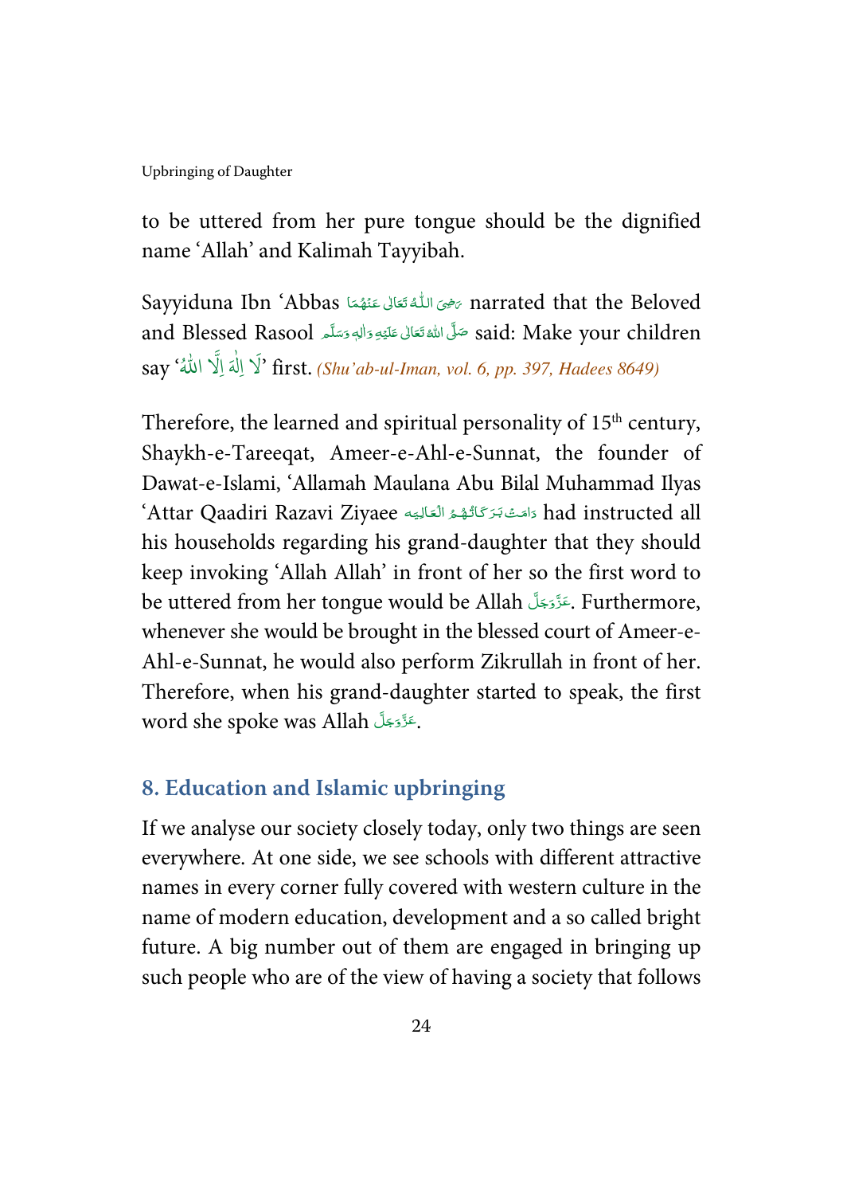to be uttered from her pure tongue should be the dignified name 'Allah' and Kalimah Tayyibah.

Sayyiduna Ibn 'Abbas رَضِیَ اللّٰہُ تَعَالٰی عَنْہُمَا narrated that the Beloved and Blessed Rasool صَلَّی اللہُ تَعَالٰی عَلَیْہِ وَاٰلِہٖ وَسَلَّم said: Make your children say 'لَا اِلٰهَ اِلَّا اللّٰهُ' first. *(Shu'ab-ul-Iman, vol. 6, pp. 397, Hadees 8649)*

Therefore, the learned and spiritual personality of 15th century, Shaykh-e-Tareeqat, Ameer-e-Ahl-e-Sunnat, the founder of Dawat-e-Islami, 'Allamah Maulana Abu Bilal Muhammad Ilyas 'Attar Qaadiri Razavi Ziyaee دَامَتْ بَرَکَاتُہُمُ الْعَالِیَہ had instructed all his households regarding his grand-daughter that they should keep invoking 'Allah Allah' in front of her so the first word to be uttered from her tongue would be Allah عَزَّوَجَلَّ. Furthermore, whenever she would be brought in the blessed court of Ameer-e-Ahl-e-Sunnat, he would also perform Zikrullah in front of her. Therefore, when his grand-daughter started to speak, the first word she spoke was Allah عَزَّوَجَلَّ.

## 8. Education and Islamic upbringing

If we analyse our society closely today, only two things are seen everywhere. At one side, we see schools with different attractive names in every corner fully covered with western culture in the name of modern education, development and a so called bright future. A big number out of them are engaged in bringing up such people who are of the view of having a society that follows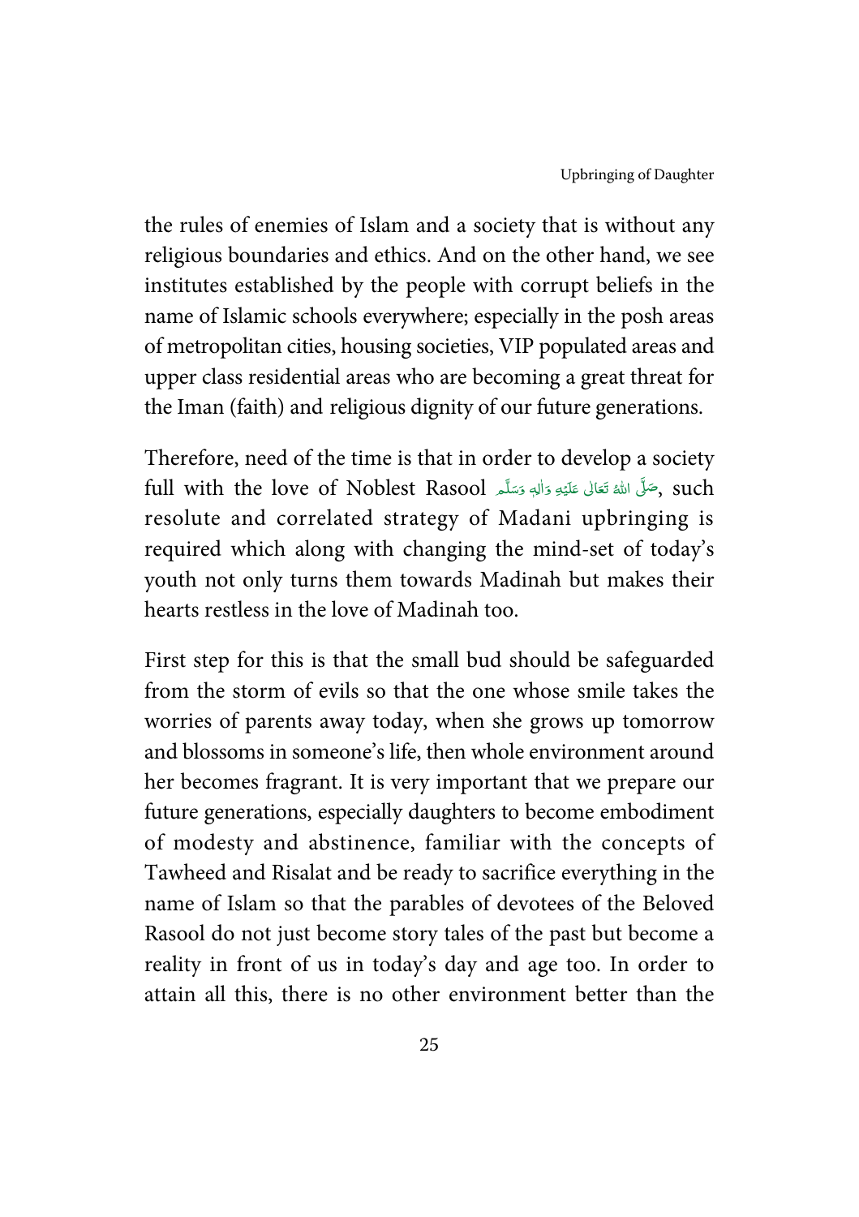the rules of enemies of Islam and a society that is without any religious boundaries and ethics. And on the other hand, we see institutes established by the people with corrupt beliefs in the name of Islamic schools everywhere; especially in the posh areas of metropolitan cities, housing societies, VIP populated areas and upper class residential areas who are becoming a great threat for the Iman (faith) and religious dignity of our future generations.

Therefore, need of the time is that in order to develop a society full with the love of Noblest Rasool صَلَّى اللّٰهُ تَعَالٰى عَلَيْهِ وَاٰلِهٖ وَسَلَّم, such resolute and correlated strategy of Madani upbringing is required which along with changing the mind-set of today's youth not only turns them towards Madinah but makes their hearts restless in the love of Madinah too.

First step for this is that the small bud should be safeguarded from the storm of evils so that the one whose smile takes the worries of parents away today, when she grows up tomorrow and blossoms in someone's life, then whole environment around her becomes fragrant. It is very important that we prepare our future generations, especially daughters to become embodiment of modesty and abstinence, familiar with the concepts of Tawheed and Risalat and be ready to sacrifice everything in the name of Islam so that the parables of devotees of the Beloved Rasool do not just become story tales of the past but become a reality in front of us in today's day and age too. In order to attain all this, there is no other environment better than the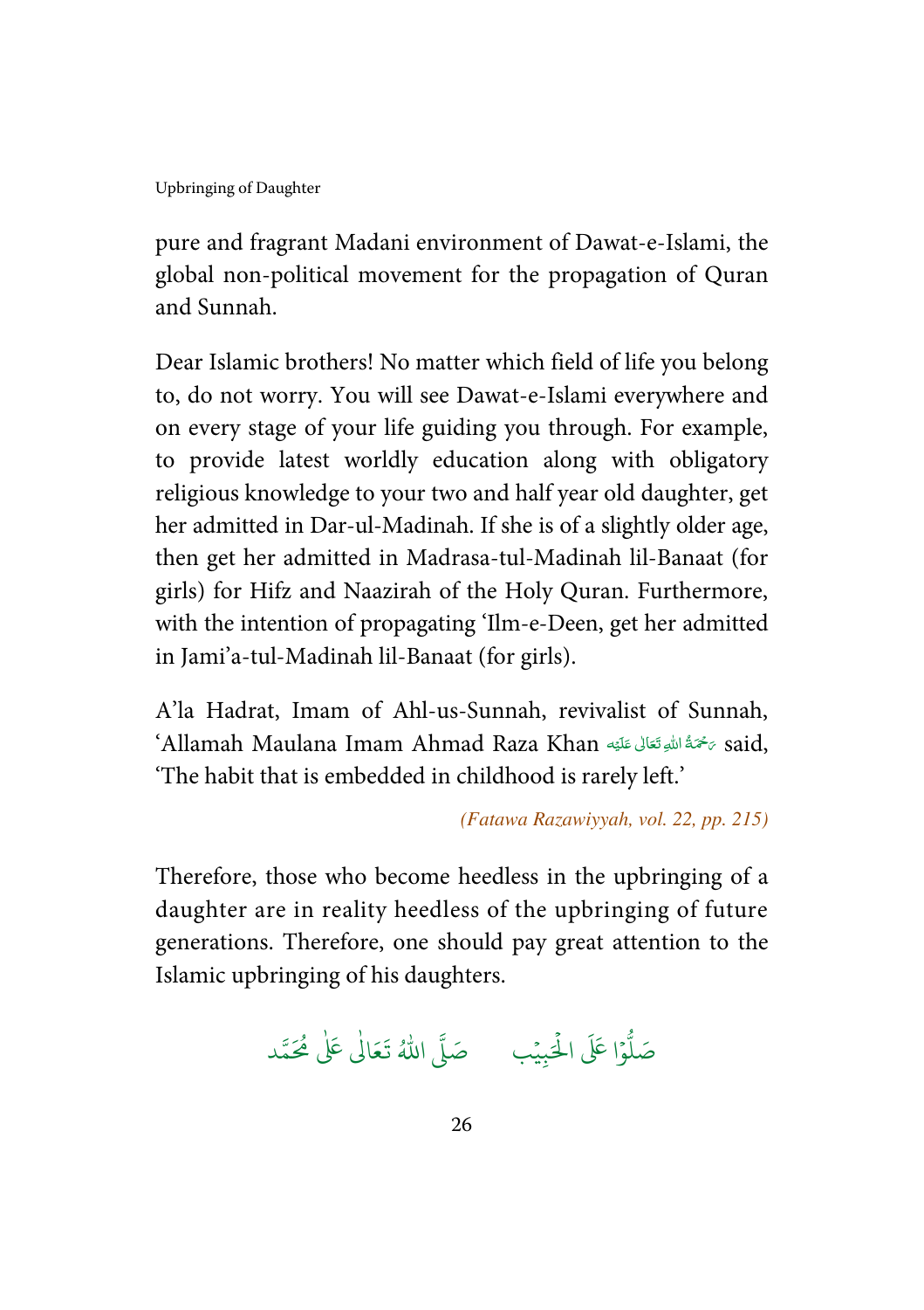pure and fragrant Madani environment of Dawat-e-Islami, the global non-political movement for the propagation of Quran and Sunnah.

Dear Islamic brothers! No matter which field of life you belong to, do not worry. You will see Dawat-e-Islami everywhere and on every stage of your life guiding you through. For example, to provide latest worldly education along with obligatory religious knowledge to your two and half year old daughter, get her admitted in Dar-ul-Madinah. If she is of a slightly older age, then get her admitted in Madrasa-tul-Madinah lil-Banaat (for girls) for Hifz and Naazirah of the Holy Quran. Furthermore, with the intention of propagating 'Ilm-e-Deen, get her admitted in Jami'a-tul-Madinah lil-Banaat (for girls).

A'la Hadrat, Imam of Ahl-us-Sunnah, revivalist of Sunnah, 'Allamah Maulana Imam Ahmad Raza Khan رَحْمَةُ اللهِ تَعَالٰی عَلَيْه said, 'The habit that is embedded in childhood is rarely left.'

*(Fatawa Razawiyyah, vol. 22, pp. 215)*

Therefore, those who become heedless in the upbringing of a daughter are in reality heedless of the upbringing of future generations. Therefore, one should pay great attention to the Islamic upbringing of his daughters.

صَلُّوْا عَلَى الْحَبِيْب　صَلَّى اللهُ تَعَالٰى عَلٰى مُحَمَّد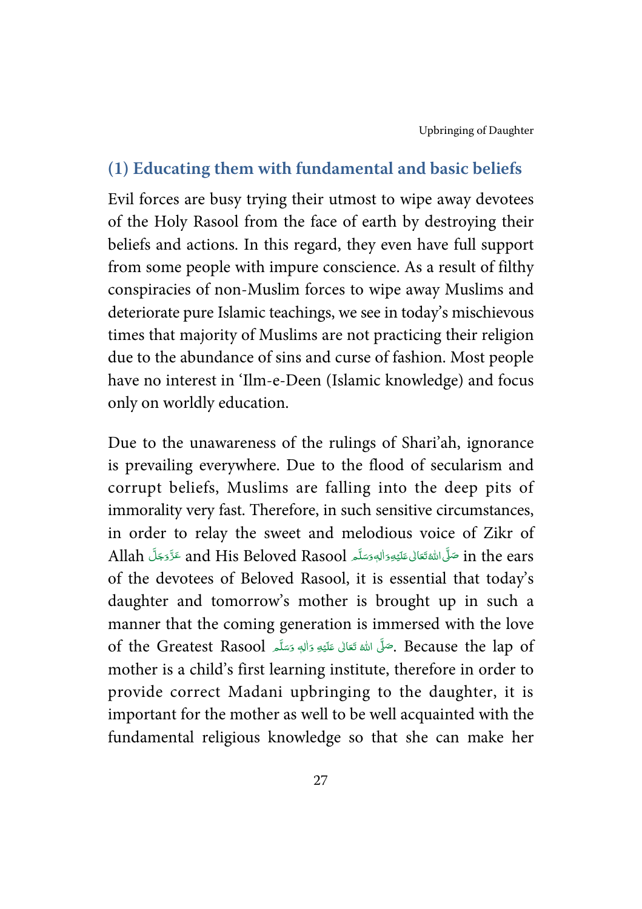## (1) Educating them with fundamental and basic beliefs

Evil forces are busy trying their utmost to wipe away devotees of the Holy Rasool from the face of earth by destroying their beliefs and actions. In this regard, they even have full support from some people with impure conscience. As a result of filthy conspiracies of non-Muslim forces to wipe away Muslims and deteriorate pure Islamic teachings, we see in today's mischievous times that majority of Muslims are not practicing their religion due to the abundance of sins and curse of fashion. Most people have no interest in 'Ilm-e-Deen (Islamic knowledge) and focus only on worldly education.

Due to the unawareness of the rulings of Shari'ah, ignorance is prevailing everywhere. Due to the flood of secularism and corrupt beliefs, Muslims are falling into the deep pits of immorality very fast. Therefore, in such sensitive circumstances, in order to relay the sweet and melodious voice of Zikr of Allah عَزَّوَجَلَّ and His Beloved Rasool صَلَّى اللهُ تَعَالٰى عَلَيْهِ وَاٰلِهٖ وَسَلَّم in the ears of the devotees of Beloved Rasool, it is essential that today's daughter and tomorrow's mother is brought up in such a manner that the coming generation is immersed with the love of the Greatest Rasool صَلَّى اللهُ تَعَالٰى عَلَيْهِ وَاٰلِهٖ وَسَلَّم. Because the lap of mother is a child's first learning institute, therefore in order to provide correct Madani upbringing to the daughter, it is important for the mother as well to be well acquainted with the fundamental religious knowledge so that she can make her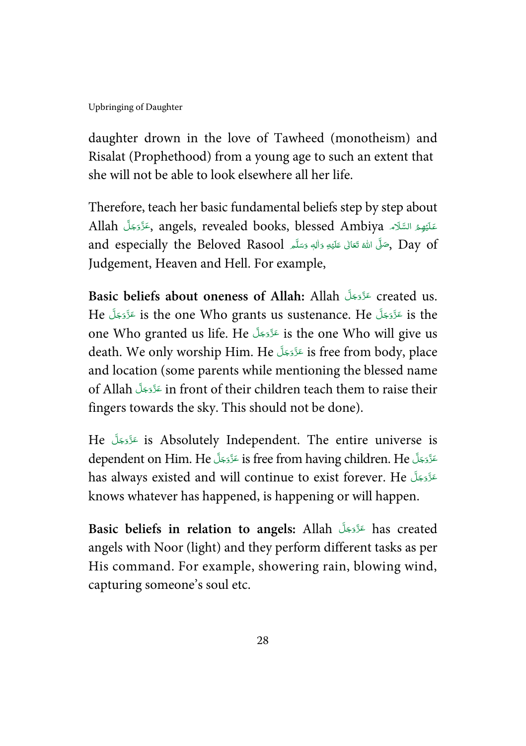daughter drown in the love of Tawheed (monotheism) and Risalat (Prophethood) from a young age to such an extent that she will not be able to look elsewhere all her life.

Therefore, teach her basic fundamental beliefs step by step about Allah عَزَّوَجَلَّ, angels, revealed books, blessed Ambiya عَلَيْهِمُ السَّلَام and especially the Beloved Rasool صَلَّى اللهُ تَعَالٰى عَلَيْهِ وَاٰلِهٖ وَسَلَّم, Day of Judgement, Heaven and Hell. For example,

**Basic beliefs about oneness of Allah:** Allah عَزَّوَجَلَّ created us. He عَزَّوَجَلَّ is the one Who grants us sustenance. He عَزَّوَجَلَّ is the one Who granted us life. He عَزَّوَجَلَّ is the one Who will give us death. We only worship Him. He عَزَّوَجَلَّ is free from body, place and location (some parents while mentioning the blessed name of Allah عَزَّوَجَلَّ in front of their children teach them to raise their fingers towards the sky. This should not be done).

He عَزَّوَجَلَّ is Absolutely Independent. The entire universe is dependent on Him. He عَزَّوَجَلَّ is free from having children. He عَزَّوَجَلَّ has always existed and will continue to exist forever. He عَزَّوَجَلَّ knows whatever has happened, is happening or will happen.

**Basic beliefs in relation to angels:** Allah عَزَّوَجَلَّ has created angels with Noor (light) and they perform different tasks as per His command. For example, showering rain, blowing wind, capturing someone's soul etc.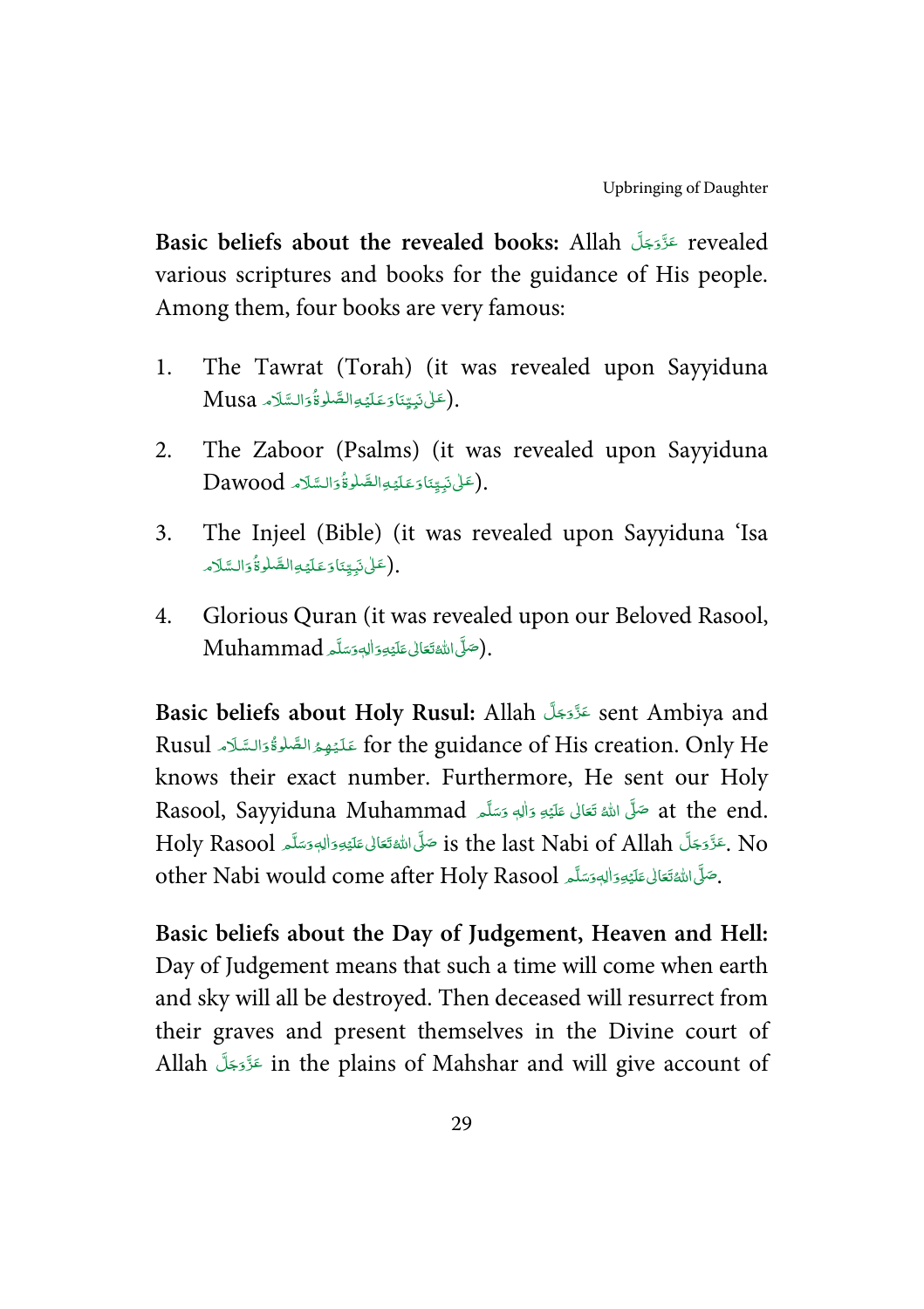**Basic beliefs about the revealed books:** Allah عَزَّوَجَلَّ revealed various scriptures and books for the guidance of His people. Among them, four books are very famous:

1. The Tawrat (Torah) (it was revealed upon Sayyiduna Musa عَلٰى نَبِيِّنَا وَعَلَيْهِ الصَّلٰوةُ وَالسَّلَام).
2. The Zaboor (Psalms) (it was revealed upon Sayyiduna Dawood عَلٰى نَبِيِّنَا وَعَلَيْهِ الصَّلٰوةُ وَالسَّلَام).
3. The Injeel (Bible) (it was revealed upon Sayyiduna 'Isa عَلٰى نَبِيِّنَا وَعَلَيْهِ الصَّلٰوةُ وَالسَّلَام).
4. Glorious Quran (it was revealed upon our Beloved Rasool, Muhammad صَلَّى اللهُ تَعَالٰى عَلَيْهِ وَاٰلِهٖ وَسَلَّم).

**Basic beliefs about Holy Rusul:** Allah عَزَّوَجَلَّ sent Ambiya and Rusul عَلَيْهِمُ الصَّلٰوةُ وَالسَّلَام for the guidance of His creation. Only He knows their exact number. Furthermore, He sent our Holy Rasool, Sayyiduna Muhammad صَلَّى اللهُ تَعَالٰى عَلَيْهِ وَاٰلِهٖ وَسَلَّم at the end. Holy Rasool صَلَّى اللهُ تَعَالٰى عَلَيْهِ وَاٰلِهٖ وَسَلَّم is the last Nabi of Allah عَزَّوَجَلَّ. No other Nabi would come after Holy Rasool صَلَّى اللهُ تَعَالٰى عَلَيْهِ وَاٰلِهٖ وَسَلَّم.

**Basic beliefs about the Day of Judgement, Heaven and Hell:** Day of Judgement means that such a time will come when earth and sky will all be destroyed. Then deceased will resurrect from their graves and present themselves in the Divine court of Allah عَزَّوَجَلَّ in the plains of Mahshar and will give account of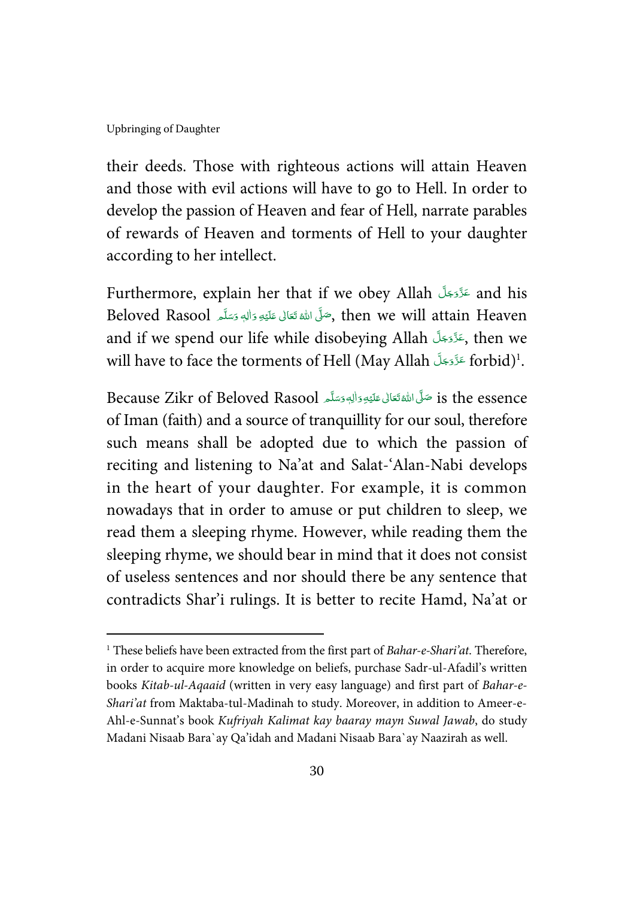their deeds. Those with righteous actions will attain Heaven and those with evil actions will have to go to Hell. In order to develop the passion of Heaven and fear of Hell, narrate parables of rewards of Heaven and torments of Hell to your daughter according to her intellect.

Furthermore, explain her that if we obey Allah عَزَّوَجَلَّ and his Beloved Rasool صَلَّى اللهُ تَعَالٰى عَلَيْهِ وَاٰلِهٖ وَسَلَّم, then we will attain Heaven and if we spend our life while disobeying Allah عَزَّوَجَلَّ, then we will have to face the torments of Hell (May Allah عَزَّوَجَلَّ forbid)[1].

Because Zikr of Beloved Rasool صَلَّى اللهُ تَعَالٰى عَلَيْهِ وَاٰلِهٖ وَسَلَّم is the essence of Iman (faith) and a source of tranquillity for our soul, therefore such means shall be adopted due to which the passion of reciting and listening to Na'at and Salat-'Alan-Nabi develops in the heart of your daughter. For example, it is common nowadays that in order to amuse or put children to sleep, we read them a sleeping rhyme. However, while reading them the sleeping rhyme, we should bear in mind that it does not consist of useless sentences and nor should there be any sentence that contradicts Shar'i rulings. It is better to recite Hamd, Na'at or

---

[1] These beliefs have been extracted from the first part of *Bahar-e-Shari'at*. Therefore, in order to acquire more knowledge on beliefs, purchase Sadr-ul-Afadil's written books *Kitab-ul-Aqaaid* (written in very easy language) and first part of *Bahar-e-Shari'at* from Maktaba-tul-Madinah to study. Moreover, in addition to Ameer-e-Ahl-e-Sunnat's book *Kufriyah Kalimat kay baaray mayn Suwal Jawab*, do study Madani Nisaab Bara`ay Qa'idah and Madani Nisaab Bara`ay Naazirah as well.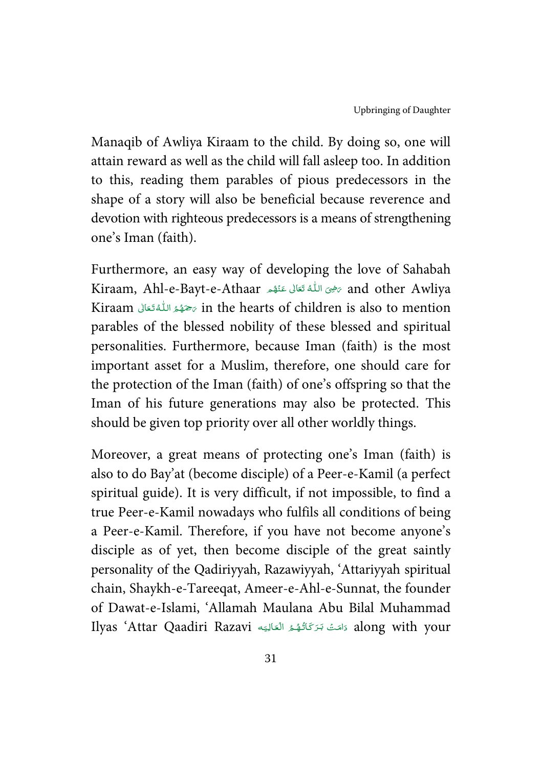Manaqib of Awliya Kiraam to the child. By doing so, one will attain reward as well as the child will fall asleep too. In addition to this, reading them parables of pious predecessors in the shape of a story will also be beneficial because reverence and devotion with righteous predecessors is a means of strengthening one's Iman (faith).

Furthermore, an easy way of developing the love of Sahabah Kiraam, Ahl-e-Bayt-e-Athaar رَضِیَ اللّٰہُ تَعَالٰی عَنۡھُم and other Awliya Kiraam رَحِمَہُمُ اللّٰہُ تَعَالٰی in the hearts of children is also to mention parables of the blessed nobility of these blessed and spiritual personalities. Furthermore, because Iman (faith) is the most important asset for a Muslim, therefore, one should care for the protection of the Iman (faith) of one's offspring so that the Iman of his future generations may also be protected. This should be given top priority over all other worldly things.

Moreover, a great means of protecting one's Iman (faith) is also to do Bay'at (become disciple) of a Peer-e-Kamil (a perfect spiritual guide). It is very difficult, if not impossible, to find a true Peer-e-Kamil nowadays who fulfils all conditions of being a Peer-e-Kamil. Therefore, if you have not become anyone's disciple as of yet, then become disciple of the great saintly personality of the Qadiriyyah, Razawiyyah, 'Attariyyah spiritual chain, Shaykh-e-Tareeqat, Ameer-e-Ahl-e-Sunnat, the founder of Dawat-e-Islami, 'Allamah Maulana Abu Bilal Muhammad Ilyas 'Attar Qaadiri Razavi دَامَتۡ بَرَکَاتُہُمُ الۡعَالِیَہ along with your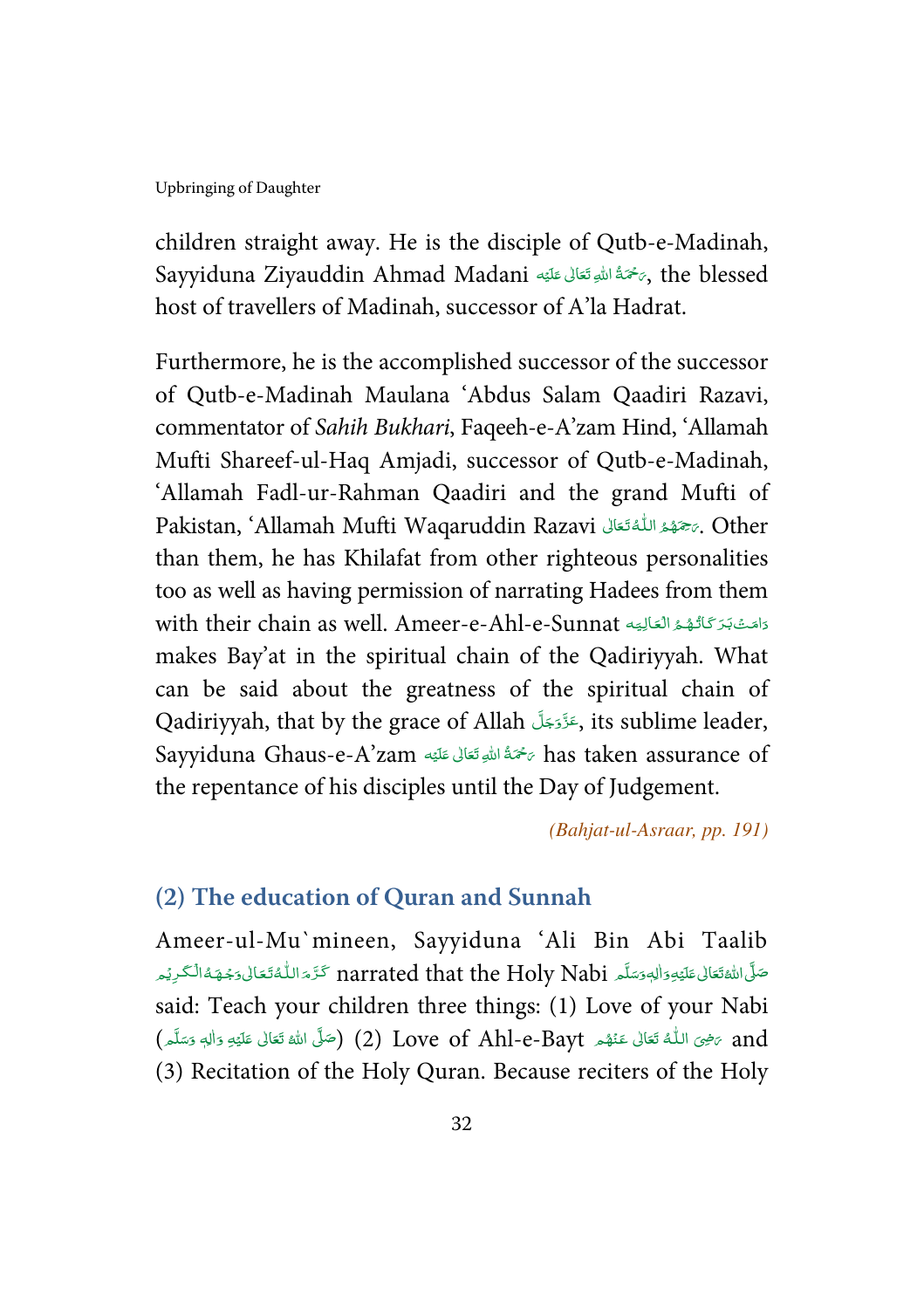children straight away. He is the disciple of Qutb-e-Madinah, Sayyiduna Ziyauddin Ahmad Madani رَحْمَةُ اللهِ تَعَالٰى عَلَيْه, the blessed host of travellers of Madinah, successor of A'la Hadrat.

Furthermore, he is the accomplished successor of the successor of Qutb-e-Madinah Maulana 'Abdus Salam Qaadiri Razavi, commentator of *Sahih Bukhari*, Faqeeh-e-A'zam Hind, 'Allamah Mufti Shareef-ul-Haq Amjadi, successor of Qutb-e-Madinah, 'Allamah Fadl-ur-Rahman Qaadiri and the grand Mufti of Pakistan, 'Allamah Mufti Waqaruddin Razavi رَحِمَهُمُ اللّٰهُ تَعَالٰى. Other than them, he has Khilafat from other righteous personalities too as well as having permission of narrating Hadees from them with their chain as well. Ameer-e-Ahl-e-Sunnat دَامَتْ بَرَكَاتُهُمُ الْعَالِيَه makes Bay'at in the spiritual chain of the Qadiriyyah. What can be said about the greatness of the spiritual chain of Qadiriyyah, that by the grace of Allah عَزَّوَجَلَّ, its sublime leader, Sayyiduna Ghaus-e-A'zam رَحْمَةُ اللهِ تَعَالٰى عَلَيْه has taken assurance of the repentance of his disciples until the Day of Judgement.

*(Bahjat-ul-Asraar, pp. 191)*

## (2) The education of Quran and Sunnah

Ameer-ul-Mu`mineen, Sayyiduna 'Ali Bin Abi Taalib كَرَّمَ اللّٰهُ تَعَالٰى وَجْهَهُ الْكَرِيْم narrated that the Holy Nabi صَلَّى اللهُ تَعَالٰى عَلَيْهِ وَاٰلِهٖ وَسَلَّم said: Teach your children three things: (1) Love of your Nabi (صَلَّى اللهُ تَعَالٰى عَلَيْهِ وَاٰلِهٖ وَسَلَّم) (2) Love of Ahl-e-Bayt رَضِيَ اللّٰهُ تَعَالٰى عَنْهُم and (3) Recitation of the Holy Quran. Because reciters of the Holy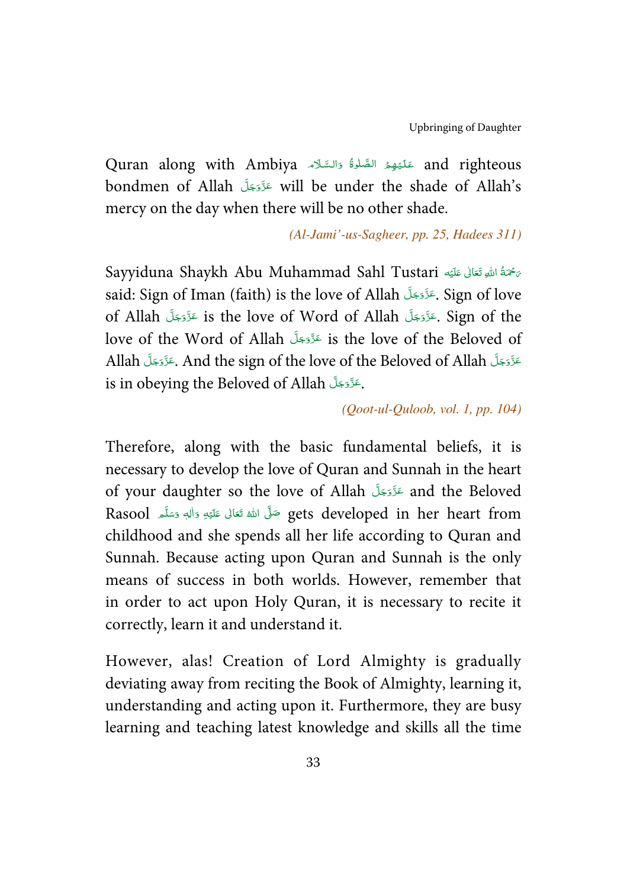Quran along with Ambiya عَلَيْهِمُ الصَّلٰوةُ وَالسَّلَام and righteous bondmen of Allah عَزَّوَجَلَّ will be under the shade of Allah's mercy on the day when there will be no other shade.

*(Al-Jami'-us-Sagheer, pp. 25, Hadees 311)*

Sayyiduna Shaykh Abu Muhammad Sahl Tustari رَحْمَةُ اللهِ تَعَالٰى عَلَيْه said: Sign of Iman (faith) is the love of Allah عَزَّوَجَلَّ. Sign of love of Allah عَزَّوَجَلَّ is the love of Word of Allah عَزَّوَجَلَّ. Sign of the love of the Word of Allah عَزَّوَجَلَّ is the love of the Beloved of Allah عَزَّوَجَلَّ. And the sign of the love of the Beloved of Allah عَزَّوَجَلَّ is in obeying the Beloved of Allah عَزَّوَجَلَّ.

*(Qoot-ul-Quloob, vol. 1, pp. 104)*

Therefore, along with the basic fundamental beliefs, it is necessary to develop the love of Quran and Sunnah in the heart of your daughter so the love of Allah عَزَّوَجَلَّ and the Beloved Rasool صَلَّى اللهُ تَعَالٰى عَلَيْهِ وَاٰلِهٖ وَسَلَّم gets developed in her heart from childhood and she spends all her life according to Quran and Sunnah. Because acting upon Quran and Sunnah is the only means of success in both worlds. However, remember that in order to act upon Holy Quran, it is necessary to recite it correctly, learn it and understand it.

However, alas! Creation of Lord Almighty is gradually deviating away from reciting the Book of Almighty, learning it, understanding and acting upon it. Furthermore, they are busy learning and teaching latest knowledge and skills all the time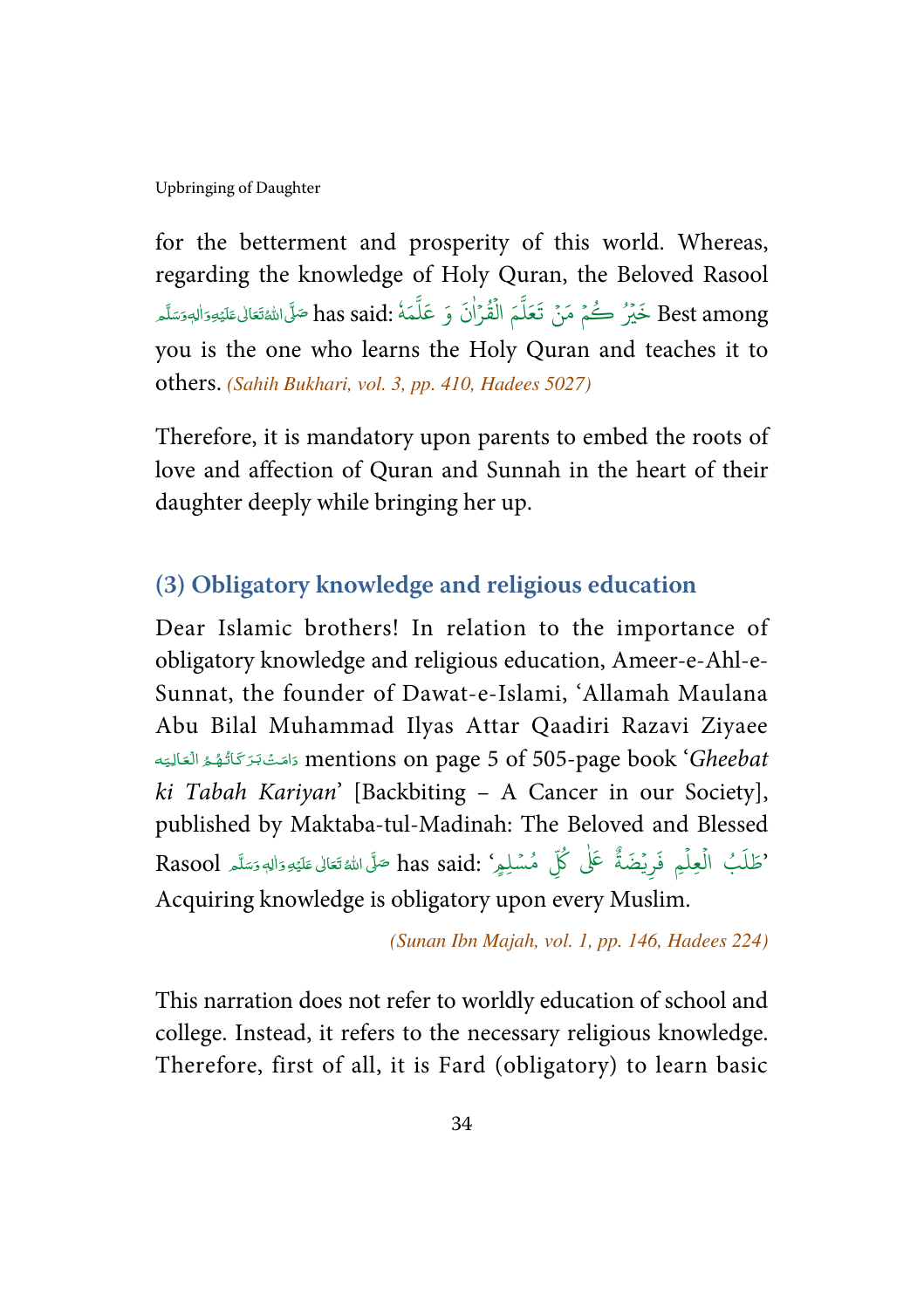for the betterment and prosperity of this world. Whereas, regarding the knowledge of Holy Quran, the Beloved Rasool صَلَّى اللهُ تَعَالٰى عَلَيْهِ وَاٰلِهٖ وَسَلَّم has said: خَيْرُ كُمْ مَنْ تَعَلَّمَ الْقُرْاٰنَ وَ عَلَّمَهٗ Best among you is the one who learns the Holy Quran and teaches it to others. *(Sahih Bukhari, vol. 3, pp. 410, Hadees 5027)*

Therefore, it is mandatory upon parents to embed the roots of love and affection of Quran and Sunnah in the heart of their daughter deeply while bringing her up.

## (3) Obligatory knowledge and religious education

Dear Islamic brothers! In relation to the importance of obligatory knowledge and religious education, Ameer-e-Ahl-e-Sunnat, the founder of Dawat-e-Islami, 'Allamah Maulana Abu Bilal Muhammad Ilyas Attar Qaadiri Razavi Ziyaee دَامَتْ بَرَكَاتُهُمُ الْعَالِيَه mentions on page 5 of 505-page book '*Gheebat ki Tabah Kariyan*' [Backbiting – A Cancer in our Society], published by Maktaba-tul-Madinah: The Beloved and Blessed Rasool صَلَّى اللهُ تَعَالٰى عَلَيْهِ وَاٰلِهٖ وَسَلَّم has said: 'طَلَبُ الْعِلْمِ فَرِيْضَةٌ عَلٰى كُلِّ مُسْلِمٍ' Acquiring knowledge is obligatory upon every Muslim.

*(Sunan Ibn Majah, vol. 1, pp. 146, Hadees 224)*

This narration does not refer to worldly education of school and college. Instead, it refers to the necessary religious knowledge. Therefore, first of all, it is Fard (obligatory) to learn basic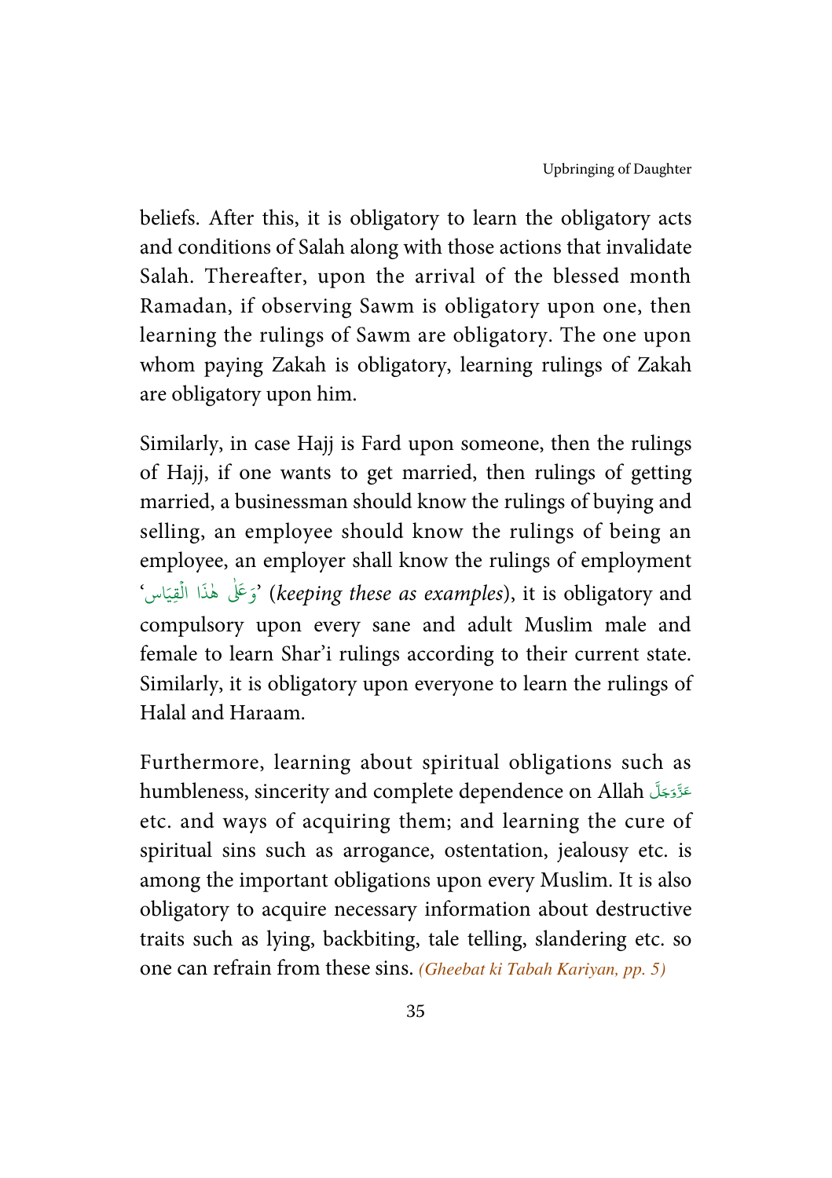beliefs. After this, it is obligatory to learn the obligatory acts and conditions of Salah along with those actions that invalidate Salah. Thereafter, upon the arrival of the blessed month Ramadan, if observing Sawm is obligatory upon one, then learning the rulings of Sawm are obligatory. The one upon whom paying Zakah is obligatory, learning rulings of Zakah are obligatory upon him.

Similarly, in case Hajj is Fard upon someone, then the rulings of Hajj, if one wants to get married, then rulings of getting married, a businessman should know the rulings of buying and selling, an employee should know the rulings of being an employee, an employer shall know the rulings of employment 'وَعَلٰى هٰذَا الْقِيَاس' (*keeping these as examples*), it is obligatory and compulsory upon every sane and adult Muslim male and female to learn Shar'i rulings according to their current state. Similarly, it is obligatory upon everyone to learn the rulings of Halal and Haraam.

Furthermore, learning about spiritual obligations such as humbleness, sincerity and complete dependence on Allah عَزَّوَجَلَّ etc. and ways of acquiring them; and learning the cure of spiritual sins such as arrogance, ostentation, jealousy etc. is among the important obligations upon every Muslim. It is also obligatory to acquire necessary information about destructive traits such as lying, backbiting, tale telling, slandering etc. so one can refrain from these sins. *(Gheebat ki Tabah Kariyan, pp. 5)*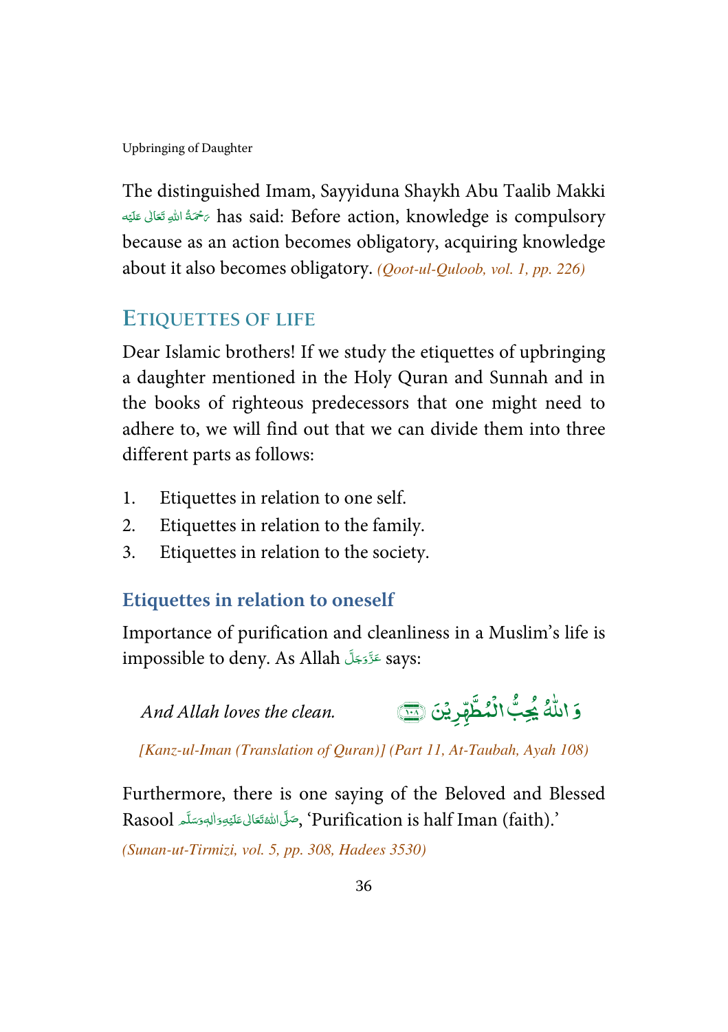The distinguished Imam, Sayyiduna Shaykh Abu Taalib Makki رَحْمَةُ اللهِ تَعَالٰى عَلَيْه has said: Before action, knowledge is compulsory because as an action becomes obligatory, acquiring knowledge about it also becomes obligatory. *(Qoot-ul-Quloob, vol. 1, pp. 226)*

## ETIQUETTES OF LIFE

Dear Islamic brothers! If we study the etiquettes of upbringing a daughter mentioned in the Holy Quran and Sunnah and in the books of righteous predecessors that one might need to adhere to, we will find out that we can divide them into three different parts as follows:

1. Etiquettes in relation to one self.
2. Etiquettes in relation to the family.
3. Etiquettes in relation to the society.

### Etiquettes in relation to oneself

Importance of purification and cleanliness in a Muslim's life is impossible to deny. As Allah عَزَّوَجَلَّ says:

وَ اللّٰهُ يُحِبُّ الْمُطَّهِّرِيْنَ ﴿۱۰۸﴾ *And Allah loves the clean.*

*[Kanz-ul-Iman (Translation of Quran)] (Part 11, At-Taubah, Ayah 108)*

Furthermore, there is one saying of the Beloved and Blessed Rasool صَلَّى اللهُ تَعَالٰى عَلَيْهِ وَاٰلِهٖ وَسَلَّم, 'Purification is half Iman (faith).'

*(Sunan-ut-Tirmizi, vol. 5, pp. 308, Hadees 3530)*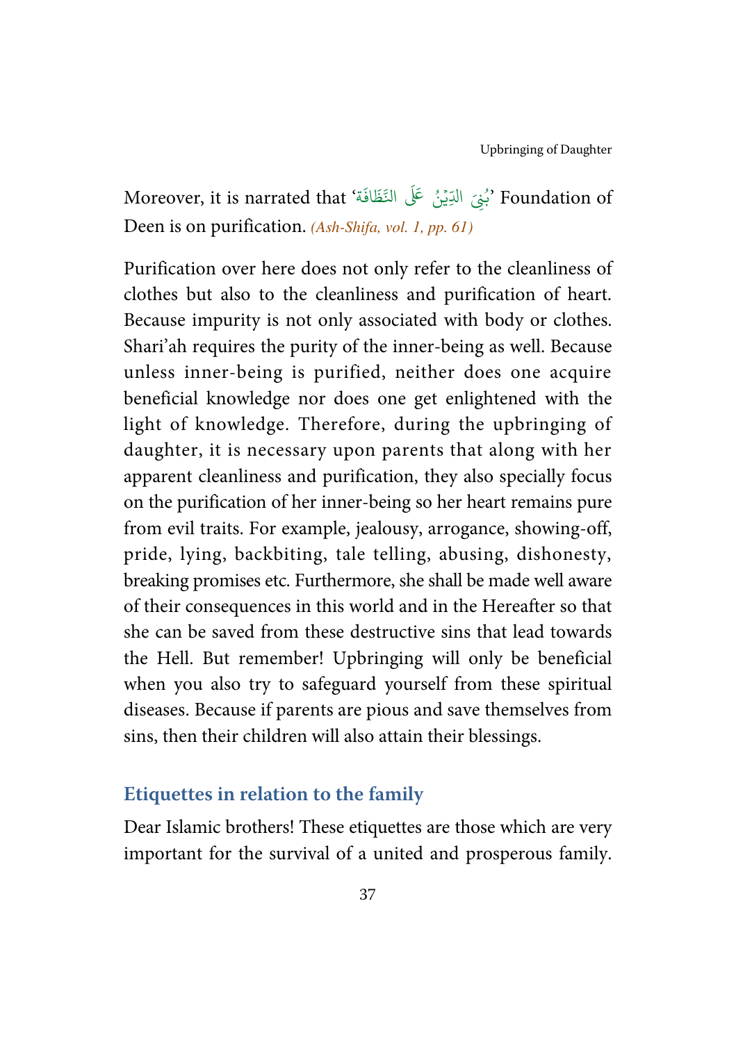Moreover, it is narrated that 'بُنِيَ الدِّيْنُ عَلَى النَّظَافَة' Foundation of Deen is on purification. *(Ash-Shifa, vol. 1, pp. 61)*

Purification over here does not only refer to the cleanliness of clothes but also to the cleanliness and purification of heart. Because impurity is not only associated with body or clothes. Shari'ah requires the purity of the inner-being as well. Because unless inner-being is purified, neither does one acquire beneficial knowledge nor does one get enlightened with the light of knowledge. Therefore, during the upbringing of daughter, it is necessary upon parents that along with her apparent cleanliness and purification, they also specially focus on the purification of her inner-being so her heart remains pure from evil traits. For example, jealousy, arrogance, showing-off, pride, lying, backbiting, tale telling, abusing, dishonesty, breaking promises etc. Furthermore, she shall be made well aware of their consequences in this world and in the Hereafter so that she can be saved from these destructive sins that lead towards the Hell. But remember! Upbringing will only be beneficial when you also try to safeguard yourself from these spiritual diseases. Because if parents are pious and save themselves from sins, then their children will also attain their blessings.

## Etiquettes in relation to the family

Dear Islamic brothers! These etiquettes are those which are very important for the survival of a united and prosperous family.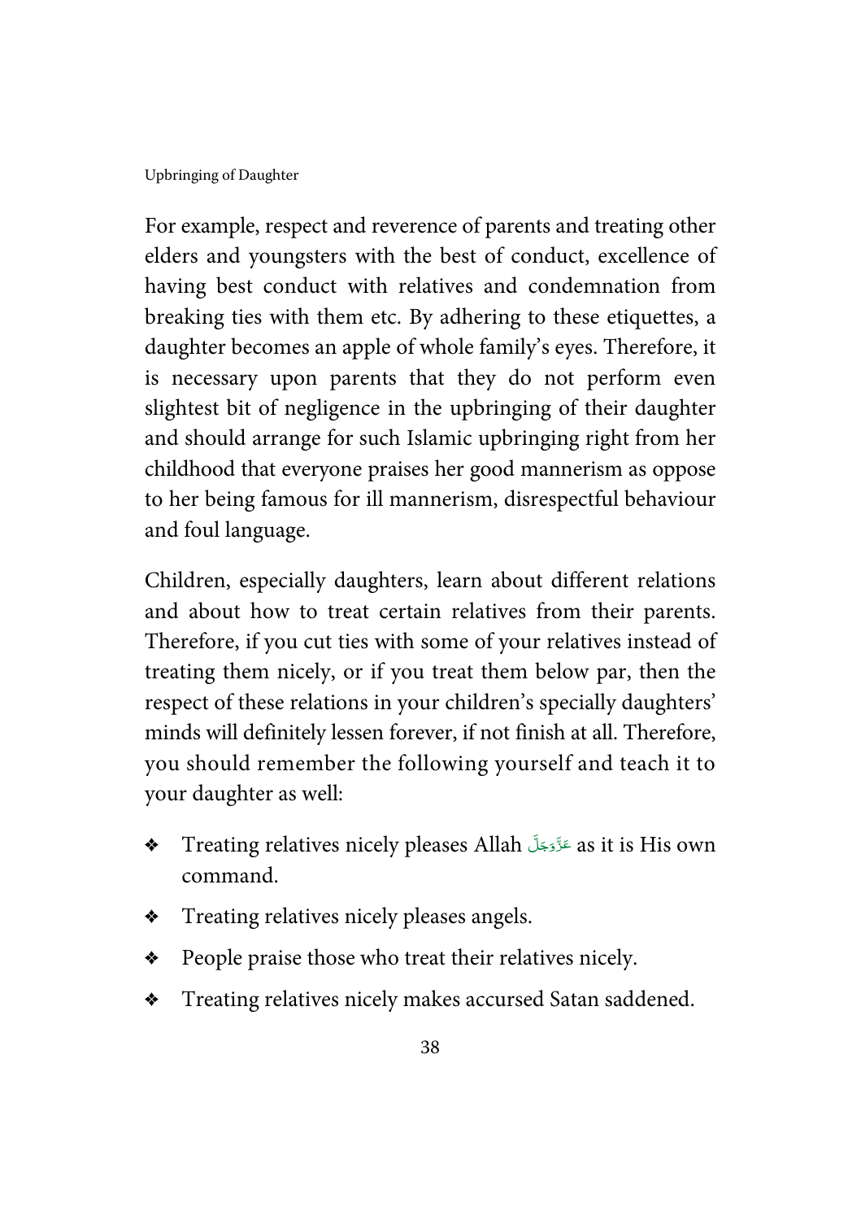For example, respect and reverence of parents and treating other elders and youngsters with the best of conduct, excellence of having best conduct with relatives and condemnation from breaking ties with them etc. By adhering to these etiquettes, a daughter becomes an apple of whole family's eyes. Therefore, it is necessary upon parents that they do not perform even slightest bit of negligence in the upbringing of their daughter and should arrange for such Islamic upbringing right from her childhood that everyone praises her good mannerism as oppose to her being famous for ill mannerism, disrespectful behaviour and foul language.

Children, especially daughters, learn about different relations and about how to treat certain relatives from their parents. Therefore, if you cut ties with some of your relatives instead of treating them nicely, or if you treat them below par, then the respect of these relations in your children's specially daughters' minds will definitely lessen forever, if not finish at all. Therefore, you should remember the following yourself and teach it to your daughter as well:

- Treating relatives nicely pleases Allah عَزَّوَجَلَّ as it is His own command.
- Treating relatives nicely pleases angels.
- People praise those who treat their relatives nicely.
- Treating relatives nicely makes accursed Satan saddened.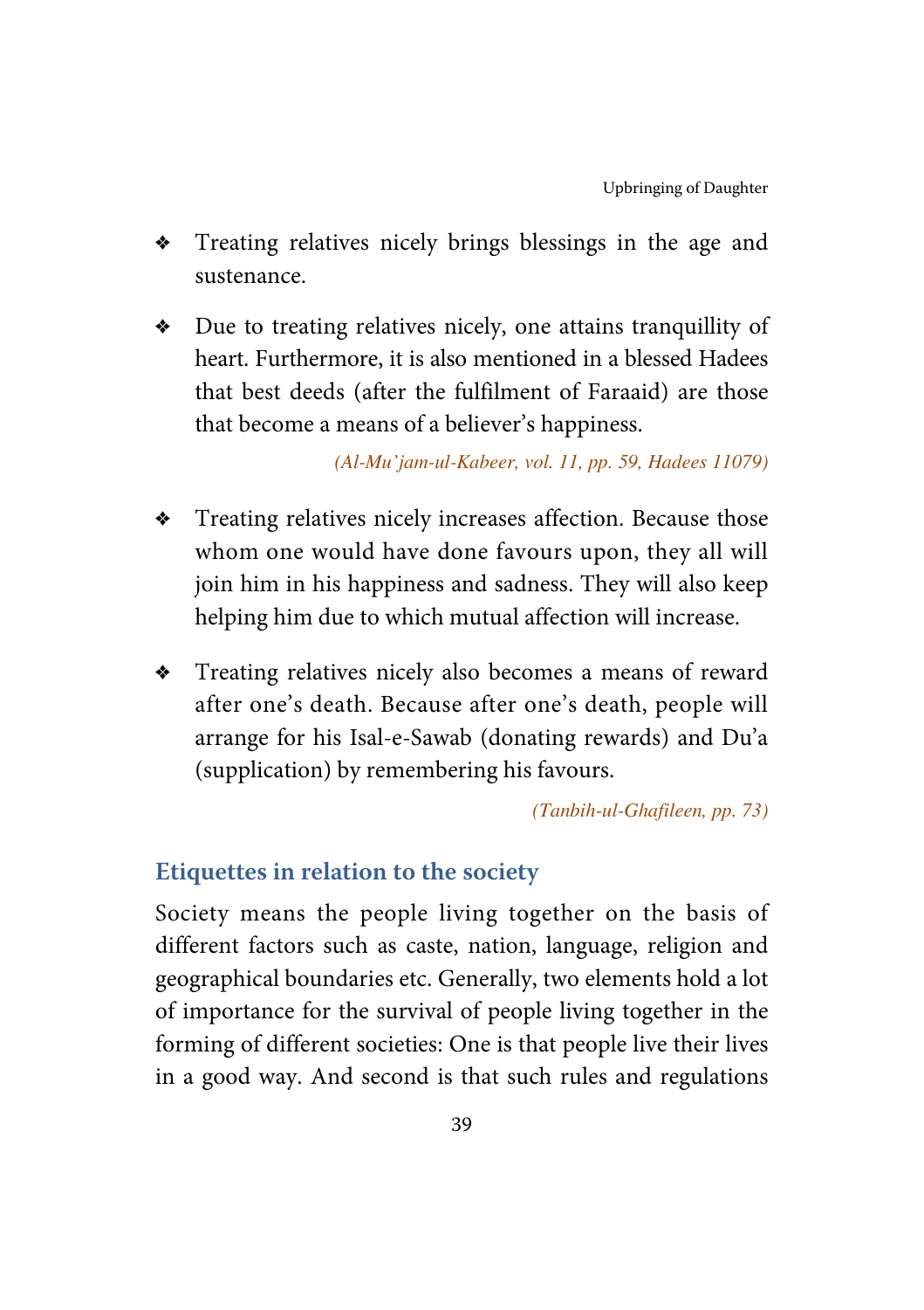- Treating relatives nicely brings blessings in the age and sustenance.

- Due to treating relatives nicely, one attains tranquillity of heart. Furthermore, it is also mentioned in a blessed Hadees that best deeds (after the fulfilment of Faraaid) are those that become a means of a believer's happiness.

*(Al-Mu'jam-ul-Kabeer, vol. 11, pp. 59, Hadees 11079)*

- Treating relatives nicely increases affection. Because those whom one would have done favours upon, they all will join him in his happiness and sadness. They will also keep helping him due to which mutual affection will increase.

- Treating relatives nicely also becomes a means of reward after one's death. Because after one's death, people will arrange for his Isal-e-Sawab (donating rewards) and Du'a (supplication) by remembering his favours.

*(Tanbih-ul-Ghafileen, pp. 73)*

## Etiquettes in relation to the society

Society means the people living together on the basis of different factors such as caste, nation, language, religion and geographical boundaries etc. Generally, two elements hold a lot of importance for the survival of people living together in the forming of different societies: One is that people live their lives in a good way. And second is that such rules and regulations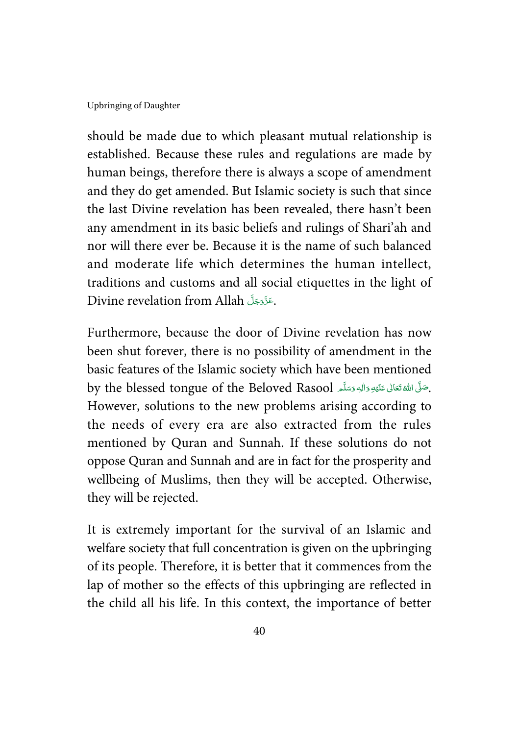should be made due to which pleasant mutual relationship is established. Because these rules and regulations are made by human beings, therefore there is always a scope of amendment and they do get amended. But Islamic society is such that since the last Divine revelation has been revealed, there hasn't been any amendment in its basic beliefs and rulings of Shari'ah and nor will there ever be. Because it is the name of such balanced and moderate life which determines the human intellect, traditions and customs and all social etiquettes in the light of Divine revelation from Allah عَزَّوَجَلَّ.

Furthermore, because the door of Divine revelation has now been shut forever, there is no possibility of amendment in the basic features of the Islamic society which have been mentioned by the blessed tongue of the Beloved Rasool صَلَّى اللهُ تَعَالٰى عَلَيْهِ وَاٰلِهٖ وَسَلَّم. However, solutions to the new problems arising according to the needs of every era are also extracted from the rules mentioned by Quran and Sunnah. If these solutions do not oppose Quran and Sunnah and are in fact for the prosperity and wellbeing of Muslims, then they will be accepted. Otherwise, they will be rejected.

It is extremely important for the survival of an Islamic and welfare society that full concentration is given on the upbringing of its people. Therefore, it is better that it commences from the lap of mother so the effects of this upbringing are reflected in the child all his life. In this context, the importance of better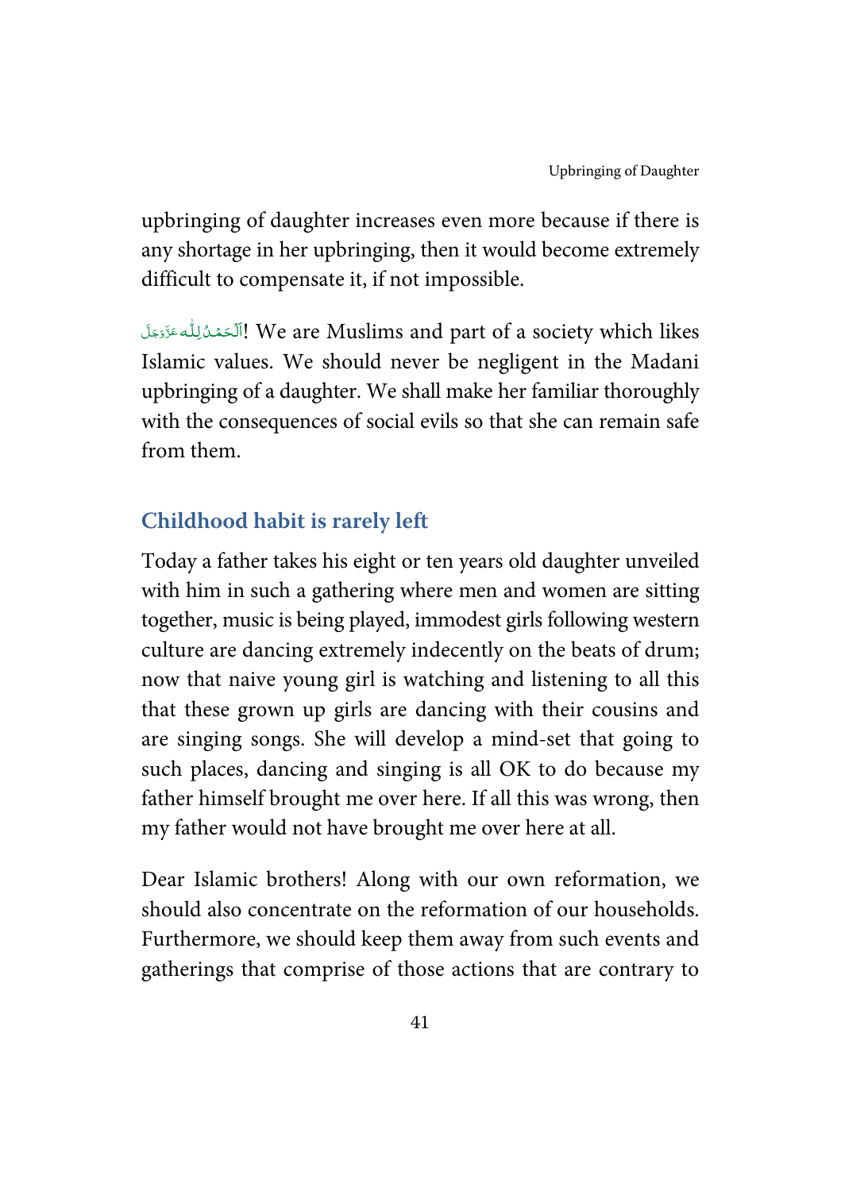upbringing of daughter increases even more because if there is any shortage in her upbringing, then it would become extremely difficult to compensate it, if not impossible.

اَلْحَمْدُ لِلّٰه عَزَّوَجَلَّ! We are Muslims and part of a society which likes Islamic values. We should never be negligent in the Madani upbringing of a daughter. We shall make her familiar thoroughly with the consequences of social evils so that she can remain safe from them.

## Childhood habit is rarely left

Today a father takes his eight or ten years old daughter unveiled with him in such a gathering where men and women are sitting together, music is being played, immodest girls following western culture are dancing extremely indecently on the beats of drum; now that naive young girl is watching and listening to all this that these grown up girls are dancing with their cousins and are singing songs. She will develop a mind-set that going to such places, dancing and singing is all OK to do because my father himself brought me over here. If all this was wrong, then my father would not have brought me over here at all.

Dear Islamic brothers! Along with our own reformation, we should also concentrate on the reformation of our households. Furthermore, we should keep them away from such events and gatherings that comprise of those actions that are contrary to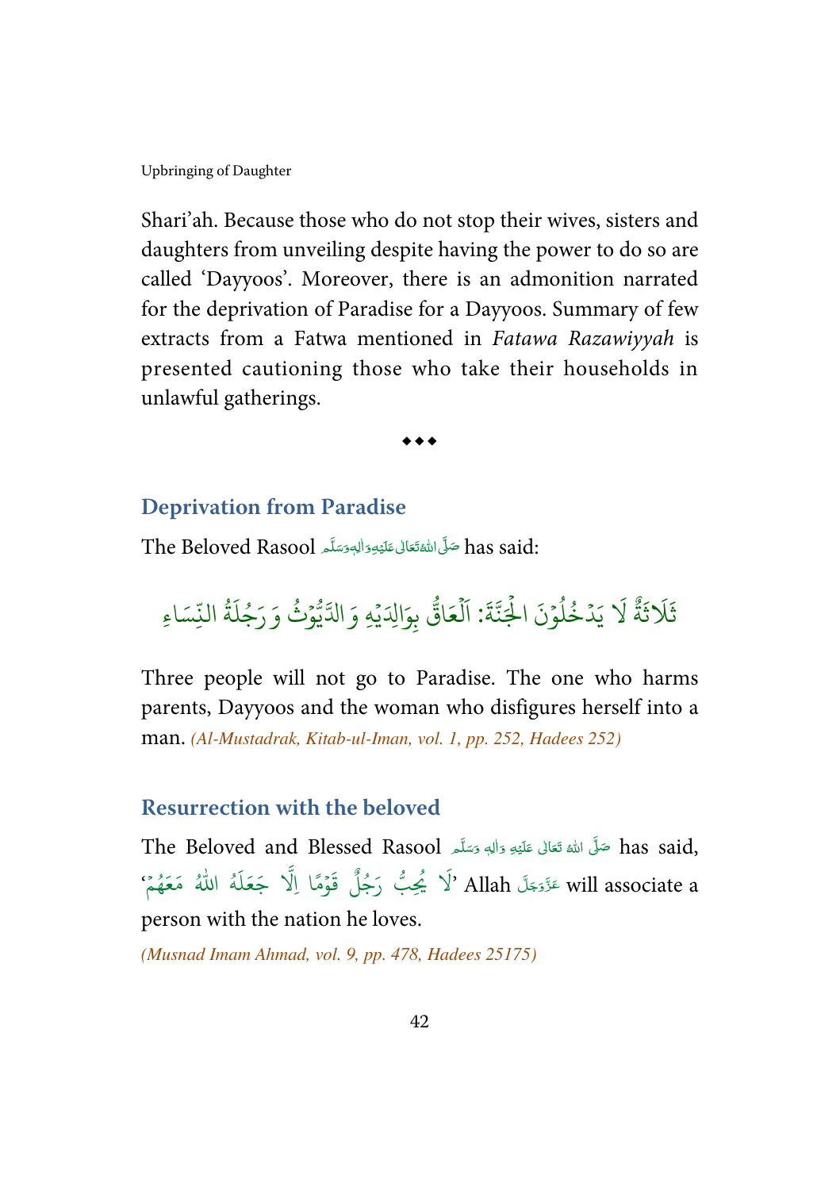Shari'ah. Because those who do not stop their wives, sisters and daughters from unveiling despite having the power to do so are called 'Dayyoos'. Moreover, there is an admonition narrated for the deprivation of Paradise for a Dayyoos. Summary of few extracts from a Fatwa mentioned in *Fatawa Razawiyyah* is presented cautioning those who take their households in unlawful gatherings.

◆◆◆

## Deprivation from Paradise

The Beloved Rasool صَلَّى اللهُ تَعَالٰى عَلَيْهِ وَاٰلِهٖ وَسَلَّم has said:

ثَلَاثَةٌ لَا يَدْخُلُوْنَ الْجَنَّةَ: اَلْعَاقُّ بِوَالِدَيْهِ وَالدَّيُّوْثُ وَرَجُلَةُ النِّسَاءِ

Three people will not go to Paradise. The one who harms parents, Dayyoos and the woman who disfigures herself into a man. *(Al-Mustadrak, Kitab-ul-Iman, vol. 1, pp. 252, Hadees 252)*

## Resurrection with the beloved

The Beloved and Blessed Rasool صَلَّى اللهُ تَعَالٰى عَلَيْهِ وَاٰلِهٖ وَسَلَّم has said, 'لَا يُحِبُّ رَجُلٌ قَوْمًا اِلَّا جَعَلَهُ اللهُ مَعَهُمْ' Allah عَزَّوَجَلَّ will associate a person with the nation he loves.

*(Musnad Imam Ahmad, vol. 9, pp. 478, Hadees 25175)*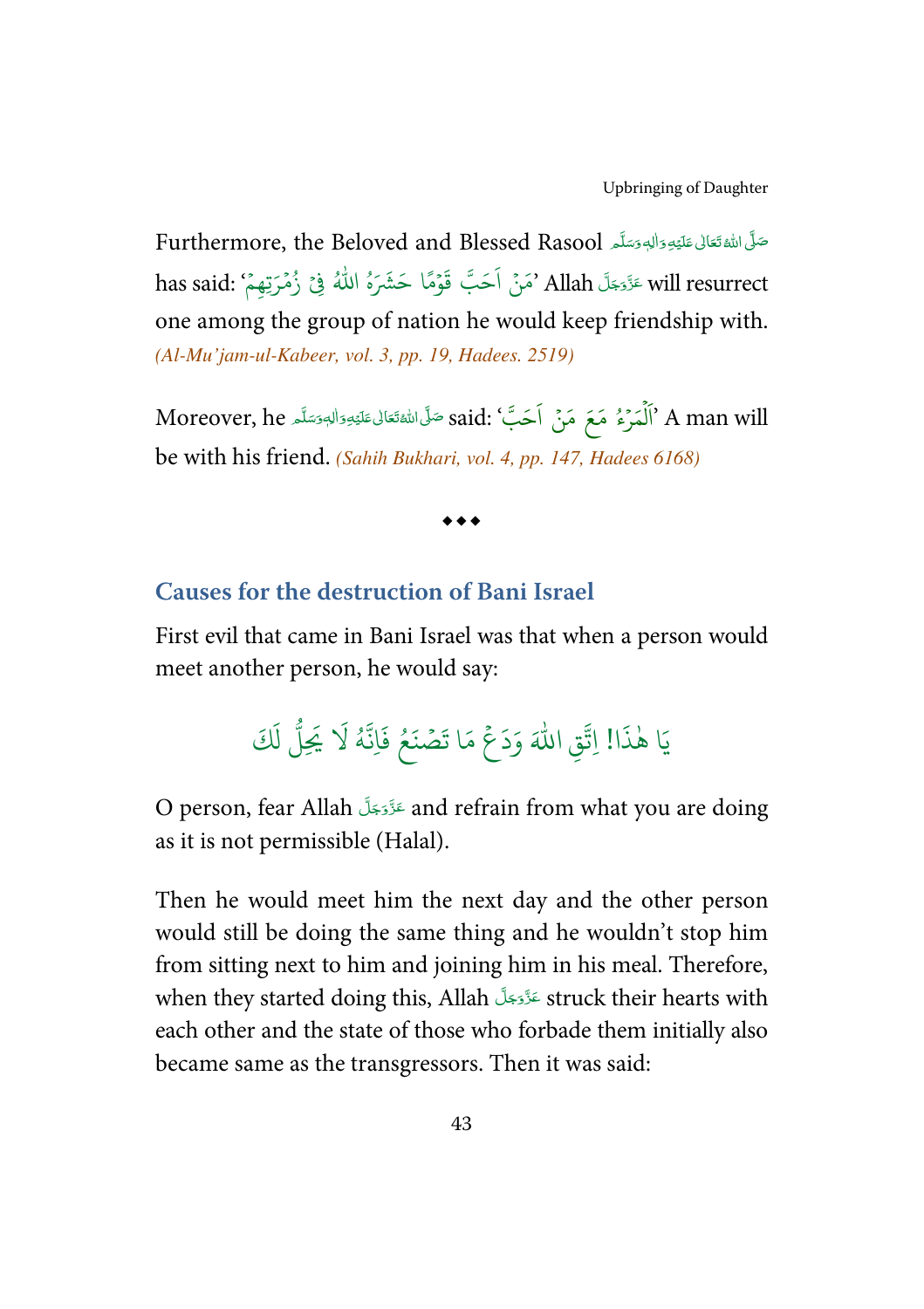Furthermore, the Beloved and Blessed Rasool صَلَّى اللّٰهُ تَعَالٰى عَلَيْهِ وَاٰلِهٖ وَسَلَّم has said: 'مَنْ اَحَبَّ قَوْمًا حَشَرَهُ اللّٰهُ فِيْ زُمْرَتِهِمْ' Allah عَزَّوَجَلَّ will resurrect one among the group of nation he would keep friendship with. *(Al-Mu'jam-ul-Kabeer, vol. 3, pp. 19, Hadees. 2519)*

Moreover, he صَلَّى اللّٰهُ تَعَالٰى عَلَيْهِ وَاٰلِهٖ وَسَلَّم said: 'اَلْمَرْءُ مَعَ مَنْ اَحَبَّ' A man will be with his friend. *(Sahih Bukhari, vol. 4, pp. 147, Hadees 6168)*

◆◆◆

## Causes for the destruction of Bani Israel

First evil that came in Bani Israel was that when a person would meet another person, he would say:

يَا هٰذَا! اِتَّقِ اللّٰهَ وَدَعْ مَا تَصْنَعُ فَاِنَّهُ لَا يَحِلُّ لَكَ

O person, fear Allah عَزَّوَجَلَّ and refrain from what you are doing as it is not permissible (Halal).

Then he would meet him the next day and the other person would still be doing the same thing and he wouldn't stop him from sitting next to him and joining him in his meal. Therefore, when they started doing this, Allah عَزَّوَجَلَّ struck their hearts with each other and the state of those who forbade them initially also became same as the transgressors. Then it was said: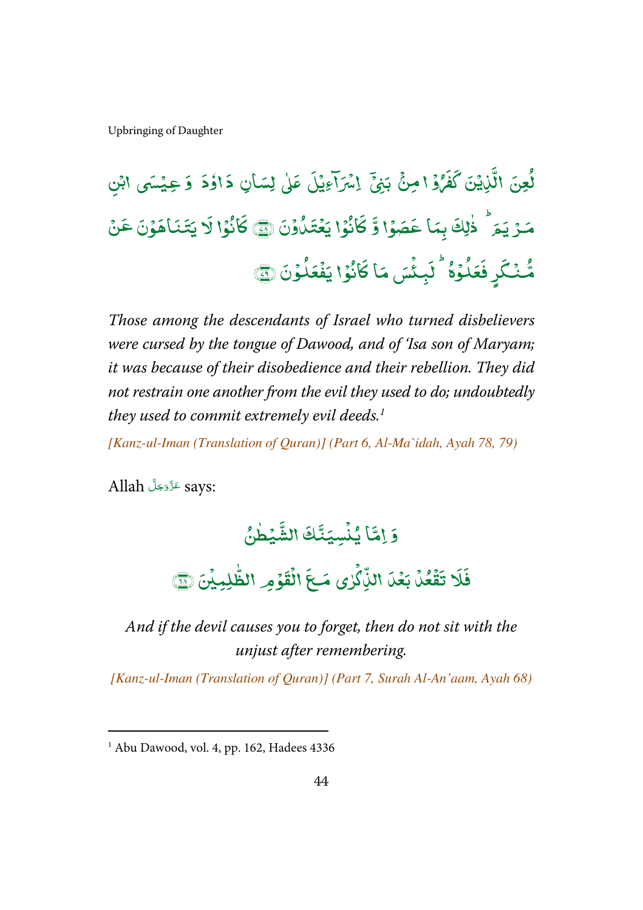لُعِنَ الَّذِيْنَ كَفَرُوْا مِنْۢ بَنِيْٓ اِسْرَآءِيْلَ عَلٰى لِسَانِ دَاوٗدَ وَ عِيْسَى ابْنِ مَرْيَمَ ؕ ذٰلِكَ بِمَا عَصَوْا وَّ كَانُوْا يَعْتَدُوْنَ ﴿۷۸﴾ كَانُوْا لَا يَتَنَاهَوْنَ عَنْ مُّنْكَرٍ فَعَلُوْهُ ؕ لَبِئْسَ مَا كَانُوْا يَفْعَلُوْنَ ﴿۷۹﴾

*Those among the descendants of Israel who turned disbelievers were cursed by the tongue of Dawood, and of 'Isa son of Maryam; it was because of their disobedience and their rebellion. They did not restrain one another from the evil they used to do; undoubtedly they used to commit extremely evil deeds.*[1]

*[Kanz-ul-Iman (Translation of Quran)] (Part 6, Al-Ma`idah, Ayah 78, 79)*

Allah عَزَّوَجَلَّ says:

وَ اِمَّا يُنْسِيَنَّكَ الشَّيْطٰنُ فَلَا تَقْعُدْ بَعْدَ الذِّكْرٰى مَعَ الْقَوْمِ الظّٰلِمِيْنَ ﴿۶۸﴾

*And if the devil causes you to forget, then do not sit with the unjust after remembering.*

*[Kanz-ul-Iman (Translation of Quran)] (Part 7, Surah Al-An'aam, Ayah 68)*

---

[1] Abu Dawood, vol. 4, pp. 162, Hadees 4336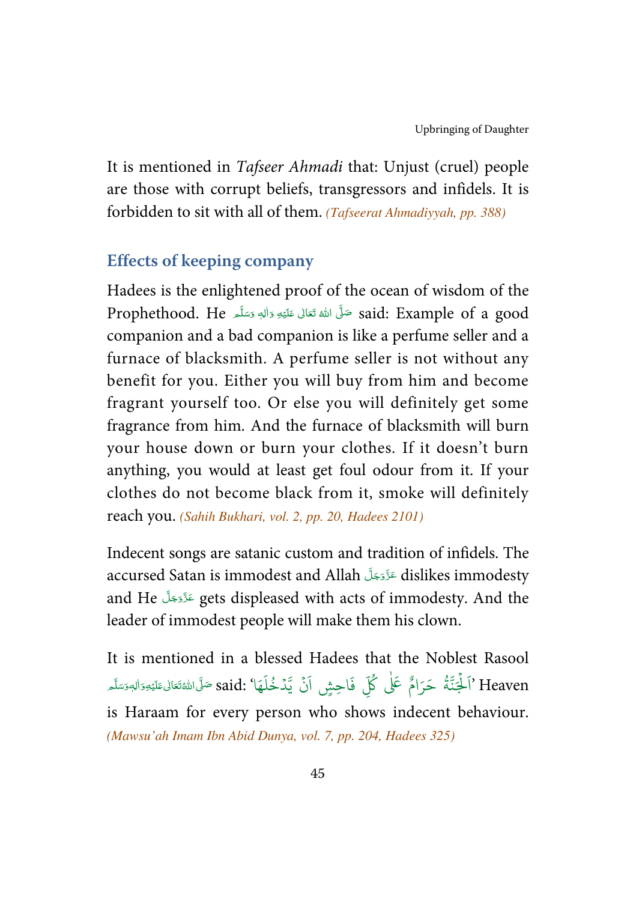It is mentioned in *Tafseer Ahmadi* that: Unjust (cruel) people are those with corrupt beliefs, transgressors and infidels. It is forbidden to sit with all of them. *(Tafseerat Ahmadiyyah, pp. 388)*

## Effects of keeping company

Hadees is the enlightened proof of the ocean of wisdom of the Prophethood. He صَلَّى اللهُ تَعَالٰى عَلَيْهِ وَاٰلِهٖ وَسَلَّم said: Example of a good companion and a bad companion is like a perfume seller and a furnace of blacksmith. A perfume seller is not without any benefit for you. Either you will buy from him and become fragrant yourself too. Or else you will definitely get some fragrance from him. And the furnace of blacksmith will burn your house down or burn your clothes. If it doesn't burn anything, you would at least get foul odour from it. If your clothes do not become black from it, smoke will definitely reach you. *(Sahih Bukhari, vol. 2, pp. 20, Hadees 2101)*

Indecent songs are satanic custom and tradition of infidels. The accursed Satan is immodest and Allah عَزَّوَجَلَّ dislikes immodesty and He عَزَّوَجَلَّ gets displeased with acts of immodesty. And the leader of immodest people will make them his clown.

It is mentioned in a blessed Hadees that the Noblest Rasool صَلَّى اللهُ تَعَالٰى عَلَيْهِ وَاٰلِهٖ وَسَلَّم said: 'اَلْجَنَّةُ حَرَامٌ عَلٰى كُلِّ فَاحِشٍ اَنْ يَّدْخُلَهَا' Heaven is Haraam for every person who shows indecent behaviour. *(Mawsu'ah Imam Ibn Abid Dunya, vol. 7, pp. 204, Hadees 325)*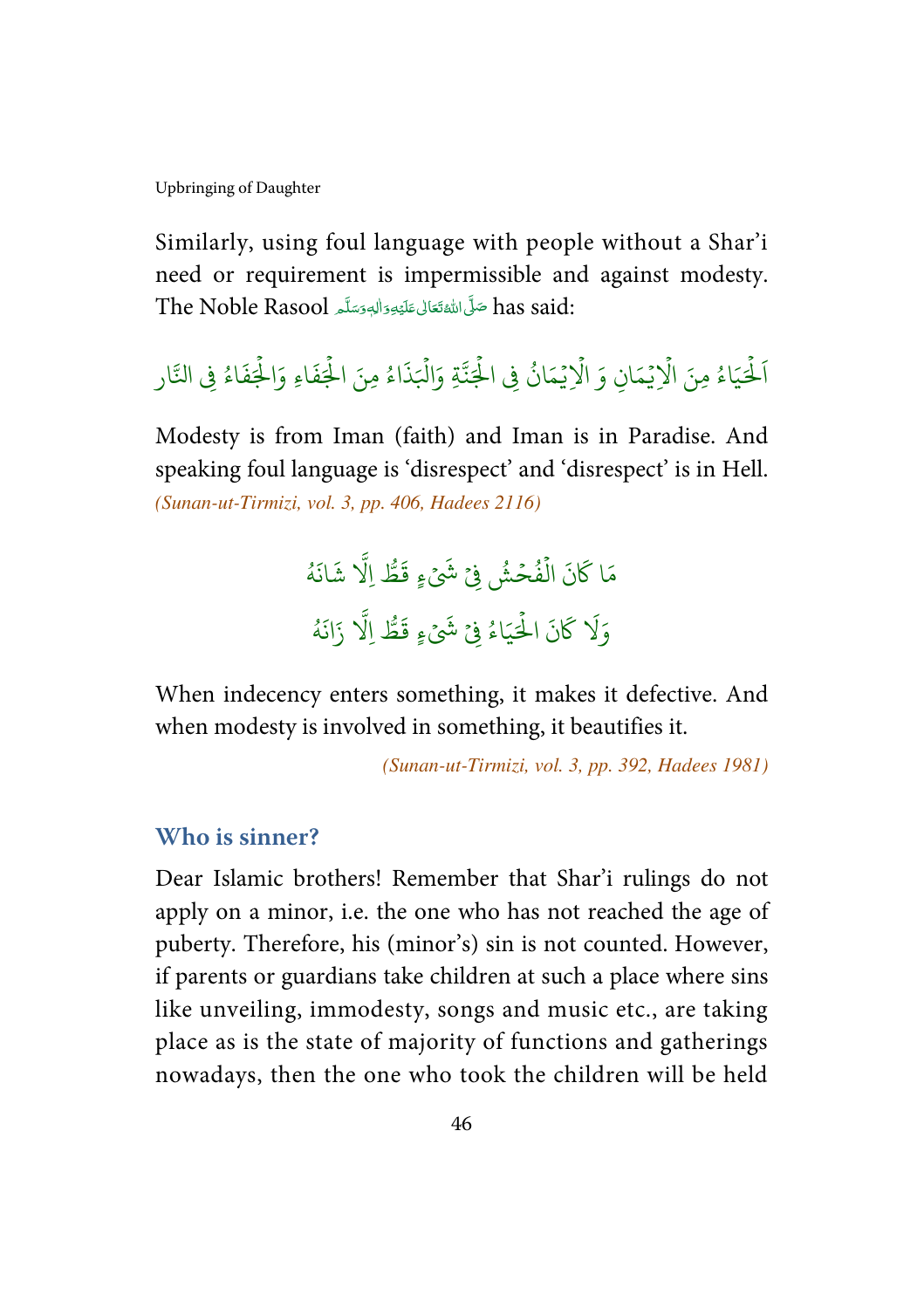Similarly, using foul language with people without a Shar'i need or requirement is impermissible and against modesty. The Noble Rasool صَلَّى اللهُ تَعَالٰى عَلَيْهِ وَاٰلِهٖ وَسَلَّم has said:

اَلْحَيَاءُ مِنَ الْاِيْمَانِ وَ الْاِيْمَانُ فِى الْجَنَّةِ وَالْبَذَاءُ مِنَ الْجَفَاءِ وَالْجَفَاءُ فِى النَّار

Modesty is from Iman (faith) and Iman is in Paradise. And speaking foul language is 'disrespect' and 'disrespect' is in Hell. *(Sunan-ut-Tirmizi, vol. 3, pp. 406, Hadees 2116)*

مَا كَانَ الْفُحْشُ فِىْ شَىْءٍ قَطُّ اِلَّا شَانَهُ
وَلَا كَانَ الْحَيَاءُ فِىْ شَىْءٍ قَطُّ اِلَّا زَانَهُ

When indecency enters something, it makes it defective. And when modesty is involved in something, it beautifies it.

*(Sunan-ut-Tirmizi, vol. 3, pp. 392, Hadees 1981)*

### Who is sinner?

Dear Islamic brothers! Remember that Shar'i rulings do not apply on a minor, i.e. the one who has not reached the age of puberty. Therefore, his (minor's) sin is not counted. However, if parents or guardians take children at such a place where sins like unveiling, immodesty, songs and music etc., are taking place as is the state of majority of functions and gatherings nowadays, then the one who took the children will be held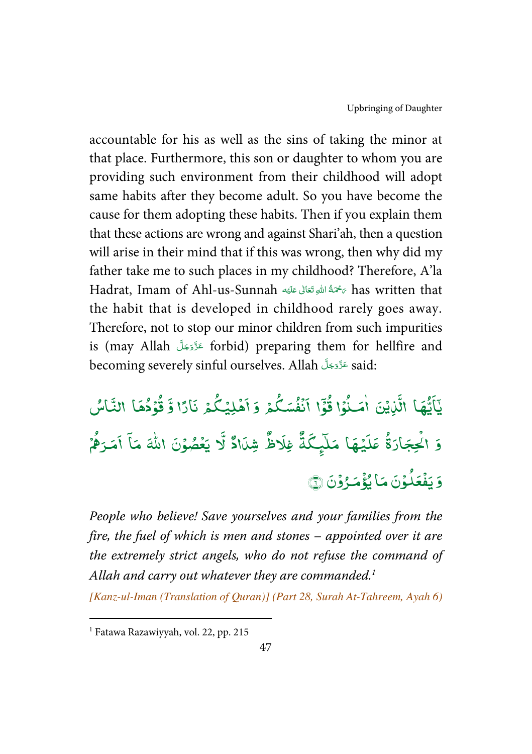accountable for his as well as the sins of taking the minor at that place. Furthermore, this son or daughter to whom you are providing such environment from their childhood will adopt same habits after they become adult. So you have become the cause for them adopting these habits. Then if you explain them that these actions are wrong and against Shari'ah, then a question will arise in their mind that if this was wrong, then why did my father take me to such places in my childhood? Therefore, A'la Hadrat, Imam of Ahl-us-Sunnah رَحْمَةُ اللهِ تَعَالٰی عَلَيْه has written that the habit that is developed in childhood rarely goes away. Therefore, not to stop our minor children from such impurities is (may Allah عَزَّوَجَلَّ forbid) preparing them for hellfire and becoming severely sinful ourselves. Allah عَزَّوَجَلَّ said:

يٰۤاَيُّهَا الَّذِيْنَ اٰمَنُوْا قُوْۤا اَنْفُسَكُمْ وَ اَهْلِيْكُمْ نَارًا وَّ قُوْدُهَا النَّاسُ وَ الْحِجَارَةُ عَلَيْهَا مَلٰٓىِٕكَةٌ غِلَاظٌ شِدَادٌ لَّا يَعْصُوْنَ اللّٰهَ مَاۤ اَمَرَهُمْ وَ يَفْعَلُوْنَ مَا يُؤْمَرُوْنَ ۝

*People who believe! Save yourselves and your families from the fire, the fuel of which is men and stones – appointed over it are the extremely strict angels, who do not refuse the command of Allah and carry out whatever they are commanded.*[1]

*[Kanz-ul-Iman (Translation of Quran)] (Part 28, Surah At-Tahreem, Ayah 6)*

---

[1] Fatawa Razawiyyah, vol. 22, pp. 215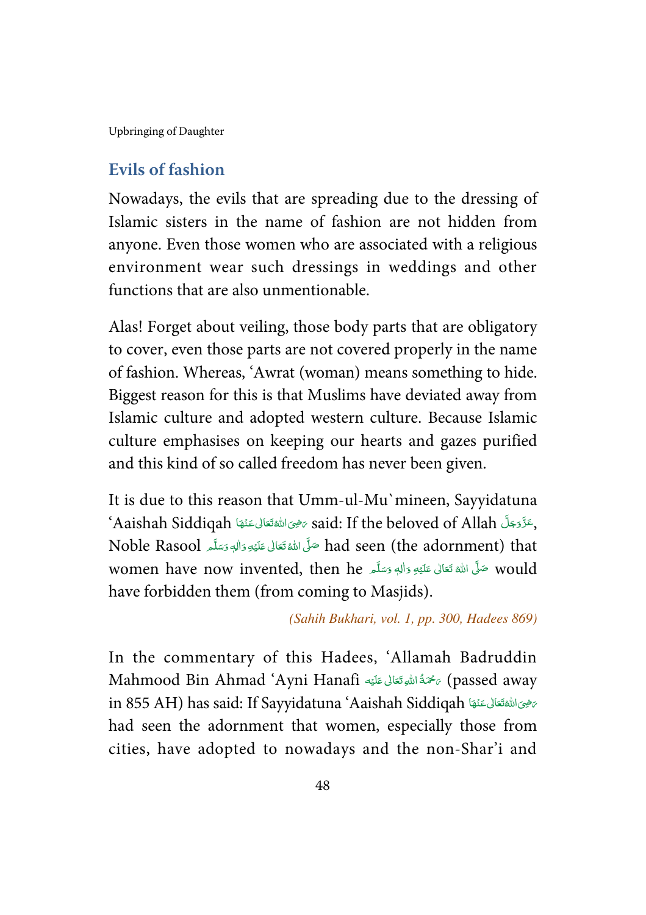## Evils of fashion

Nowadays, the evils that are spreading due to the dressing of Islamic sisters in the name of fashion are not hidden from anyone. Even those women who are associated with a religious environment wear such dressings in weddings and other functions that are also unmentionable.

Alas! Forget about veiling, those body parts that are obligatory to cover, even those parts are not covered properly in the name of fashion. Whereas, 'Awrat (woman) means something to hide. Biggest reason for this is that Muslims have deviated away from Islamic culture and adopted western culture. Because Islamic culture emphasises on keeping our hearts and gazes purified and this kind of so called freedom has never been given.

It is due to this reason that Umm-ul-Mu`mineen, Sayyidatuna 'Aaishah Siddiqah رَضِیَ اللّٰہُ تَعَالٰی عَنْہَا said: If the beloved of Allah عَزَّوَجَلَّ, Noble Rasool صَلَّی اللّٰہُ تَعَالٰی عَلَیْہِ وَاٰلِہٖ وَسَلَّم had seen (the adornment) that women have now invented, then he صَلَّی اللّٰہُ تَعَالٰی عَلَیْہِ وَاٰلِہٖ وَسَلَّم would have forbidden them (from coming to Masjids).

*(Sahih Bukhari, vol. 1, pp. 300, Hadees 869)*

In the commentary of this Hadees, 'Allamah Badruddin Mahmood Bin Ahmad 'Ayni Hanafi رَحْمَۃُ اللّٰہِ تَعَالٰی عَلَیْہ (passed away in 855 AH) has said: If Sayyidatuna 'Aaishah Siddiqah رَضِیَ اللّٰہُ تَعَالٰی عَنْہَا had seen the adornment that women, especially those from cities, have adopted to nowadays and the non-Shar'i and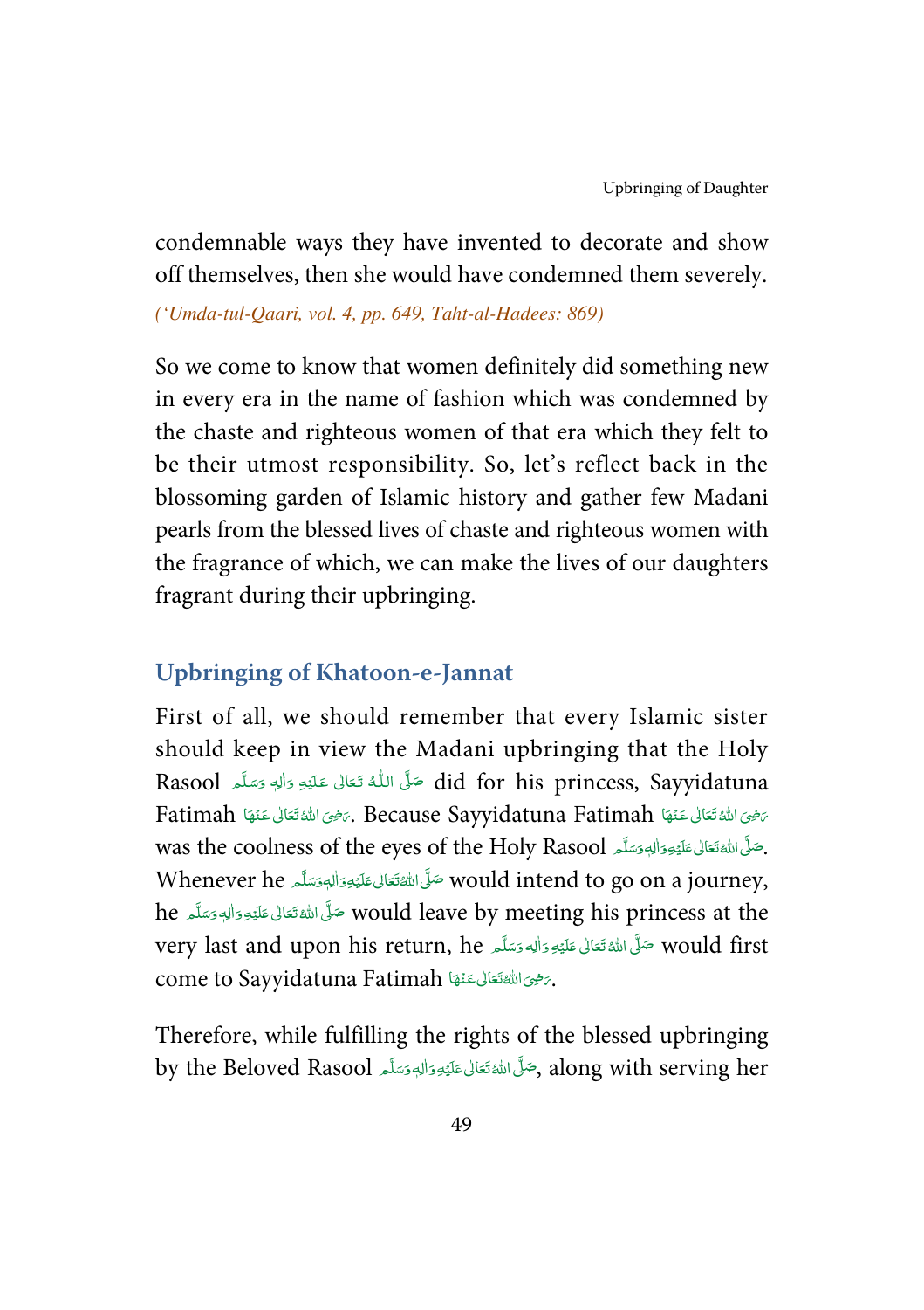condemnable ways they have invented to decorate and show off themselves, then she would have condemned them severely.

*('Umda-tul-Qaari, vol. 4, pp. 649, Taht-al-Hadees: 869)*

So we come to know that women definitely did something new in every era in the name of fashion which was condemned by the chaste and righteous women of that era which they felt to be their utmost responsibility. So, let's reflect back in the blossoming garden of Islamic history and gather few Madani pearls from the blessed lives of chaste and righteous women with the fragrance of which, we can make the lives of our daughters fragrant during their upbringing.

## Upbringing of Khatoon-e-Jannat

First of all, we should remember that every Islamic sister should keep in view the Madani upbringing that the Holy Rasool صَلَّى اللّٰهُ تَعَالٰى عَلَيْهِ وَاٰلِهٖ وَسَلَّم did for his princess, Sayyidatuna Fatimah رَضِىَ اللّٰهُ تَعَالٰى عَنْهَا. Because Sayyidatuna Fatimah رَضِىَ اللّٰهُ تَعَالٰى عَنْهَا was the coolness of the eyes of the Holy Rasool صَلَّى اللّٰهُ تَعَالٰى عَلَيْهِ وَاٰلِهٖ وَسَلَّم. Whenever he صَلَّى اللّٰهُ تَعَالٰى عَلَيْهِ وَاٰلِهٖ وَسَلَّم would intend to go on a journey, he صَلَّى اللّٰهُ تَعَالٰى عَلَيْهِ وَاٰلِهٖ وَسَلَّم would leave by meeting his princess at the very last and upon his return, he صَلَّى اللّٰهُ تَعَالٰى عَلَيْهِ وَاٰلِهٖ وَسَلَّم would first come to Sayyidatuna Fatimah رَضِىَ اللّٰهُ تَعَالٰى عَنْهَا.

Therefore, while fulfilling the rights of the blessed upbringing by the Beloved Rasool صَلَّى اللّٰهُ تَعَالٰى عَلَيْهِ وَاٰلِهٖ وَسَلَّم, along with serving her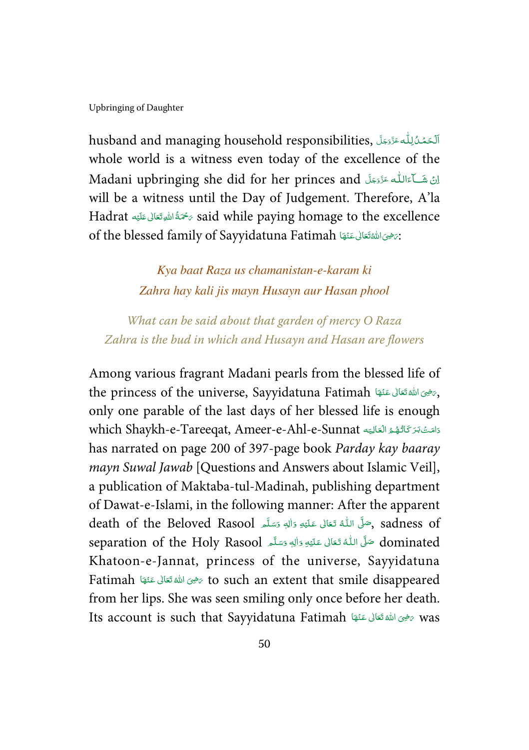husband and managing household responsibilities, اَلۡحَمۡدُ لِلّٰه عَزَّوَجَلَّ whole world is a witness even today of the excellence of the Madani upbringing she did for her princes and اِنْ شَآءَاللّٰه عَزَّوَجَلَّ will be a witness until the Day of Judgement. Therefore, A'la Hadrat رَحْمَةُ اللهِ تَعَالٰى عَلَيْه said while paying homage to the excellence of the blessed family of Sayyidatuna Fatimah رَضِىَ اللهُ تَعَالٰى عَنْهَا:

*Kya baat Raza us chamanistan-e-karam ki*
*Zahra hay kali jis mayn Husayn aur Hasan phool*

*What can be said about that garden of mercy O Raza*
*Zahra is the bud in which and Husayn and Hasan are flowers*

Among various fragrant Madani pearls from the blessed life of the princess of the universe, Sayyidatuna Fatimah رَضِىَ اللهُ تَعَالٰى عَنْهَا, only one parable of the last days of her blessed life is enough which Shaykh-e-Tareeqat, Ameer-e-Ahl-e-Sunnat دَامَتْ بَرَكَاتُهُمُ الْعَالِيَه has narrated on page 200 of 397-page book *Parday kay baaray mayn Suwal Jawab* [Questions and Answers about Islamic Veil], a publication of Maktaba-tul-Madinah, publishing department of Dawat-e-Islami, in the following manner: After the apparent death of the Beloved Rasool صَلَّى اللّٰهُ تَعَالٰى عَلَيْهِ وَاٰلِهٖ وَسَلَّم, sadness of separation of the Holy Rasool صَلَّى اللّٰهُ تَعَالٰى عَلَيْهِ وَاٰلِهٖ وَسَلَّم dominated Khatoon-e-Jannat, princess of the universe, Sayyidatuna Fatimah رَضِىَ اللهُ تَعَالٰى عَنْهَا to such an extent that smile disappeared from her lips. She was seen smiling only once before her death. Its account is such that Sayyidatuna Fatimah رَضِىَ اللهُ تَعَالٰى عَنْهَا was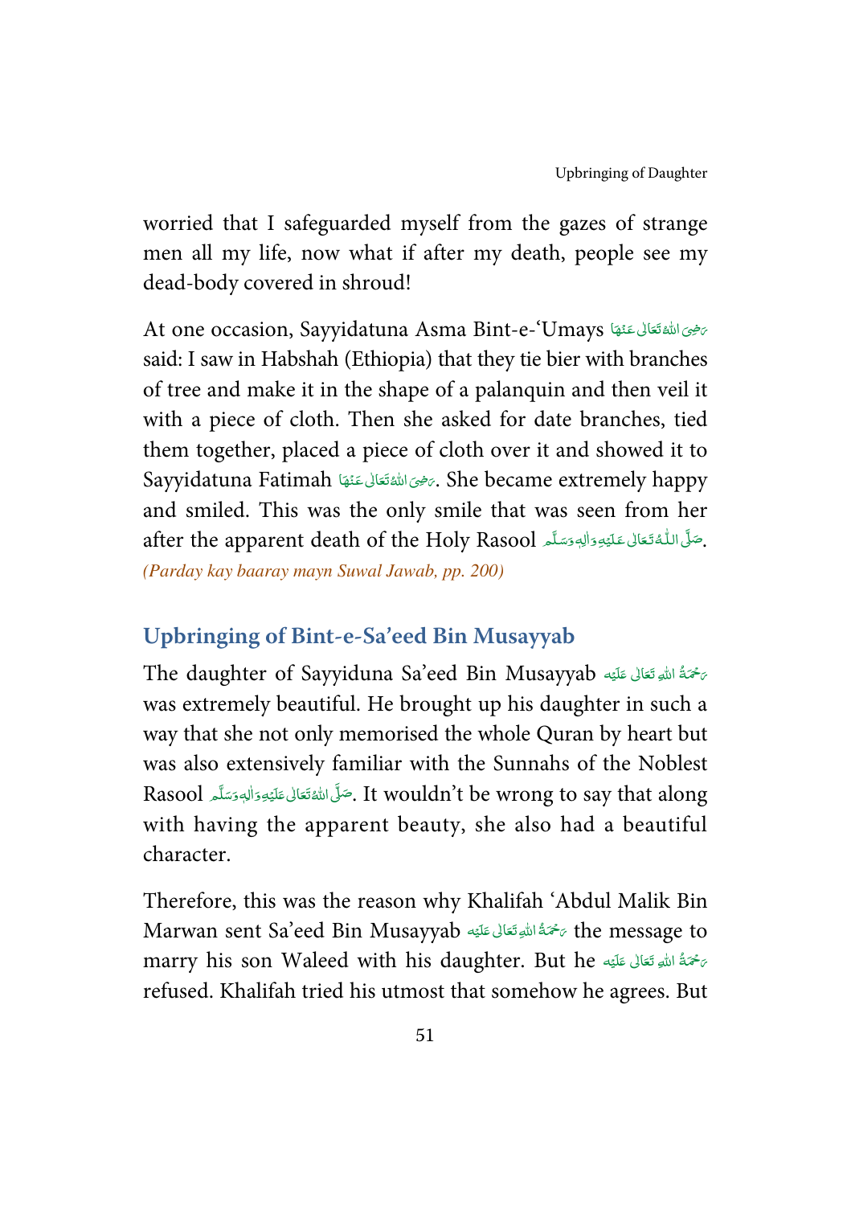worried that I safeguarded myself from the gazes of strange men all my life, now what if after my death, people see my dead-body covered in shroud!

At one occasion, Sayyidatuna Asma Bint-e-'Umays رَضِیَ اللّٰہُ تَعَالٰی عَنۡہَا said: I saw in Habshah (Ethiopia) that they tie bier with branches of tree and make it in the shape of a palanquin and then veil it with a piece of cloth. Then she asked for date branches, tied them together, placed a piece of cloth over it and showed it to Sayyidatuna Fatimah رَضِیَ اللّٰہُ تَعَالٰی عَنۡہَا. She became extremely happy and smiled. This was the only smile that was seen from her after the apparent death of the Holy Rasool صَلَّی اللّٰہُ تَعَالٰی عَلَیۡہِ وَاٰلِہٖ وَسَلَّم.
*(Parday kay baaray mayn Suwal Jawab, pp. 200)*

## Upbringing of Bint-e-Sa'eed Bin Musayyab

The daughter of Sayyiduna Sa'eed Bin Musayyab رَحۡمَۃُ اللّٰہِ تَعَالٰی عَلَیۡہ was extremely beautiful. He brought up his daughter in such a way that she not only memorised the whole Quran by heart but was also extensively familiar with the Sunnahs of the Noblest Rasool صَلَّی اللّٰہُ تَعَالٰی عَلَیۡہِ وَاٰلِہٖ وَسَلَّم. It wouldn't be wrong to say that along with having the apparent beauty, she also had a beautiful character.

Therefore, this was the reason why Khalifah 'Abdul Malik Bin Marwan sent Sa'eed Bin Musayyab رَحۡمَۃُ اللّٰہِ تَعَالٰی عَلَیۡہ the message to marry his son Waleed with his daughter. But he رَحۡمَۃُ اللّٰہِ تَعَالٰی عَلَیۡہ refused. Khalifah tried his utmost that somehow he agrees. But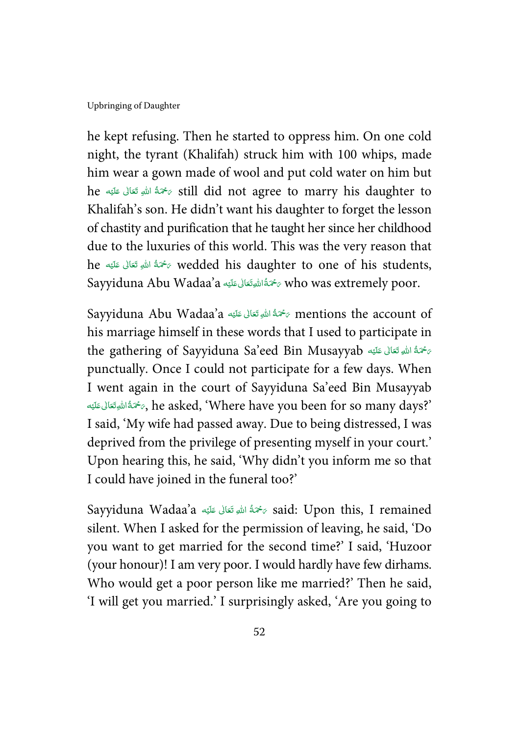he kept refusing. Then he started to oppress him. On one cold night, the tyrant (Khalifah) struck him with 100 whips, made him wear a gown made of wool and put cold water on him but he رَحْمَةُ اللهِ تَعَالٰى عَلَيْه still did not agree to marry his daughter to Khalifah's son. He didn't want his daughter to forget the lesson of chastity and purification that he taught her since her childhood due to the luxuries of this world. This was the very reason that he رَحْمَةُ اللهِ تَعَالٰى عَلَيْه wedded his daughter to one of his students, Sayyiduna Abu Wadaa'a رَحْمَةُ اللهِ تَعَالٰى عَلَيْه who was extremely poor.

Sayyiduna Abu Wadaa'a رَحْمَةُ اللهِ تَعَالٰى عَلَيْه mentions the account of his marriage himself in these words that I used to participate in the gathering of Sayyiduna Sa'eed Bin Musayyab رَحْمَةُ اللهِ تَعَالٰى عَلَيْه punctually. Once I could not participate for a few days. When I went again in the court of Sayyiduna Sa'eed Bin Musayyab رَحْمَةُ اللهِ تَعَالٰى عَلَيْه, he asked, 'Where have you been for so many days?' I said, 'My wife had passed away. Due to being distressed, I was deprived from the privilege of presenting myself in your court.' Upon hearing this, he said, 'Why didn't you inform me so that I could have joined in the funeral too?'

Sayyiduna Wadaa'a رَحْمَةُ اللهِ تَعَالٰى عَلَيْه said: Upon this, I remained silent. When I asked for the permission of leaving, he said, 'Do you want to get married for the second time?' I said, 'Huzoor (your honour)! I am very poor. I would hardly have few dirhams. Who would get a poor person like me married?' Then he said, 'I will get you married.' I surprisingly asked, 'Are you going to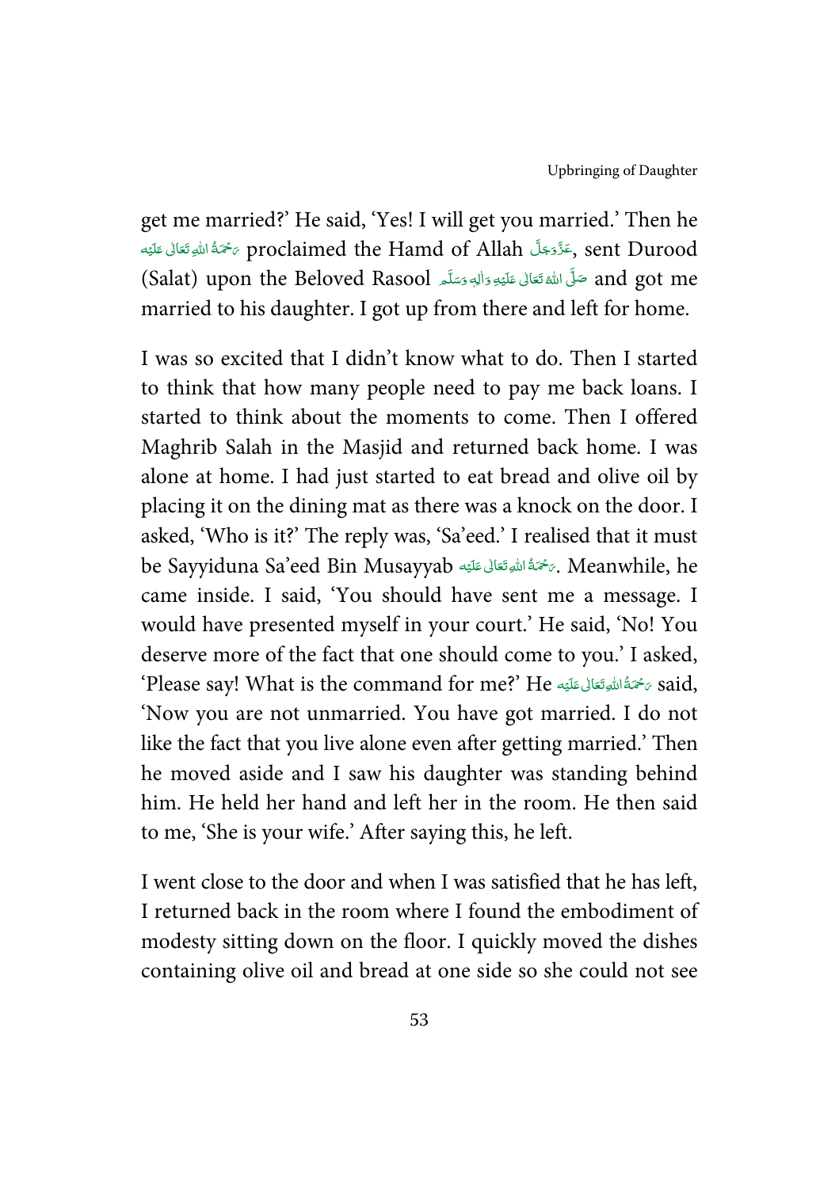get me married?' He said, 'Yes! I will get you married.' Then he رَحْمَةُ اللهِ تَعَالٰى عَلَيْه proclaimed the Hamd of Allah عَزَّوَجَلَّ, sent Durood (Salat) upon the Beloved Rasool صَلَّى اللهُ تَعَالٰى عَلَيْهِ وَاٰلِهٖ وَسَلَّم and got me married to his daughter. I got up from there and left for home.

I was so excited that I didn't know what to do. Then I started to think that how many people need to pay me back loans. I started to think about the moments to come. Then I offered Maghrib Salah in the Masjid and returned back home. I was alone at home. I had just started to eat bread and olive oil by placing it on the dining mat as there was a knock on the door. I asked, 'Who is it?' The reply was, 'Sa'eed.' I realised that it must be Sayyiduna Sa'eed Bin Musayyab رَحْمَةُ اللهِ تَعَالٰى عَلَيْه. Meanwhile, he came inside. I said, 'You should have sent me a message. I would have presented myself in your court.' He said, 'No! You deserve more of the fact that one should come to you.' I asked, 'Please say! What is the command for me?' He رَحْمَةُ اللهِ تَعَالٰى عَلَيْه said, 'Now you are not unmarried. You have got married. I do not like the fact that you live alone even after getting married.' Then he moved aside and I saw his daughter was standing behind him. He held her hand and left her in the room. He then said to me, 'She is your wife.' After saying this, he left.

I went close to the door and when I was satisfied that he has left, I returned back in the room where I found the embodiment of modesty sitting down on the floor. I quickly moved the dishes containing olive oil and bread at one side so she could not see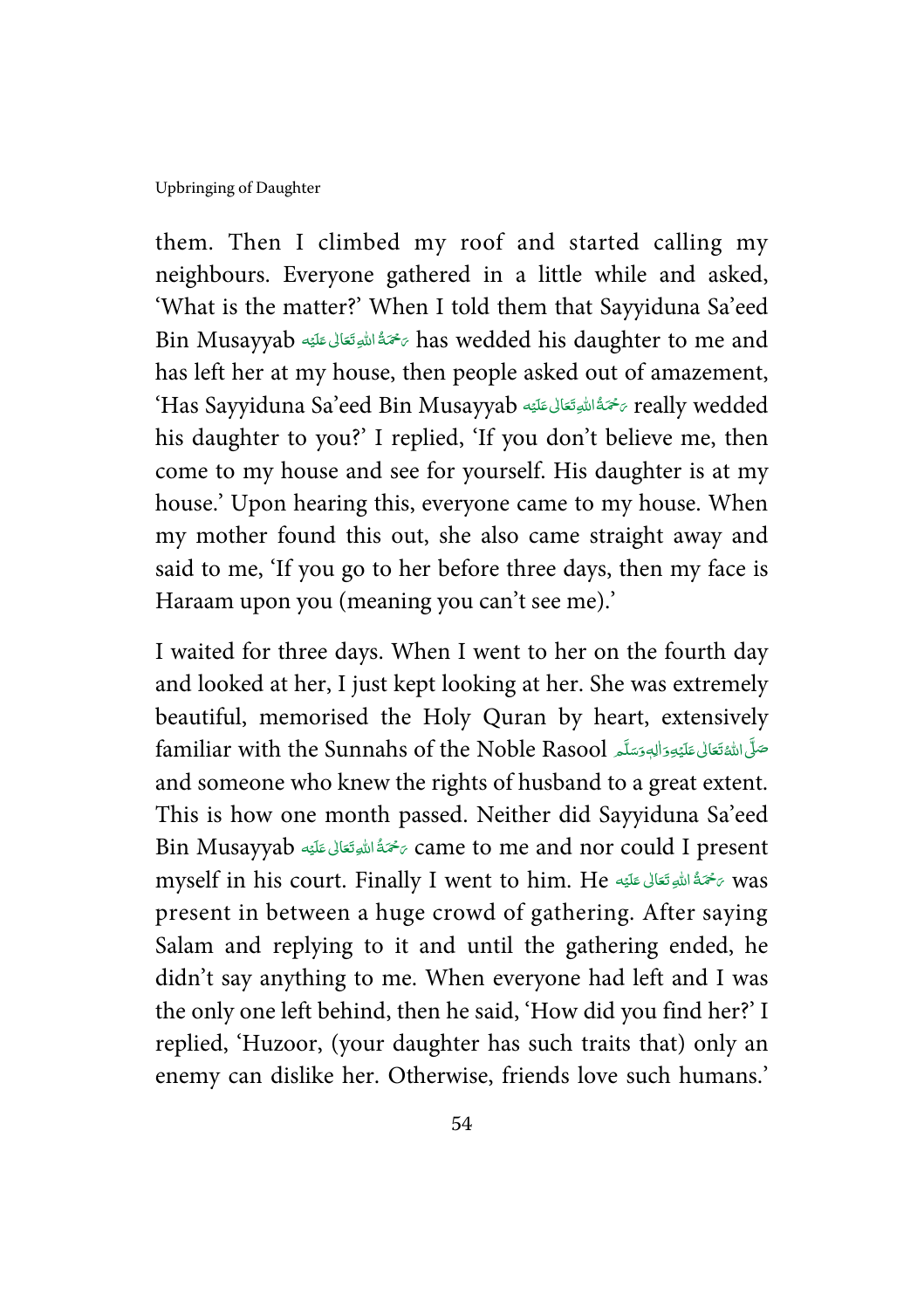them. Then I climbed my roof and started calling my neighbours. Everyone gathered in a little while and asked, 'What is the matter?' When I told them that Sayyiduna Sa'eed Bin Musayyab رَحْمَةُ اللهِ تَعَالٰی عَلَیْه has wedded his daughter to me and has left her at my house, then people asked out of amazement, 'Has Sayyiduna Sa'eed Bin Musayyab رَحْمَةُ اللهِ تَعَالٰی عَلَیْه really wedded his daughter to you?' I replied, 'If you don't believe me, then come to my house and see for yourself. His daughter is at my house.' Upon hearing this, everyone came to my house. When my mother found this out, she also came straight away and said to me, 'If you go to her before three days, then my face is Haraam upon you (meaning you can't see me).'

I waited for three days. When I went to her on the fourth day and looked at her, I just kept looking at her. She was extremely beautiful, memorised the Holy Quran by heart, extensively familiar with the Sunnahs of the Noble Rasool صَلَّى اللهُ تَعَالٰی عَلَیْهِ وَاٰلِهٖ وَسَلَّم and someone who knew the rights of husband to a great extent. This is how one month passed. Neither did Sayyiduna Sa'eed Bin Musayyab رَحْمَةُ اللهِ تَعَالٰی عَلَیْه came to me and nor could I present myself in his court. Finally I went to him. He رَحْمَةُ اللهِ تَعَالٰی عَلَیْه was present in between a huge crowd of gathering. After saying Salam and replying to it and until the gathering ended, he didn't say anything to me. When everyone had left and I was the only one left behind, then he said, 'How did you find her?' I replied, 'Huzoor, (your daughter has such traits that) only an enemy can dislike her. Otherwise, friends love such humans.'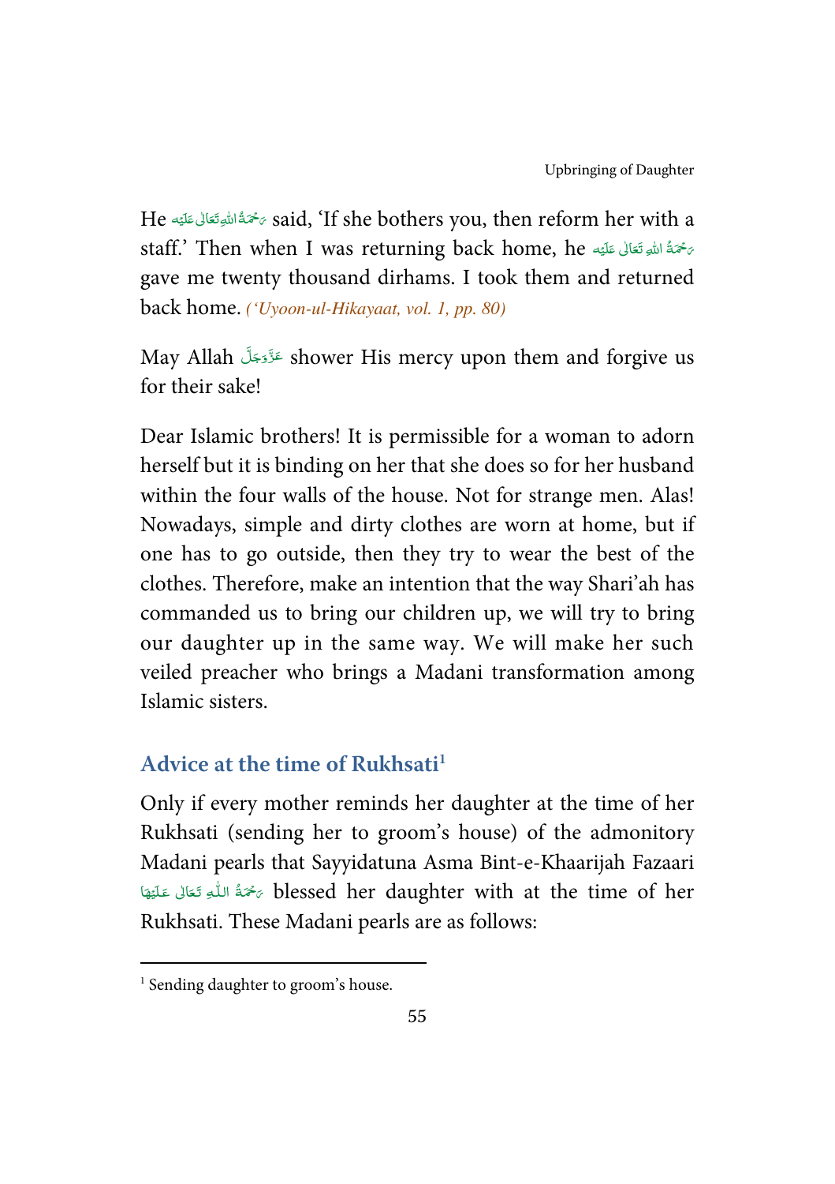He رَحْمَةُ اللهِ تَعَالٰى عَلَيْه said, 'If she bothers you, then reform her with a staff.' Then when I was returning back home, he رَحْمَةُ اللهِ تَعَالٰى عَلَيْه gave me twenty thousand dirhams. I took them and returned back home. *('Uyoon-ul-Hikayaat, vol. 1, pp. 80)*

May Allah عَزَّوَجَلَّ shower His mercy upon them and forgive us for their sake!

Dear Islamic brothers! It is permissible for a woman to adorn herself but it is binding on her that she does so for her husband within the four walls of the house. Not for strange men. Alas! Nowadays, simple and dirty clothes are worn at home, but if one has to go outside, then they try to wear the best of the clothes. Therefore, make an intention that the way Shari'ah has commanded us to bring our children up, we will try to bring our daughter up in the same way. We will make her such veiled preacher who brings a Madani transformation among Islamic sisters.

## Advice at the time of Rukhsati[1]

Only if every mother reminds her daughter at the time of her Rukhsati (sending her to groom's house) of the admonitory Madani pearls that Sayyidatuna Asma Bint-e-Khaarijah Fazaari رَحْمَةُ اللّٰهِ تَعَالٰى عَلَيْهَا blessed her daughter with at the time of her Rukhsati. These Madani pearls are as follows:

---

[1] Sending daughter to groom's house.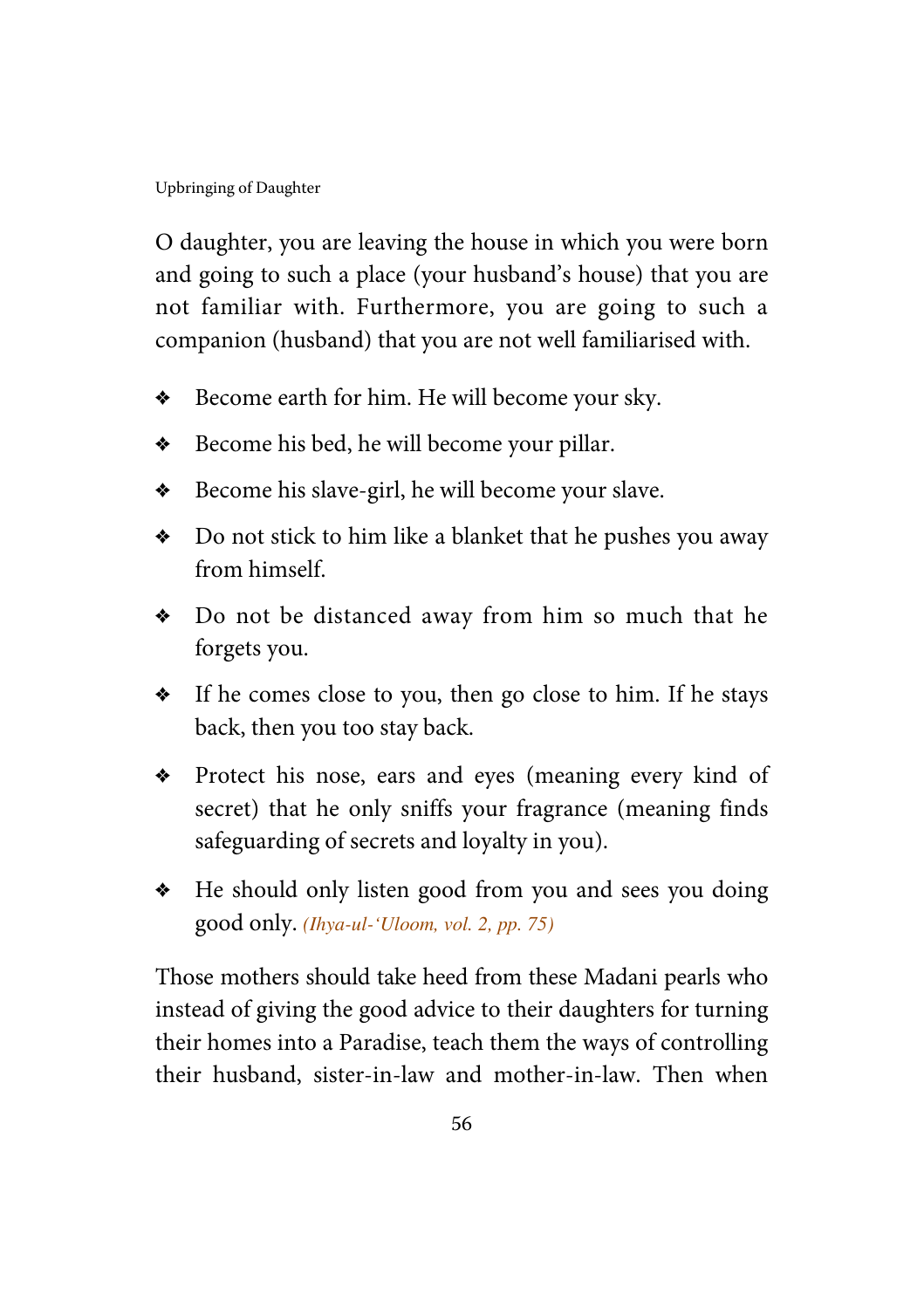O daughter, you are leaving the house in which you were born and going to such a place (your husband's house) that you are not familiar with. Furthermore, you are going to such a companion (husband) that you are not well familiarised with.

- Become earth for him. He will become your sky.
- Become his bed, he will become your pillar.
- Become his slave-girl, he will become your slave.
- Do not stick to him like a blanket that he pushes you away from himself.
- Do not be distanced away from him so much that he forgets you.
- If he comes close to you, then go close to him. If he stays back, then you too stay back.
- Protect his nose, ears and eyes (meaning every kind of secret) that he only sniffs your fragrance (meaning finds safeguarding of secrets and loyalty in you).
- He should only listen good from you and sees you doing good only. *(Ihya-ul-'Uloom, vol. 2, pp. 75)*

Those mothers should take heed from these Madani pearls who instead of giving the good advice to their daughters for turning their homes into a Paradise, teach them the ways of controlling their husband, sister-in-law and mother-in-law. Then when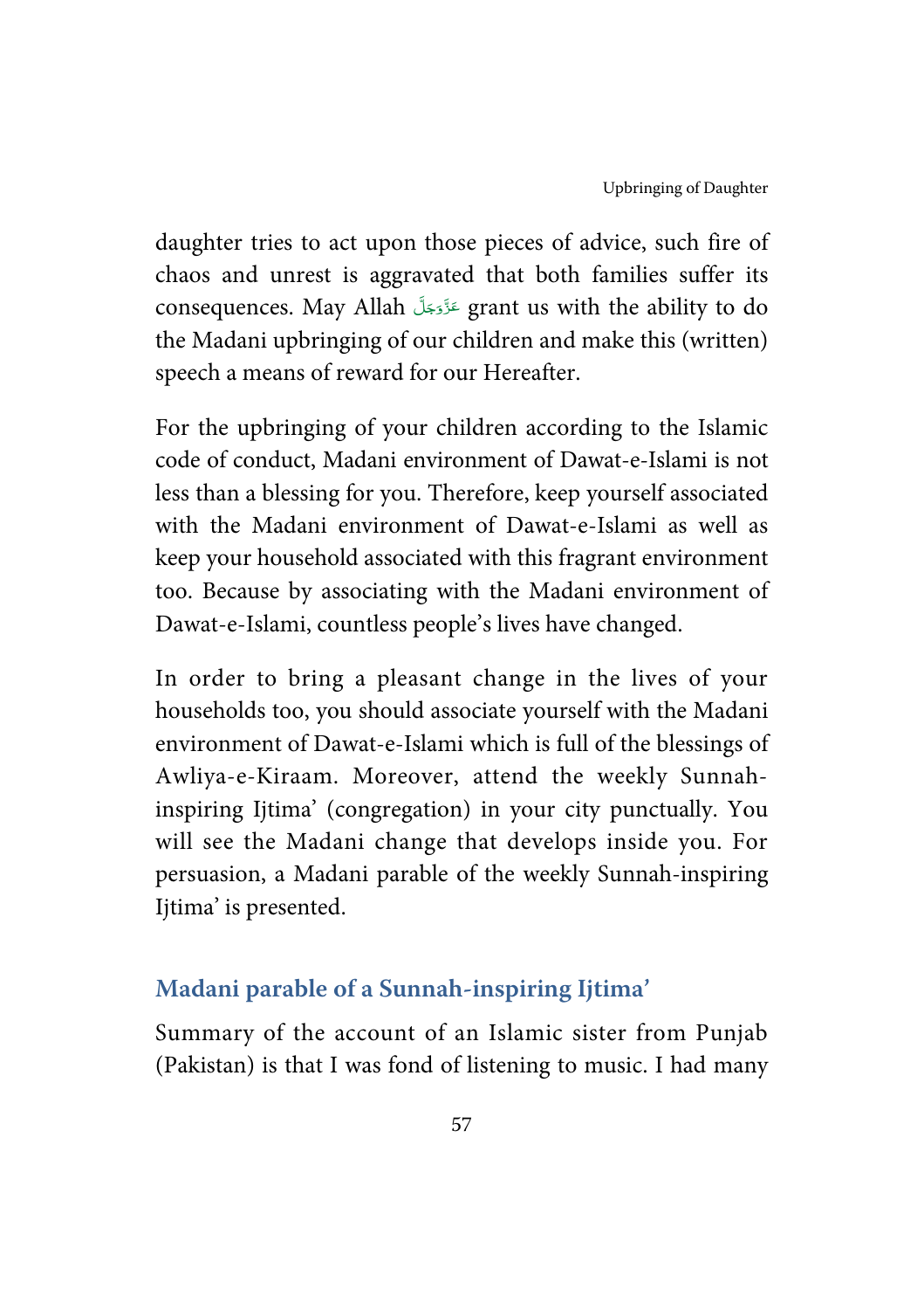daughter tries to act upon those pieces of advice, such fire of chaos and unrest is aggravated that both families suffer its consequences. May Allah عَزَّوَجَلَّ grant us with the ability to do the Madani upbringing of our children and make this (written) speech a means of reward for our Hereafter.

For the upbringing of your children according to the Islamic code of conduct, Madani environment of Dawat-e-Islami is not less than a blessing for you. Therefore, keep yourself associated with the Madani environment of Dawat-e-Islami as well as keep your household associated with this fragrant environment too. Because by associating with the Madani environment of Dawat-e-Islami, countless people's lives have changed.

In order to bring a pleasant change in the lives of your households too, you should associate yourself with the Madani environment of Dawat-e-Islami which is full of the blessings of Awliya-e-Kiraam. Moreover, attend the weekly Sunnah-inspiring Ijtima' (congregation) in your city punctually. You will see the Madani change that develops inside you. For persuasion, a Madani parable of the weekly Sunnah-inspiring Ijtima' is presented.

## Madani parable of a Sunnah-inspiring Ijtima'

Summary of the account of an Islamic sister from Punjab (Pakistan) is that I was fond of listening to music. I had many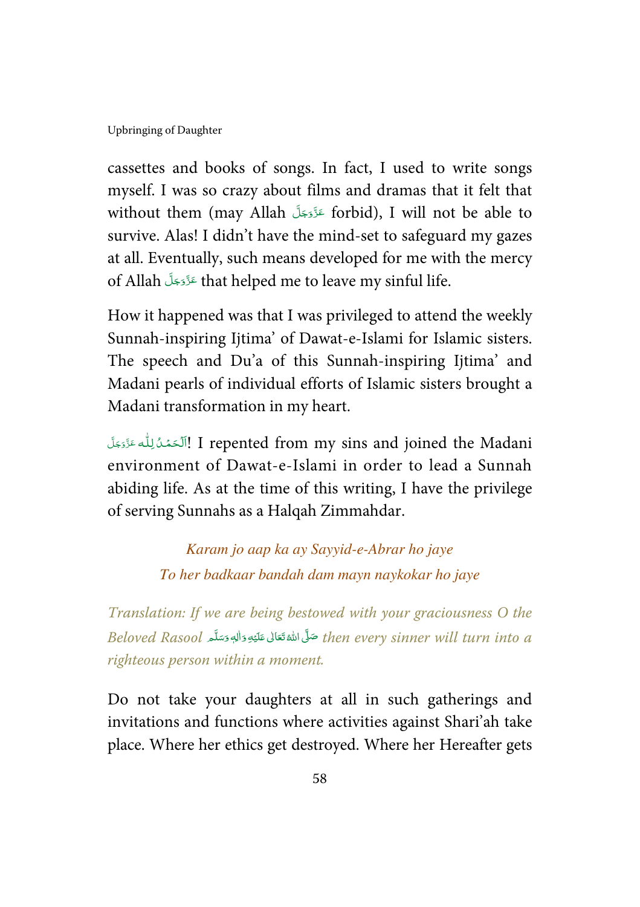cassettes and books of songs. In fact, I used to write songs myself. I was so crazy about films and dramas that it felt that without them (may Allah عَزَّوَجَلَّ forbid), I will not be able to survive. Alas! I didn't have the mind-set to safeguard my gazes at all. Eventually, such means developed for me with the mercy of Allah عَزَّوَجَلَّ that helped me to leave my sinful life.

How it happened was that I was privileged to attend the weekly Sunnah-inspiring Ijtima' of Dawat-e-Islami for Islamic sisters. The speech and Du'a of this Sunnah-inspiring Ijtima' and Madani pearls of individual efforts of Islamic sisters brought a Madani transformation in my heart.

اَلۡحَمۡدُ لِلّٰہ عَزَّوَجَلَّ! I repented from my sins and joined the Madani environment of Dawat-e-Islami in order to lead a Sunnah abiding life. As at the time of this writing, I have the privilege of serving Sunnahs as a Halqah Zimmahdar.

*Karam jo aap ka ay Sayyid-e-Abrar ho jaye*
*To her badkaar bandah dam mayn naykokar ho jaye*

*Translation: If we are being bestowed with your graciousness O the Beloved Rasool* صَلَّى اللهُ تَعَالٰى عَلَيْهِ وَاٰلِهٖ وَسَلَّم *then every sinner will turn into a righteous person within a moment.*

Do not take your daughters at all in such gatherings and invitations and functions where activities against Shari'ah take place. Where her ethics get destroyed. Where her Hereafter gets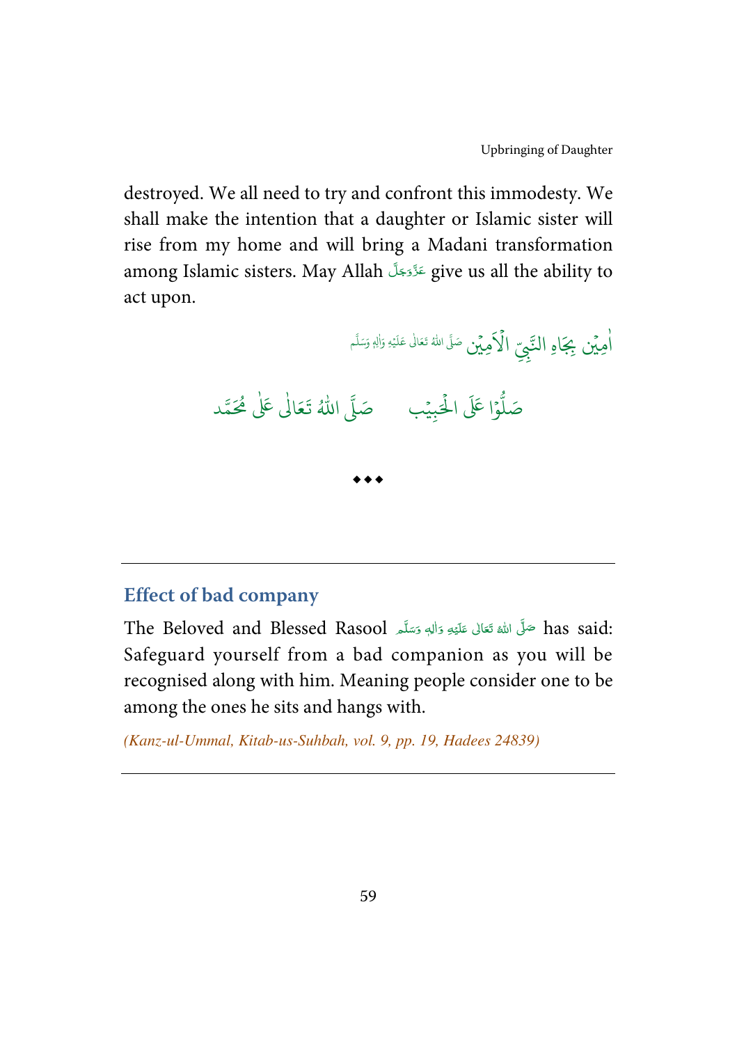destroyed. We all need to try and confront this immodesty. We shall make the intention that a daughter or Islamic sister will rise from my home and will bring a Madani transformation among Islamic sisters. May Allah عَزَّوَجَلَّ give us all the ability to act upon.

اٰمِيْن بِجَاهِ النَّبِيِّ الْاَمِيْن صَلَّى اللهُ تَعَالٰى عَلَيْهِ وَاٰلِهٖ وَسَلَّم

صَلُّوْا عَلَى الْحَبِيْب &nbsp;&nbsp;&nbsp;&nbsp; صَلَّى اللّٰهُ تَعَالٰى عَلٰى مُحَمَّد

◆◆◆

---

## Effect of bad company

The Beloved and Blessed Rasool صَلَّى اللهُ تَعَالٰى عَلَيْهِ وَاٰلِهٖ وَسَلَّم has said: Safeguard yourself from a bad companion as you will be recognised along with him. Meaning people consider one to be among the ones he sits and hangs with.

*(Kanz-ul-Ummal, Kitab-us-Suhbah, vol. 9, pp. 19, Hadees 24839)*

---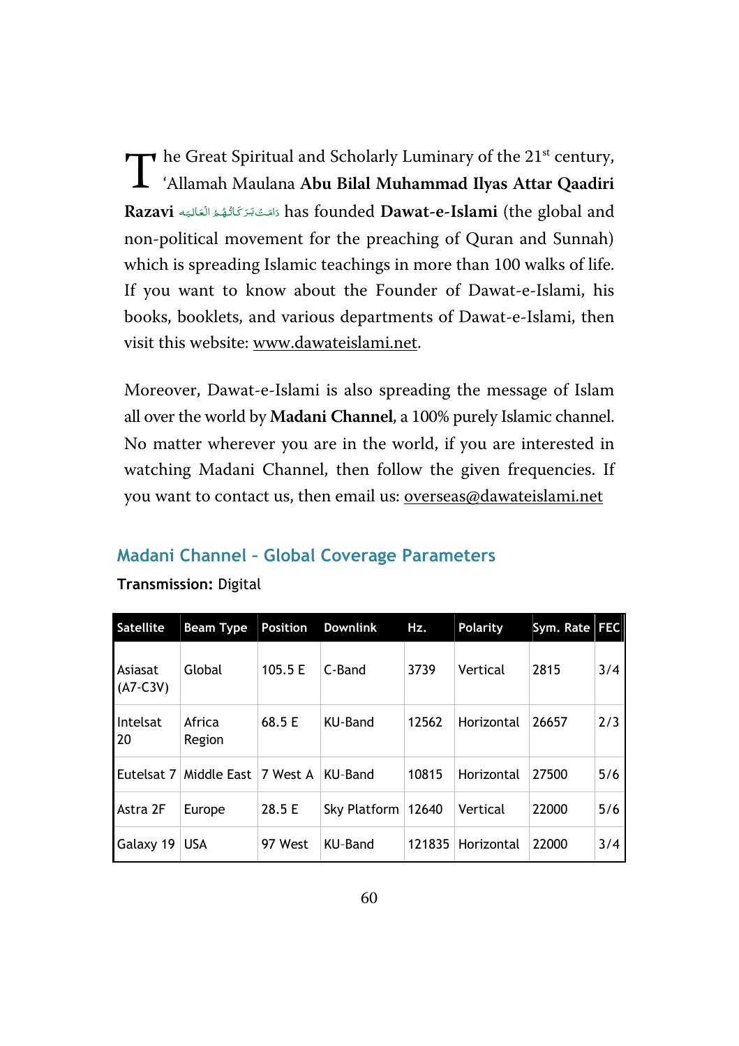The Great Spiritual and Scholarly Luminary of the 21st century, 'Allamah Maulana **Abu Bilal Muhammad Ilyas Attar Qaadiri Razavi** دَامَتْ بَرَكَاتُهُمُ الْعَالِيَه has founded **Dawat-e-Islami** (the global and non-political movement for the preaching of Quran and Sunnah) which is spreading Islamic teachings in more than 100 walks of life. If you want to know about the Founder of Dawat-e-Islami, his books, booklets, and various departments of Dawat-e-Islami, then visit this website: www.dawateislami.net.

Moreover, Dawat-e-Islami is also spreading the message of Islam all over the world by **Madani Channel**, a 100% purely Islamic channel. No matter wherever you are in the world, if you are interested in watching Madani Channel, then follow the given frequencies. If you want to contact us, then email us: overseas@dawateislami.net

## Madani Channel - Global Coverage Parameters

**Transmission:** Digital

| Satellite | Beam Type | Position | Downlink | Hz. | Polarity | Sym. Rate | FEC |
|---|---|---|---|---|---|---|---|
| Asiasat (A7-C3V) | Global | 105.5 E | C-Band | 3739 | Vertical | 2815 | 3/4 |
| Intelsat 20 | Africa Region | 68.5 E | KU-Band | 12562 | Horizontal | 26657 | 2/3 |
| Eutelsat 7 | Middle East | 7 West A | KU-Band | 10815 | Horizontal | 27500 | 5/6 |
| Astra 2F | Europe | 28.5 E | Sky Platform | 12640 | Vertical | 22000 | 5/6 |
| Galaxy 19 | USA | 97 West | KU-Band | 121835 | Horizontal | 22000 | 3/4 |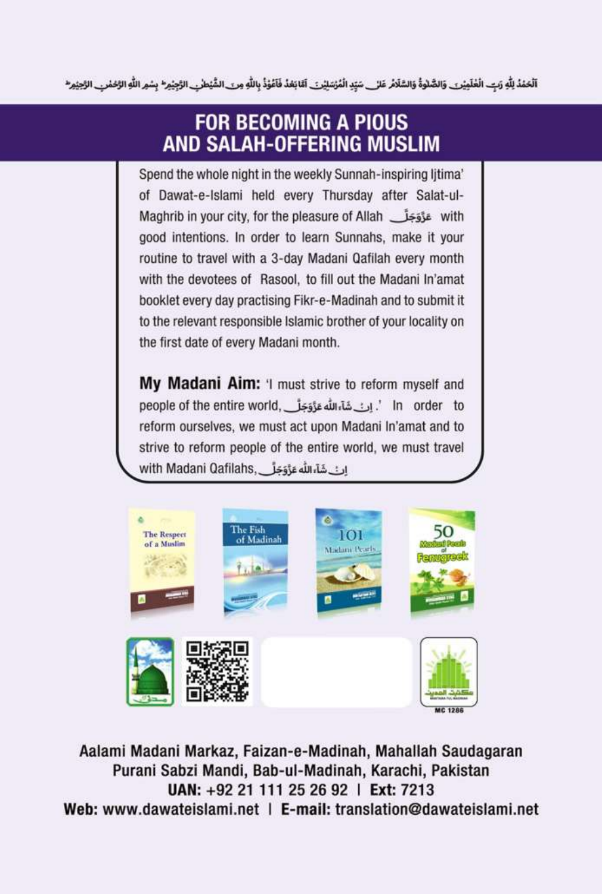اَلْحَمْدُ لِلّٰهِ رَبِّ الْعٰلَمِيْنَ وَالصَّلٰوةُ وَالسَّلَامُ عَلٰى سَيِّدِ الْمُرْسَلِيْنَ اَمَّا بَعْدُ فَاَعُوْذُ بِاللّٰهِ مِنَ الشَّيْطٰنِ الرَّجِيْمِ ؕ بِسْمِ اللّٰهِ الرَّحْمٰنِ الرَّحِيْمِ ؕ

## FOR BECOMING A PIOUS AND SALAH-OFFERING MUSLIM

Spend the whole night in the weekly Sunnah-inspiring Ijtima' of Dawat-e-Islami held every Thursday after Salat-ul-Maghrib in your city, for the pleasure of Allah عَزَّوَجَلَّ with good intentions. In order to learn Sunnahs, make it your routine to travel with a 3-day Madani Qafilah every month with the devotees of Rasool, to fill out the Madani In'amat booklet every day practising Fikr-e-Madinah and to submit it to the relevant responsible Islamic brother of your locality on the first date of every Madani month.

**My Madani Aim:** 'I must strive to reform myself and people of the entire world, اِنْ شَآءَ اللّٰه عَزَّوَجَلَّ.' In order to reform ourselves, we must act upon Madani In'amat and to strive to reform people of the entire world, we must travel with Madani Qafilahs, اِنْ شَآءَ اللّٰه عَزَّوَجَلَّ

The Respect of a Muslim

The Fish of Madinah

101 Madani Pearls

50 Madani Pearls of Fenugreek

MC 1286

Aalami Madani Markaz, Faizan-e-Madinah, Mahallah Saudagaran
Purani Sabzi Mandi, Bab-ul-Madinah, Karachi, Pakistan
UAN: +92 21 111 25 26 92 | Ext: 7213
Web: www.dawateislami.net | E-mail: translation@dawateislami.net